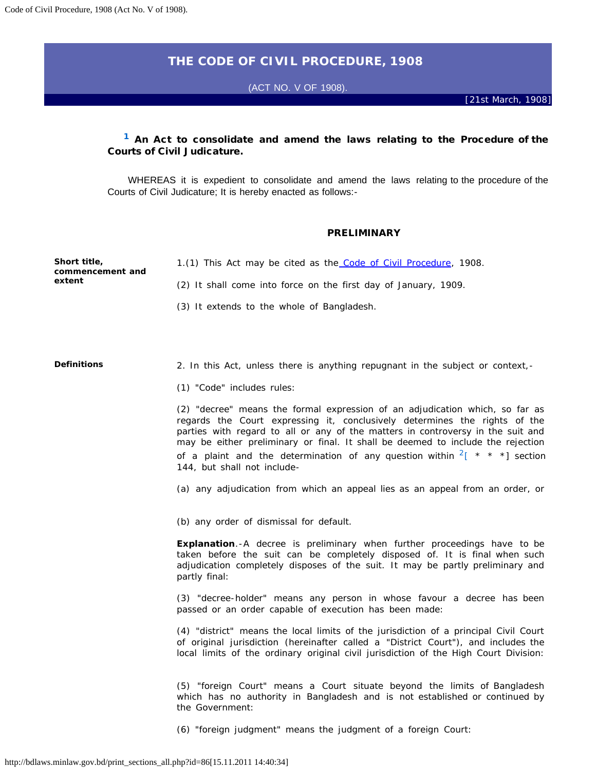# THE CODE OF CIVIL PROCEDURE, 1908

(ACT NO. V OF 1908).

[21st March, 1908]

**[1] An Act to consolidate and amend the laws relating to the Procedure of the Courts of Civil Judicature.**

WHEREAS it is expedient to consolidate and amend the laws relating to the procedure of the Courts of Civil Judicature; It is hereby enacted as follows:-

## PRELIMINARY

**Short title, commencement and extent**

1.(1) This Act may be cited as the Code of Civil Procedure, 1908.

(2) It shall come into force on the first day of January, 1909.

(3) It extends to the whole of Bangladesh.

**Definitions**

2. In this Act, unless there is anything repugnant in the subject or context,-

(1) "Code" includes rules:

(2) "decree" means the formal expression of an adjudication which, so far as regards the Court expressing it, conclusively determines the rights of the parties with regard to all or any of the matters in controversy in the suit and may be either preliminary or final. It shall be deemed to include the rejection of a plaint and the determination of any question within [2][ * * *] section 144, but shall not include-

(a) any adjudication from which an appeal lies as an appeal from an order, or

(b) any order of dismissal for default.

**Explanation**.-A decree is preliminary when further proceedings have to be taken before the suit can be completely disposed of. It is final when such adjudication completely disposes of the suit. It may be partly preliminary and partly final:

(3) "decree-holder" means any person in whose favour a decree has been passed or an order capable of execution has been made:

(4) "district" means the local limits of the jurisdiction of a principal Civil Court of original jurisdiction (hereinafter called a "District Court"), and includes the local limits of the ordinary original civil jurisdiction of the High Court Division:

(5) "foreign Court" means a Court situate beyond the limits of Bangladesh which has no authority in Bangladesh and is not established or continued by the Government:

(6) "foreign judgment" means the judgment of a foreign Court: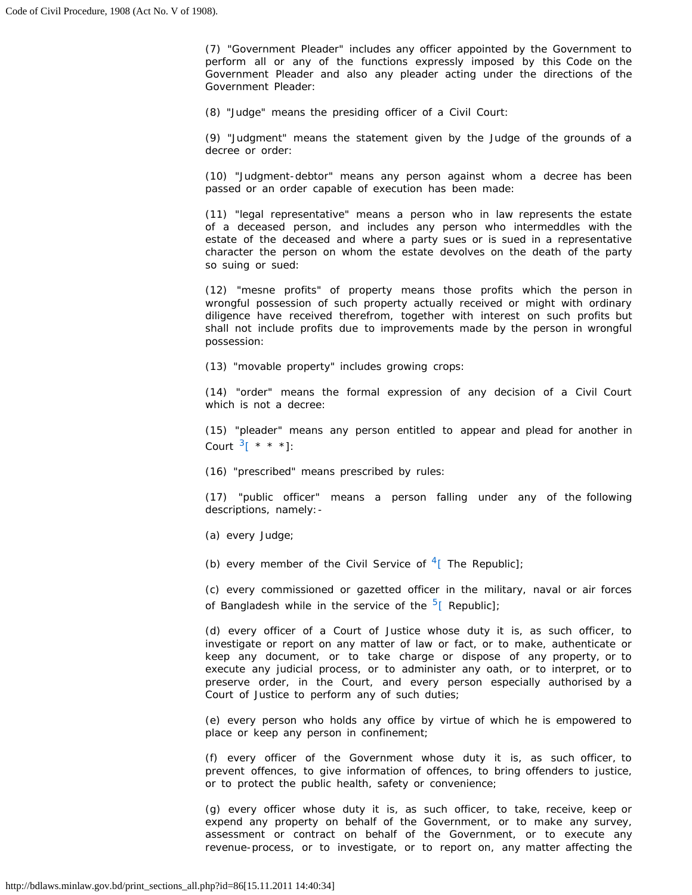(7) "Government Pleader" includes any officer appointed by the Government to perform all or any of the functions expressly imposed by this Code on the Government Pleader and also any pleader acting under the directions of the Government Pleader:

(8) "Judge" means the presiding officer of a Civil Court:

(9) "Judgment" means the statement given by the Judge of the grounds of a decree or order:

(10) "Judgment-debtor" means any person against whom a decree has been passed or an order capable of execution has been made:

(11) "legal representative" means a person who in law represents the estate of a deceased person, and includes any person who intermeddles with the estate of the deceased and where a party sues or is sued in a representative character the person on whom the estate devolves on the death of the party so suing or sued:

(12) "mesne profits" of property means those profits which the person in wrongful possession of such property actually received or might with ordinary diligence have received therefrom, together with interest on such profits but shall not include profits due to improvements made by the person in wrongful possession:

(13) "movable property" includes growing crops:

(14) "order" means the formal expression of any decision of a Civil Court which is not a decree:

(15) "pleader" means any person entitled to appear and plead for another in Court [3][ * * *]:

(16) "prescribed" means prescribed by rules:

(17) "public officer" means a person falling under any of the following descriptions, namely:-

(a) every Judge;

(b) every member of the Civil Service of [4][ The Republic];

(c) every commissioned or gazetted officer in the military, naval or air forces of Bangladesh while in the service of the [5][ Republic];

(d) every officer of a Court of Justice whose duty it is, as such officer, to investigate or report on any matter of law or fact, or to make, authenticate or keep any document, or to take charge or dispose of any property, or to execute any judicial process, or to administer any oath, or to interpret, or to preserve order, in the Court, and every person especially authorised by a Court of Justice to perform any of such duties;

(e) every person who holds any office by virtue of which he is empowered to place or keep any person in confinement;

(f) every officer of the Government whose duty it is, as such officer, to prevent offences, to give information of offences, to bring offenders to justice, or to protect the public health, safety or convenience;

(g) every officer whose duty it is, as such officer, to take, receive, keep or expend any property on behalf of the Government, or to make any survey, assessment or contract on behalf of the Government, or to execute any revenue-process, or to investigate, or to report on, any matter affecting the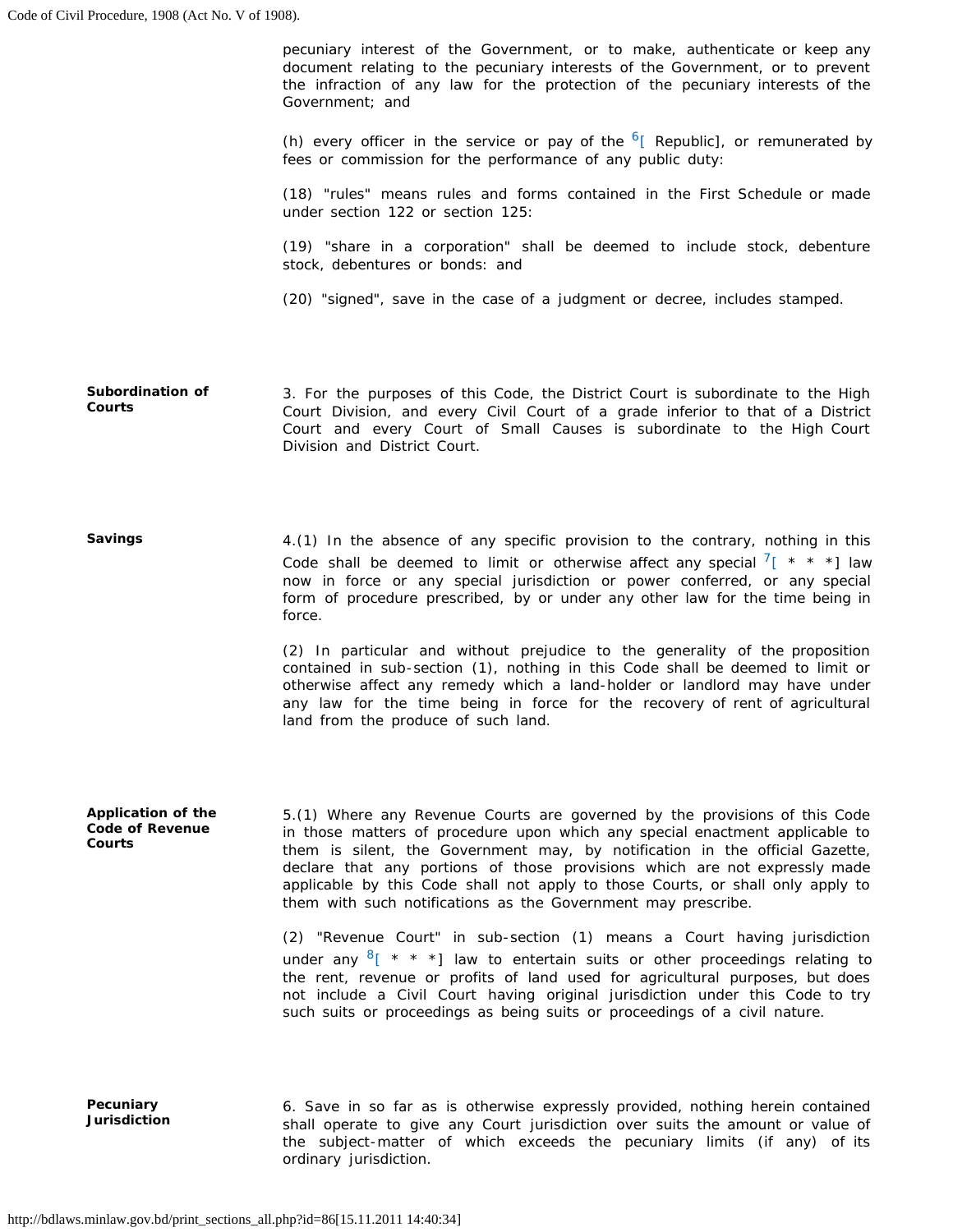pecuniary interest of the Government, or to make, authenticate or keep any document relating to the pecuniary interests of the Government, or to prevent the infraction of any law for the protection of the pecuniary interests of the Government; and

(h) every officer in the service or pay of the [6][ Republic], or remunerated by fees or commission for the performance of any public duty:

(18) "rules" means rules and forms contained in the First Schedule or made under section 122 or section 125:

(19) "share in a corporation" shall be deemed to include stock, debenture stock, debentures or bonds: and

(20) "signed", save in the case of a judgment or decree, includes stamped.

**Subordination of Courts**

3. For the purposes of this Code, the District Court is subordinate to the High Court Division, and every Civil Court of a grade inferior to that of a District Court and every Court of Small Causes is subordinate to the High Court Division and District Court.

**Savings**

4.(1) In the absence of any specific provision to the contrary, nothing in this Code shall be deemed to limit or otherwise affect any special [7][ * * *] law now in force or any special jurisdiction or power conferred, or any special form of procedure prescribed, by or under any other law for the time being in force.

(2) In particular and without prejudice to the generality of the proposition contained in sub-section (1), nothing in this Code shall be deemed to limit or otherwise affect any remedy which a land-holder or landlord may have under any law for the time being in force for the recovery of rent of agricultural land from the produce of such land.

**Application of the Code of Revenue Courts**

5.(1) Where any Revenue Courts are governed by the provisions of this Code in those matters of procedure upon which any special enactment applicable to them is silent, the Government may, by notification in the official Gazette, declare that any portions of those provisions which are not expressly made applicable by this Code shall not apply to those Courts, or shall only apply to them with such notifications as the Government may prescribe.

(2) "Revenue Court" in sub-section (1) means a Court having jurisdiction under any [8][ * * *] law to entertain suits or other proceedings relating to the rent, revenue or profits of land used for agricultural purposes, but does not include a Civil Court having original jurisdiction under this Code to try such suits or proceedings as being suits or proceedings of a civil nature.

**Pecuniary Jurisdiction**

6. Save in so far as is otherwise expressly provided, nothing herein contained shall operate to give any Court jurisdiction over suits the amount or value of the subject-matter of which exceeds the pecuniary limits (if any) of its ordinary jurisdiction.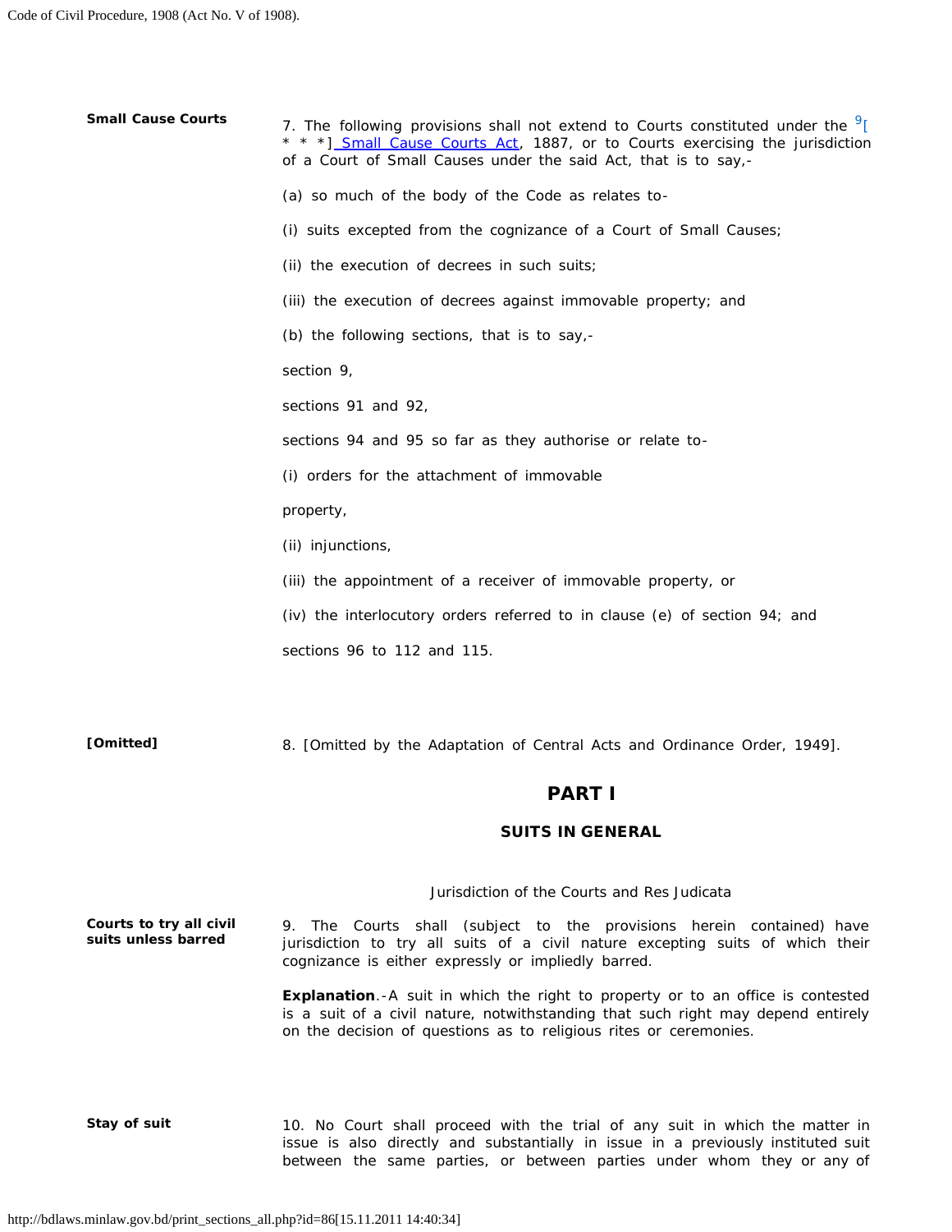**Small Cause Courts**

7. The following provisions shall not extend to Courts constituted under the [9][ * * *] Small Cause Courts Act, 1887, or to Courts exercising the jurisdiction of a Court of Small Causes under the said Act, that is to say,-

(a) so much of the body of the Code as relates to-

(i) suits excepted from the cognizance of a Court of Small Causes;

(ii) the execution of decrees in such suits;

(iii) the execution of decrees against immovable property; and

(b) the following sections, that is to say,-

section 9,

sections 91 and 92,

sections 94 and 95 so far as they authorise or relate to-

(i) orders for the attachment of immovable

property,

(ii) injunctions,

(iii) the appointment of a receiver of immovable property, or

(iv) the interlocutory orders referred to in clause (e) of section 94; and

sections 96 to 112 and 115.

**[Omitted]**

8. [Omitted by the Adaptation of Central Acts and Ordinance Order, 1949].

# PART I

## SUITS IN GENERAL

### Jurisdiction of the Courts and Res Judicata

**Courts to try all civil suits unless barred**

9. The Courts shall (subject to the provisions herein contained) have jurisdiction to try all suits of a civil nature excepting suits of which their cognizance is either expressly or impliedly barred.

**Explanation**.-A suit in which the right to property or to an office is contested is a suit of a civil nature, notwithstanding that such right may depend entirely on the decision of questions as to religious rites or ceremonies.

**Stay of suit**

10. No Court shall proceed with the trial of any suit in which the matter in issue is also directly and substantially in issue in a previously instituted suit between the same parties, or between parties under whom they or any of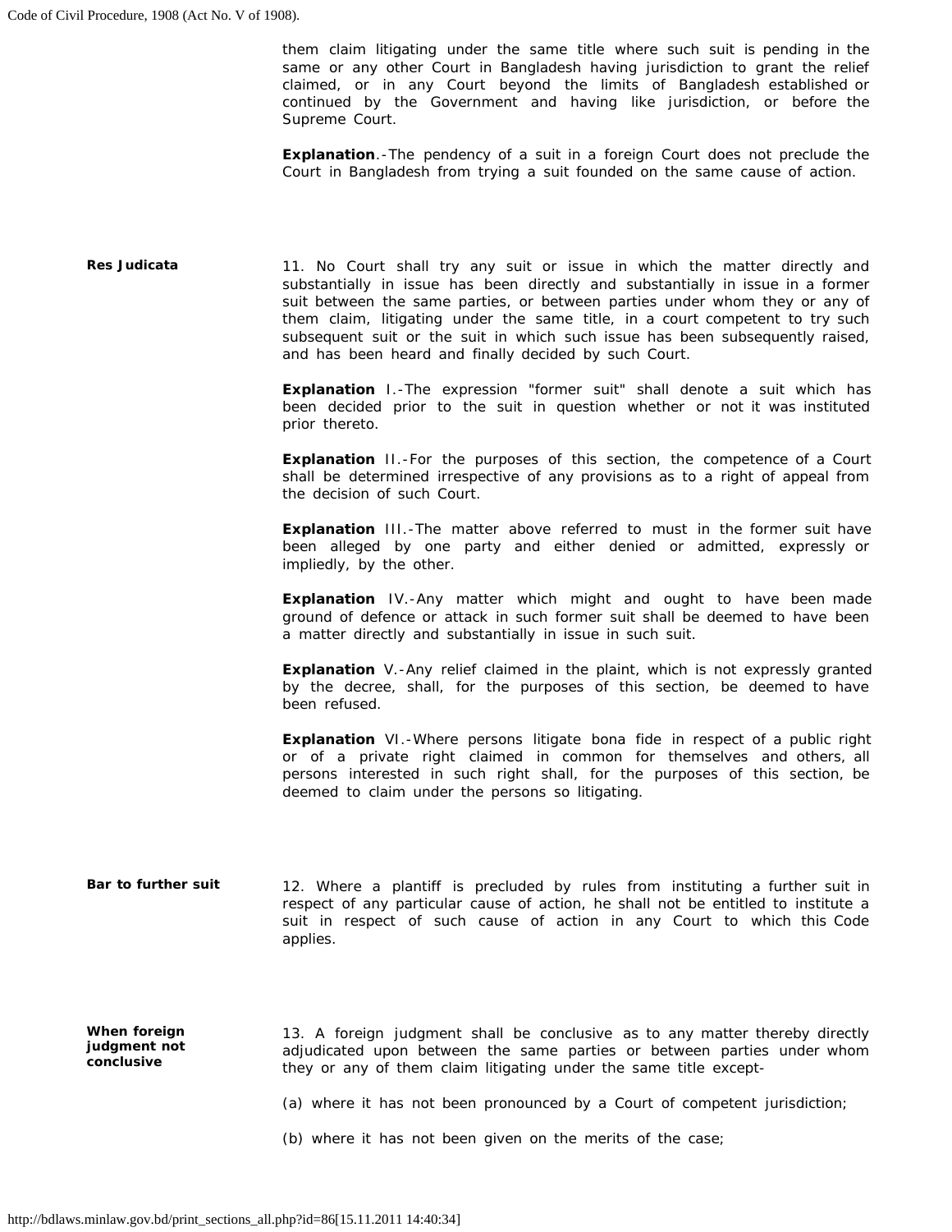them claim litigating under the same title where such suit is pending in the same or any other Court in Bangladesh having jurisdiction to grant the relief claimed, or in any Court beyond the limits of Bangladesh established or continued by the Government and having like jurisdiction, or before the Supreme Court.

**Explanation**.-The pendency of a suit in a foreign Court does not preclude the Court in Bangladesh from trying a suit founded on the same cause of action.

**Res Judicata**

11. No Court shall try any suit or issue in which the matter directly and substantially in issue has been directly and substantially in issue in a former suit between the same parties, or between parties under whom they or any of them claim, litigating under the same title, in a court competent to try such subsequent suit or the suit in which such issue has been subsequently raised, and has been heard and finally decided by such Court.

**Explanation** I.-The expression "former suit" shall denote a suit which has been decided prior to the suit in question whether or not it was instituted prior thereto.

**Explanation** II.-For the purposes of this section, the competence of a Court shall be determined irrespective of any provisions as to a right of appeal from the decision of such Court.

**Explanation** III.-The matter above referred to must in the former suit have been alleged by one party and either denied or admitted, expressly or impliedly, by the other.

**Explanation** IV.-Any matter which might and ought to have been made ground of defence or attack in such former suit shall be deemed to have been a matter directly and substantially in issue in such suit.

**Explanation** V.-Any relief claimed in the plaint, which is not expressly granted by the decree, shall, for the purposes of this section, be deemed to have been refused.

**Explanation** VI.-Where persons litigate bona fide in respect of a public right or of a private right claimed in common for themselves and others, all persons interested in such right shall, for the purposes of this section, be deemed to claim under the persons so litigating.

**Bar to further suit**

12. Where a plantiff is precluded by rules from instituting a further suit in respect of any particular cause of action, he shall not be entitled to institute a suit in respect of such cause of action in any Court to which this Code applies.

**When foreign judgment not conclusive**

13. A foreign judgment shall be conclusive as to any matter thereby directly adjudicated upon between the same parties or between parties under whom they or any of them claim litigating under the same title except-

(a) where it has not been pronounced by a Court of competent jurisdiction;

(b) where it has not been given on the merits of the case;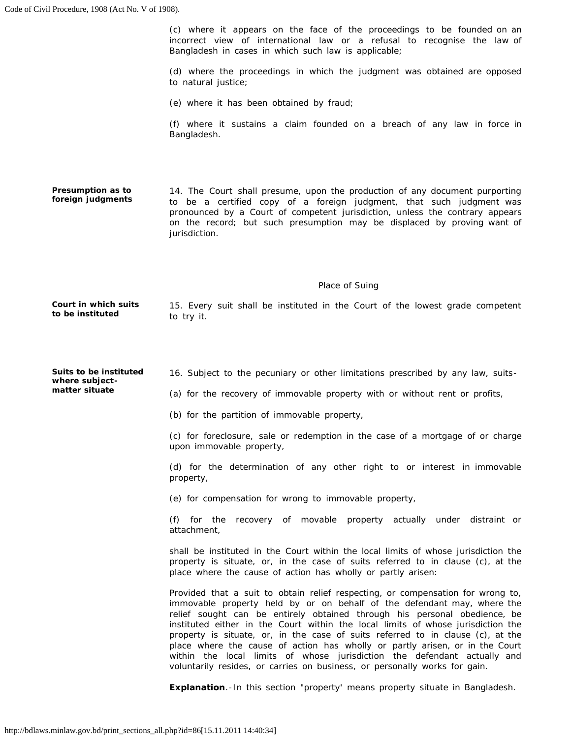(c) where it appears on the face of the proceedings to be founded on an incorrect view of international law or a refusal to recognise the law of Bangladesh in cases in which such law is applicable;

(d) where the proceedings in which the judgment was obtained are opposed to natural justice;

(e) where it has been obtained by fraud;

(f) where it sustains a claim founded on a breach of any law in force in Bangladesh.

**Presumption as to foreign judgments**

14. The Court shall presume, upon the production of any document purporting to be a certified copy of a foreign judgment, that such judgment was pronounced by a Court of competent jurisdiction, unless the contrary appears on the record; but such presumption may be displaced by proving want of jurisdiction.

## Place of Suing

**Court in which suits to be instituted**

15. Every suit shall be instituted in the Court of the lowest grade competent to try it.

**Suits to be instituted where subject-matter situate**

16. Subject to the pecuniary or other limitations prescribed by any law, suits-

(a) for the recovery of immovable property with or without rent or profits,

(b) for the partition of immovable property,

(c) for foreclosure, sale or redemption in the case of a mortgage of or charge upon immovable property,

(d) for the determination of any other right to or interest in immovable property,

(e) for compensation for wrong to immovable property,

(f) for the recovery of movable property actually under distraint or attachment,

shall be instituted in the Court within the local limits of whose jurisdiction the property is situate, or, in the case of suits referred to in clause (c), at the place where the cause of action has wholly or partly arisen:

Provided that a suit to obtain relief respecting, or compensation for wrong to, immovable property held by or on behalf of the defendant may, where the relief sought can be entirely obtained through his personal obedience, be instituted either in the Court within the local limits of whose jurisdiction the property is situate, or, in the case of suits referred to in clause (c), at the place where the cause of action has wholly or partly arisen, or in the Court within the local limits of whose jurisdiction the defendant actually and voluntarily resides, or carries on business, or personally works for gain.

**Explanation**.-In this section "property' means property situate in Bangladesh.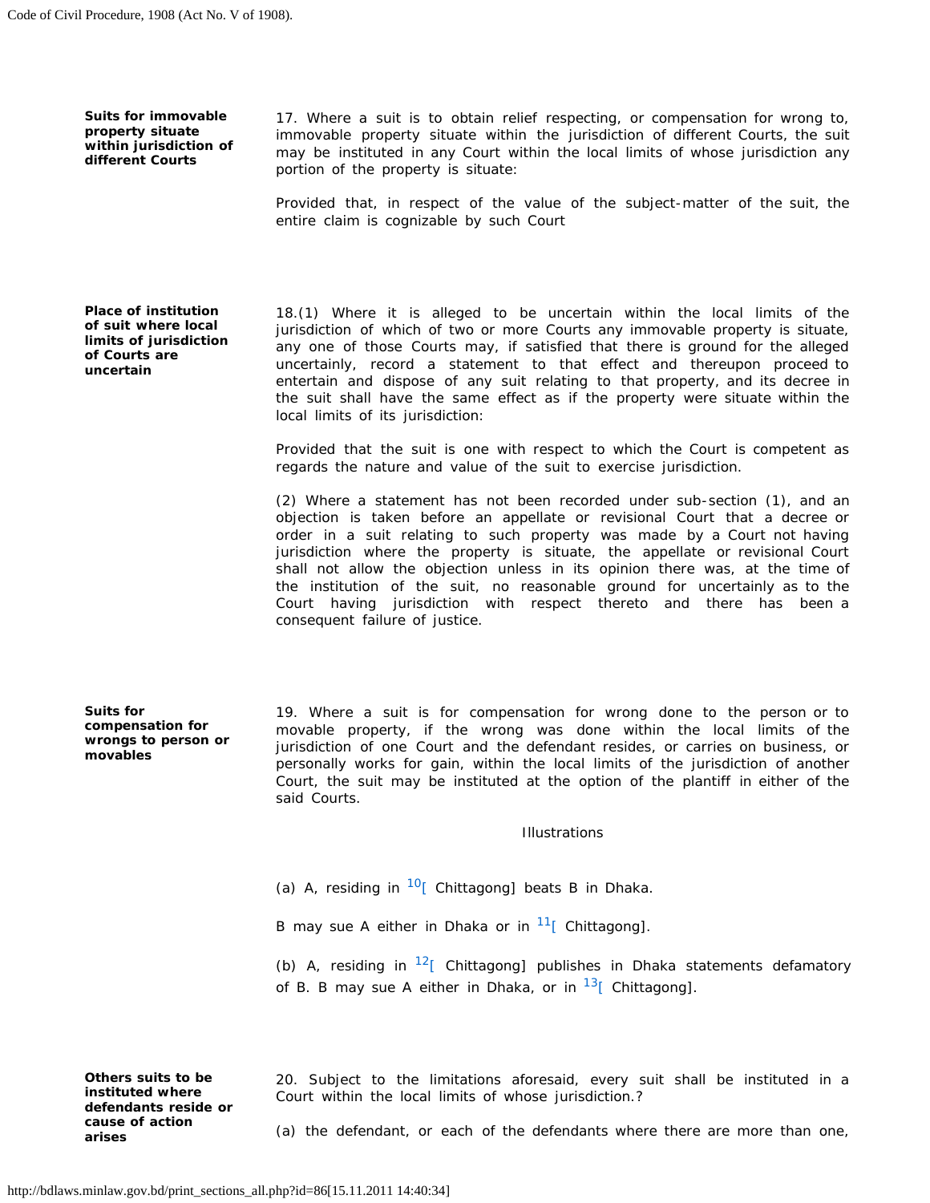**Suits for immovable property situate within jurisdiction of different Courts**

17. Where a suit is to obtain relief respecting, or compensation for wrong to, immovable property situate within the jurisdiction of different Courts, the suit may be instituted in any Court within the local limits of whose jurisdiction any portion of the property is situate:

Provided that, in respect of the value of the subject-matter of the suit, the entire claim is cognizable by such Court

**Place of institution of suit where local limits of jurisdiction of Courts are uncertain**

18.(1) Where it is alleged to be uncertain within the local limits of the jurisdiction of which of two or more Courts any immovable property is situate, any one of those Courts may, if satisfied that there is ground for the alleged uncertainly, record a statement to that effect and thereupon proceed to entertain and dispose of any suit relating to that property, and its decree in the suit shall have the same effect as if the property were situate within the local limits of its jurisdiction:

Provided that the suit is one with respect to which the Court is competent as regards the nature and value of the suit to exercise jurisdiction.

(2) Where a statement has not been recorded under sub-section (1), and an objection is taken before an appellate or revisional Court that a decree or order in a suit relating to such property was made by a Court not having jurisdiction where the property is situate, the appellate or revisional Court shall not allow the objection unless in its opinion there was, at the time of the institution of the suit, no reasonable ground for uncertainly as to the Court having jurisdiction with respect thereto and there has been a consequent failure of justice.

**Suits for compensation for wrongs to person or movables**

19. Where a suit is for compensation for wrong done to the person or to movable property, if the wrong was done within the local limits of the jurisdiction of one Court and the defendant resides, or carries on business, or personally works for gain, within the local limits of the jurisdiction of another Court, the suit may be instituted at the option of the plantiff in either of the said Courts.

Illustrations

(a) A, residing in [10][ Chittagong] beats B in Dhaka.

B may sue A either in Dhaka or in [11][ Chittagong].

(b) A, residing in [12][ Chittagong] publishes in Dhaka statements defamatory of B. B may sue A either in Dhaka, or in [13][ Chittagong].

**Others suits to be instituted where defendants reside or cause of action arises**

20. Subject to the limitations aforesaid, every suit shall be instituted in a Court within the local limits of whose jurisdiction.?

(a) the defendant, or each of the defendants where there are more than one,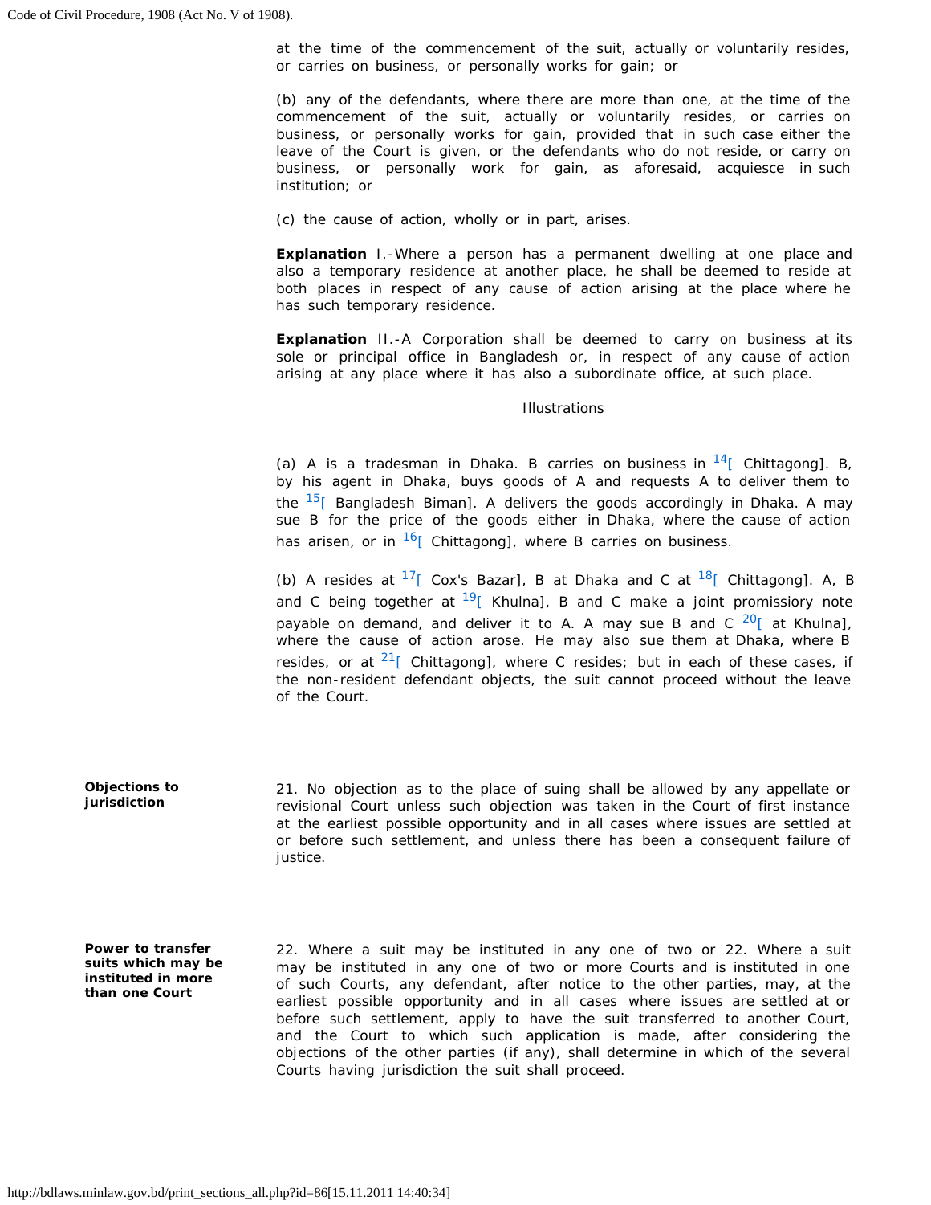at the time of the commencement of the suit, actually or voluntarily resides, or carries on business, or personally works for gain; or

(b) any of the defendants, where there are more than one, at the time of the commencement of the suit, actually or voluntarily resides, or carries on business, or personally works for gain, provided that in such case either the leave of the Court is given, or the defendants who do not reside, or carry on business, or personally work for gain, as aforesaid, acquiesce in such institution; or

(c) the cause of action, wholly or in part, arises.

**Explanation** I.-Where a person has a permanent dwelling at one place and also a temporary residence at another place, he shall be deemed to reside at both places in respect of any cause of action arising at the place where he has such temporary residence.

**Explanation** II.-A Corporation shall be deemed to carry on business at its sole or principal office in Bangladesh or, in respect of any cause of action arising at any place where it has also a subordinate office, at such place.

Illustrations

(a) A is a tradesman in Dhaka. B carries on business in [14][ Chittagong]. B, by his agent in Dhaka, buys goods of A and requests A to deliver them to the [15][ Bangladesh Biman]. A delivers the goods accordingly in Dhaka. A may sue B for the price of the goods either in Dhaka, where the cause of action has arisen, or in [16][ Chittagong], where B carries on business.

(b) A resides at [17][ Cox's Bazar], B at Dhaka and C at [18][ Chittagong]. A, B and C being together at [19][ Khulna], B and C make a joint promissiory note payable on demand, and deliver it to A. A may sue B and C [20][ at Khulna], where the cause of action arose. He may also sue them at Dhaka, where B resides, or at [21][ Chittagong], where C resides; but in each of these cases, if the non-resident defendant objects, the suit cannot proceed without the leave of the Court.

**Objections to jurisdiction**

21. No objection as to the place of suing shall be allowed by any appellate or revisional Court unless such objection was taken in the Court of first instance at the earliest possible opportunity and in all cases where issues are settled at or before such settlement, and unless there has been a consequent failure of justice.

**Power to transfer suits which may be instituted in more than one Court**

22. Where a suit may be instituted in any one of two or 22. Where a suit may be instituted in any one of two or more Courts and is instituted in one of such Courts, any defendant, after notice to the other parties, may, at the earliest possible opportunity and in all cases where issues are settled at or before such settlement, apply to have the suit transferred to another Court, and the Court to which such application is made, after considering the objections of the other parties (if any), shall determine in which of the several Courts having jurisdiction the suit shall proceed.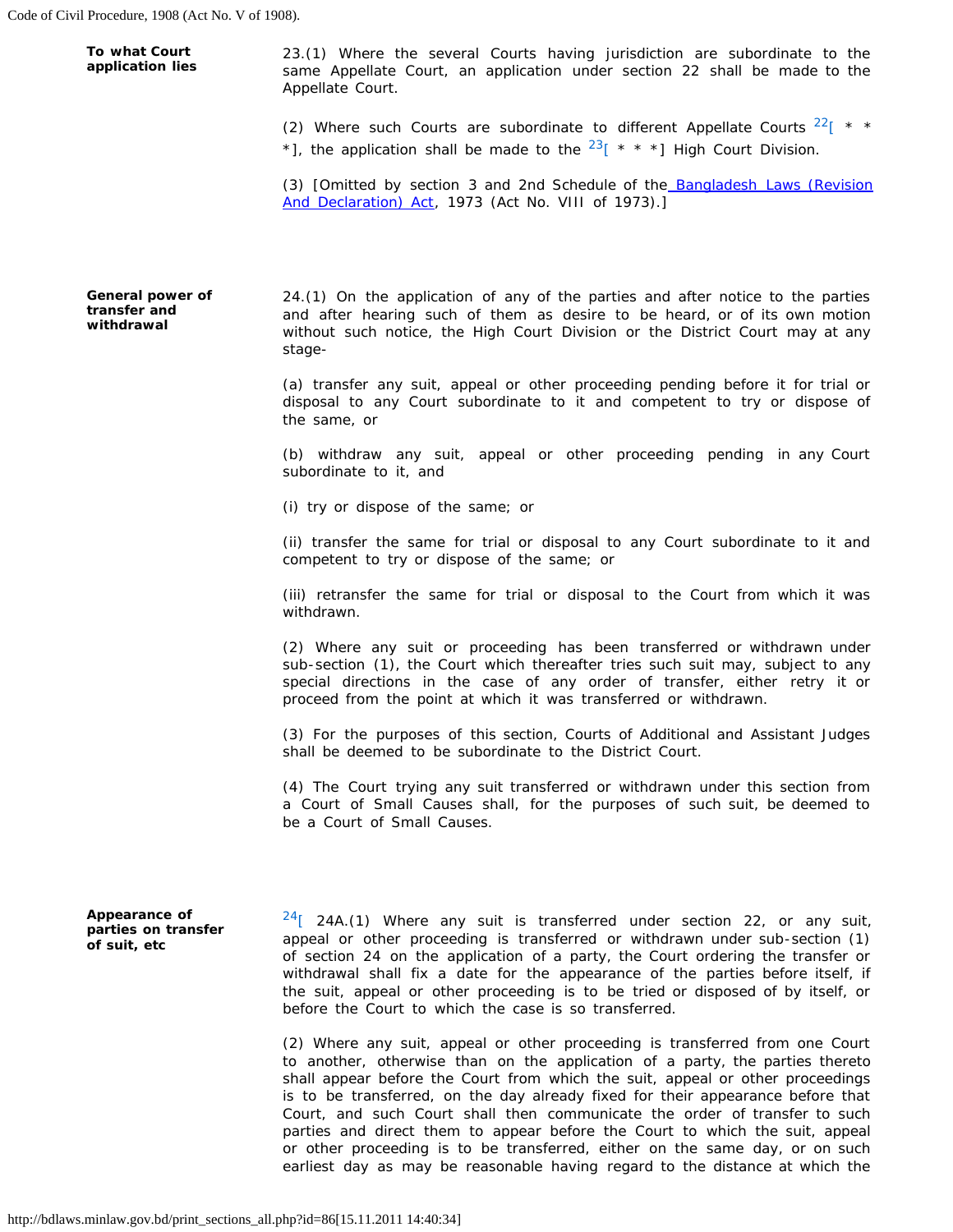**To what Court application lies**

23.(1) Where the several Courts having jurisdiction are subordinate to the same Appellate Court, an application under section 22 shall be made to the Appellate Court.

(2) Where such Courts are subordinate to different Appellate Courts [22][ * * *], the application shall be made to the [23][ * * *] High Court Division.

(3) [Omitted by section 3 and 2nd Schedule of the Bangladesh Laws (Revision And Declaration) Act, 1973 (Act No. VIII of 1973).]

**General power of transfer and withdrawal**

24.(1) On the application of any of the parties and after notice to the parties and after hearing such of them as desire to be heard, or of its own motion without such notice, the High Court Division or the District Court may at any stage-

(a) transfer any suit, appeal or other proceeding pending before it for trial or disposal to any Court subordinate to it and competent to try or dispose of the same, or

(b) withdraw any suit, appeal or other proceeding pending in any Court subordinate to it, and

(i) try or dispose of the same; or

(ii) transfer the same for trial or disposal to any Court subordinate to it and competent to try or dispose of the same; or

(iii) retransfer the same for trial or disposal to the Court from which it was withdrawn.

(2) Where any suit or proceeding has been transferred or withdrawn under sub-section (1), the Court which thereafter tries such suit may, subject to any special directions in the case of any order of transfer, either retry it or proceed from the point at which it was transferred or withdrawn.

(3) For the purposes of this section, Courts of Additional and Assistant Judges shall be deemed to be subordinate to the District Court.

(4) The Court trying any suit transferred or withdrawn under this section from a Court of Small Causes shall, for the purposes of such suit, be deemed to be a Court of Small Causes.

**Appearance of parties on transfer of suit, etc**

[24][ 24A.(1) Where any suit is transferred under section 22, or any suit, appeal or other proceeding is transferred or withdrawn under sub-section (1) of section 24 on the application of a party, the Court ordering the transfer or withdrawal shall fix a date for the appearance of the parties before itself, if the suit, appeal or other proceeding is to be tried or disposed of by itself, or before the Court to which the case is so transferred.

(2) Where any suit, appeal or other proceeding is transferred from one Court to another, otherwise than on the application of a party, the parties thereto shall appear before the Court from which the suit, appeal or other proceedings is to be transferred, on the day already fixed for their appearance before that Court, and such Court shall then communicate the order of transfer to such parties and direct them to appear before the Court to which the suit, appeal or other proceeding is to be transferred, either on the same day, or on such earliest day as may be reasonable having regard to the distance at which the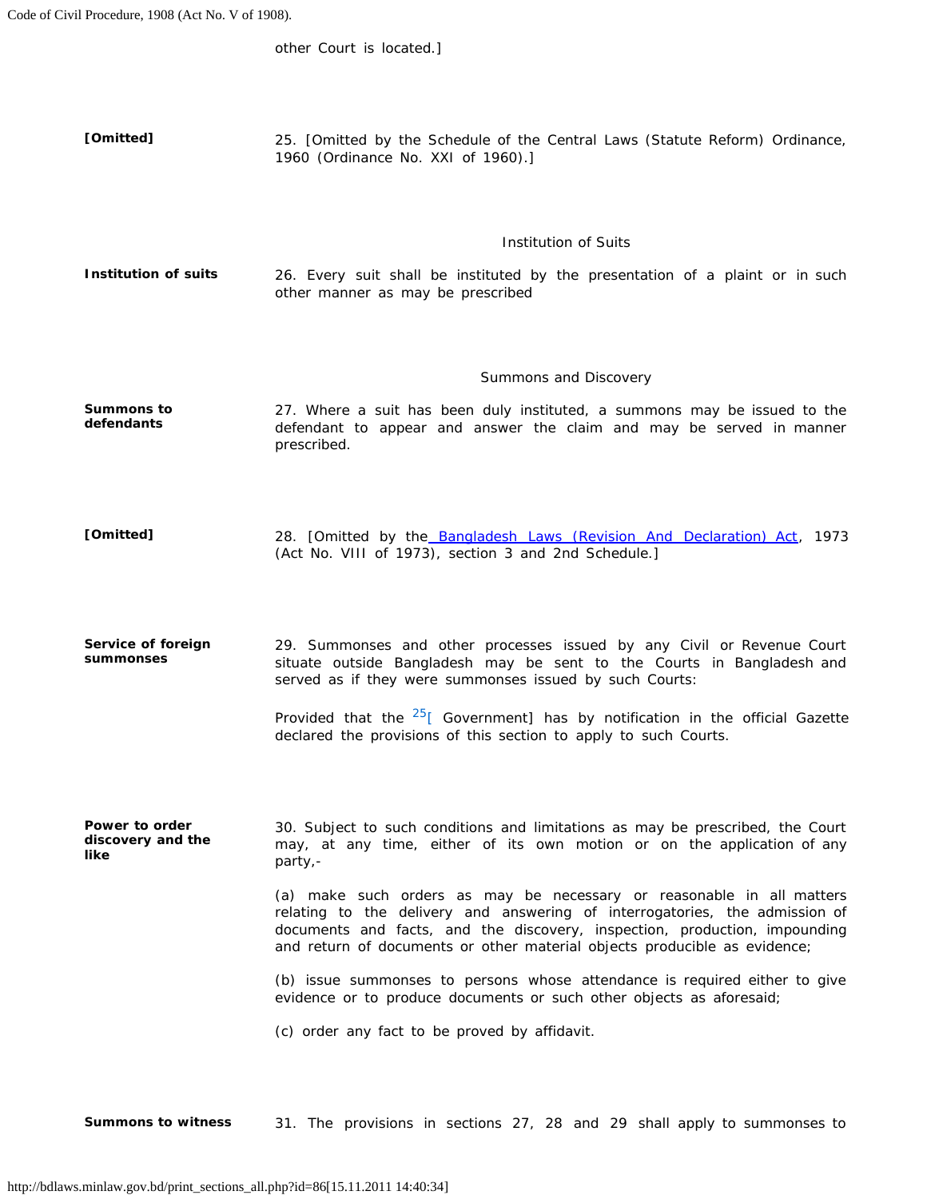other Court is located.]

**[Omitted]**

25. [Omitted by the Schedule of the Central Laws (Statute Reform) Ordinance, 1960 (Ordinance No. XXI of 1960).]

### Institution of Suits

**Institution of suits**

26. Every suit shall be instituted by the presentation of a plaint or in such other manner as may be prescribed

### Summons and Discovery

**Summons to defendants**

27. Where a suit has been duly instituted, a summons may be issued to the defendant to appear and answer the claim and may be served in manner prescribed.

**[Omitted]**

28. [Omitted by the Bangladesh Laws (Revision And Declaration) Act, 1973 (Act No. VIII of 1973), section 3 and 2nd Schedule.]

**Service of foreign summonses**

29. Summonses and other processes issued by any Civil or Revenue Court situate outside Bangladesh may be sent to the Courts in Bangladesh and served as if they were summonses issued by such Courts:

Provided that the [25][ Government] has by notification in the official Gazette declared the provisions of this section to apply to such Courts.

**Power to order discovery and the like**

30. Subject to such conditions and limitations as may be prescribed, the Court may, at any time, either of its own motion or on the application of any party,-

(a) make such orders as may be necessary or reasonable in all matters relating to the delivery and answering of interrogatories, the admission of documents and facts, and the discovery, inspection, production, impounding and return of documents or other material objects producible as evidence;

(b) issue summonses to persons whose attendance is required either to give evidence or to produce documents or such other objects as aforesaid;

(c) order any fact to be proved by affidavit.

**Summons to witness**

31. The provisions in sections 27, 28 and 29 shall apply to summonses to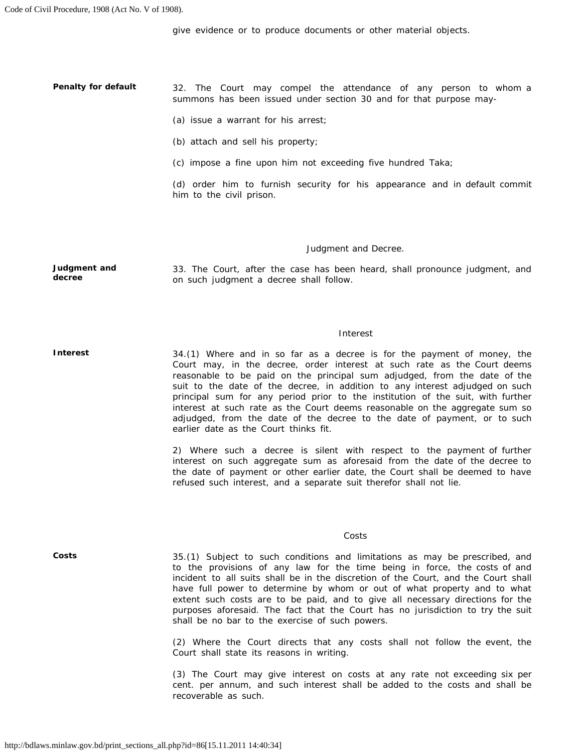give evidence or to produce documents or other material objects.

**Penalty for default**

32. The Court may compel the attendance of any person to whom a summons has been issued under section 30 and for that purpose may-

(a) issue a warrant for his arrest;

(b) attach and sell his property;

(c) impose a fine upon him not exceeding five hundred Taka;

(d) order him to furnish security for his appearance and in default commit him to the civil prison.

### Judgment and Decree.

**Judgment and decree**

33. The Court, after the case has been heard, shall pronounce judgment, and on such judgment a decree shall follow.

### Interest

**Interest**

34.(1) Where and in so far as a decree is for the payment of money, the Court may, in the decree, order interest at such rate as the Court deems reasonable to be paid on the principal sum adjudged, from the date of the suit to the date of the decree, in addition to any interest adjudged on such principal sum for any period prior to the institution of the suit, with further interest at such rate as the Court deems reasonable on the aggregate sum so adjudged, from the date of the decree to the date of payment, or to such earlier date as the Court thinks fit.

2) Where such a decree is silent with respect to the payment of further interest on such aggregate sum as aforesaid from the date of the decree to the date of payment or other earlier date, the Court shall be deemed to have refused such interest, and a separate suit therefor shall not lie.

### Costs

**Costs**

35.(1) Subject to such conditions and limitations as may be prescribed, and to the provisions of any law for the time being in force, the costs of and incident to all suits shall be in the discretion of the Court, and the Court shall have full power to determine by whom or out of what property and to what extent such costs are to be paid, and to give all necessary directions for the purposes aforesaid. The fact that the Court has no jurisdiction to try the suit shall be no bar to the exercise of such powers.

(2) Where the Court directs that any costs shall not follow the event, the Court shall state its reasons in writing.

(3) The Court may give interest on costs at any rate not exceeding six per cent. per annum, and such interest shall be added to the costs and shall be recoverable as such.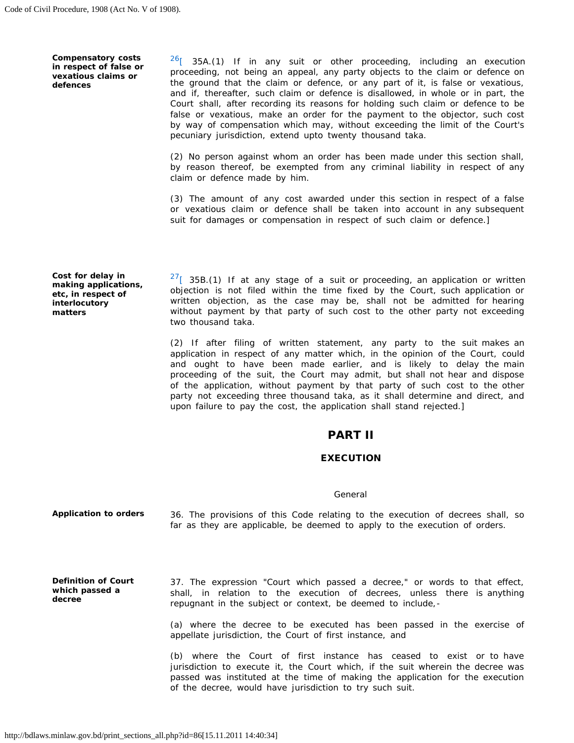**Compensatory costs in respect of false or vexatious claims or defences**

[26][ 35A.(1) If in any suit or other proceeding, including an execution proceeding, not being an appeal, any party objects to the claim or defence on the ground that the claim or defence, or any part of it, is false or vexatious, and if, thereafter, such claim or defence is disallowed, in whole or in part, the Court shall, after recording its reasons for holding such claim or defence to be false or vexatious, make an order for the payment to the objector, such cost by way of compensation which may, without exceeding the limit of the Court's pecuniary jurisdiction, extend upto twenty thousand taka.

(2) No person against whom an order has been made under this section shall, by reason thereof, be exempted from any criminal liability in respect of any claim or defence made by him.

(3) The amount of any cost awarded under this section in respect of a false or vexatious claim or defence shall be taken into account in any subsequent suit for damages or compensation in respect of such claim or defence.]

**Cost for delay in making applications, etc, in respect of interlocutory matters**

[27][ 35B.(1) If at any stage of a suit or proceeding, an application or written objection is not filed within the time fixed by the Court, such application or written objection, as the case may be, shall not be admitted for hearing without payment by that party of such cost to the other party not exceeding two thousand taka.

(2) If after filing of written statement, any party to the suit makes an application in respect of any matter which, in the opinion of the Court, could and ought to have been made earlier, and is likely to delay the main proceeding of the suit, the Court may admit, but shall not hear and dispose of the application, without payment by that party of such cost to the other party not exceeding three thousand taka, as it shall determine and direct, and upon failure to pay the cost, the application shall stand rejected.]

## PART II

### EXECUTION

General

**Application to orders**

36. The provisions of this Code relating to the execution of decrees shall, so far as they are applicable, be deemed to apply to the execution of orders.

**Definition of Court which passed a decree**

37. The expression "Court which passed a decree," or words to that effect, shall, in relation to the execution of decrees, unless there is anything repugnant in the subject or context, be deemed to include,-

(a) where the decree to be executed has been passed in the exercise of appellate jurisdiction, the Court of first instance, and

(b) where the Court of first instance has ceased to exist or to have jurisdiction to execute it, the Court which, if the suit wherein the decree was passed was instituted at the time of making the application for the execution of the decree, would have jurisdiction to try such suit.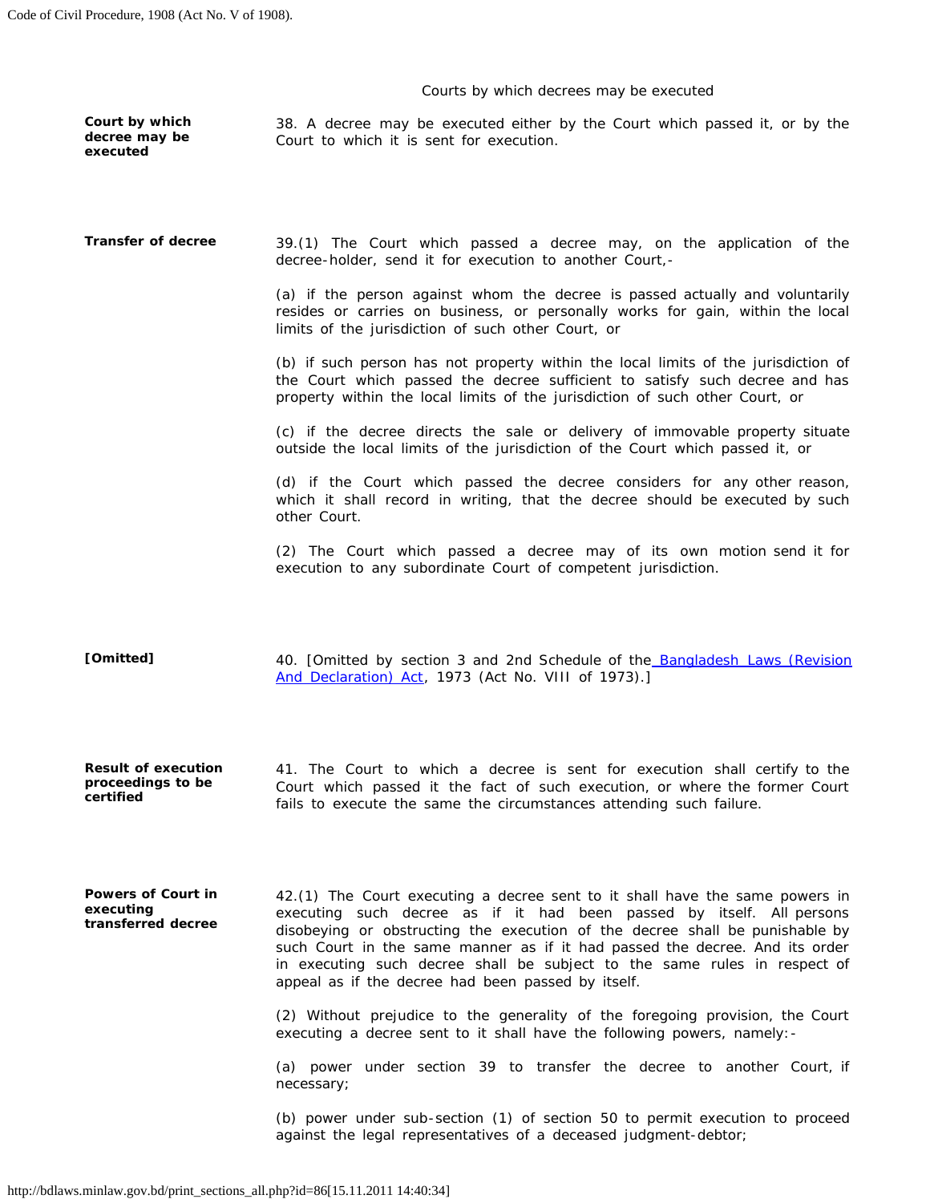### Courts by which decrees may be executed

**Court by which decree may be executed**

38. A decree may be executed either by the Court which passed it, or by the Court to which it is sent for execution.

**Transfer of decree**

39.(1) The Court which passed a decree may, on the application of the decree-holder, send it for execution to another Court,-

(a) if the person against whom the decree is passed actually and voluntarily resides or carries on business, or personally works for gain, within the local limits of the jurisdiction of such other Court, or

(b) if such person has not property within the local limits of the jurisdiction of the Court which passed the decree sufficient to satisfy such decree and has property within the local limits of the jurisdiction of such other Court, or

(c) if the decree directs the sale or delivery of immovable property situate outside the local limits of the jurisdiction of the Court which passed it, or

(d) if the Court which passed the decree considers for any other reason, which it shall record in writing, that the decree should be executed by such other Court.

(2) The Court which passed a decree may of its own motion send it for execution to any subordinate Court of competent jurisdiction.

**[Omitted]**

40. [Omitted by section 3 and 2nd Schedule of the Bangladesh Laws (Revision And Declaration) Act, 1973 (Act No. VIII of 1973).]

**Result of execution proceedings to be certified**

41. The Court to which a decree is sent for execution shall certify to the Court which passed it the fact of such execution, or where the former Court fails to execute the same the circumstances attending such failure.

**Powers of Court in executing transferred decree**

42.(1) The Court executing a decree sent to it shall have the same powers in executing such decree as if it had been passed by itself. All persons disobeying or obstructing the execution of the decree shall be punishable by such Court in the same manner as if it had passed the decree. And its order in executing such decree shall be subject to the same rules in respect of appeal as if the decree had been passed by itself.

(2) Without prejudice to the generality of the foregoing provision, the Court executing a decree sent to it shall have the following powers, namely:-

(a) power under section 39 to transfer the decree to another Court, if necessary;

(b) power under sub-section (1) of section 50 to permit execution to proceed against the legal representatives of a deceased judgment-debtor;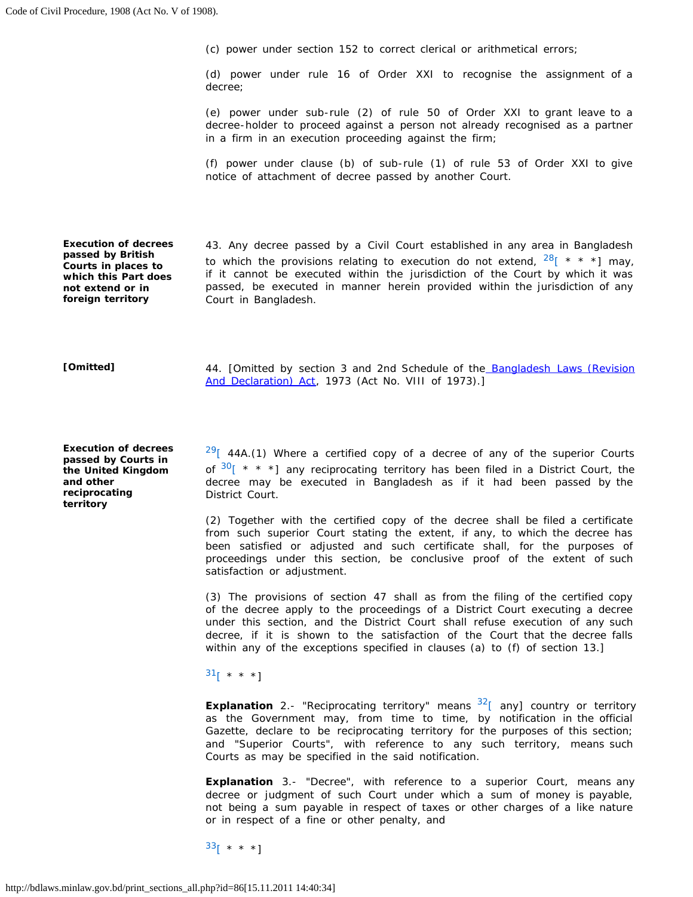(c) power under section 152 to correct clerical or arithmetical errors;

(d) power under rule 16 of Order XXI to recognise the assignment of a decree;

(e) power under sub-rule (2) of rule 50 of Order XXI to grant leave to a decree-holder to proceed against a person not already recognised as a partner in a firm in an execution proceeding against the firm;

(f) power under clause (b) of sub-rule (1) of rule 53 of Order XXI to give notice of attachment of decree passed by another Court.

**Execution of decrees passed by British Courts in places to which this Part does not extend or in foreign territory**

43. Any decree passed by a Civil Court established in any area in Bangladesh to which the provisions relating to execution do not extend, [28][ * * *] may, if it cannot be executed within the jurisdiction of the Court by which it was passed, be executed in manner herein provided within the jurisdiction of any Court in Bangladesh.

**[Omitted]**

44. [Omitted by section 3 and 2nd Schedule of the Bangladesh Laws (Revision And Declaration) Act, 1973 (Act No. VIII of 1973).]

**Execution of decrees passed by Courts in the United Kingdom and other reciprocating territory**

[29][ 44A.(1) Where a certified copy of a decree of any of the superior Courts of [30][ * * *] any reciprocating territory has been filed in a District Court, the decree may be executed in Bangladesh as if it had been passed by the District Court.

(2) Together with the certified copy of the decree shall be filed a certificate from such superior Court stating the extent, if any, to which the decree has been satisfied or adjusted and such certificate shall, for the purposes of proceedings under this section, be conclusive proof of the extent of such satisfaction or adjustment.

(3) The provisions of section 47 shall as from the filing of the certified copy of the decree apply to the proceedings of a District Court executing a decree under this section, and the District Court shall refuse execution of any such decree, if it is shown to the satisfaction of the Court that the decree falls within any of the exceptions specified in clauses (a) to (f) of section 13.]

[31][ * * *]

**Explanation** 2.- "Reciprocating territory" means [32][ any] country or territory as the Government may, from time to time, by notification in the official Gazette, declare to be reciprocating territory for the purposes of this section; and "Superior Courts", with reference to any such territory, means such Courts as may be specified in the said notification.

**Explanation** 3.- "Decree", with reference to a superior Court, means any decree or judgment of such Court under which a sum of money is payable, not being a sum payable in respect of taxes or other charges of a like nature or in respect of a fine or other penalty, and

[33][ * * *]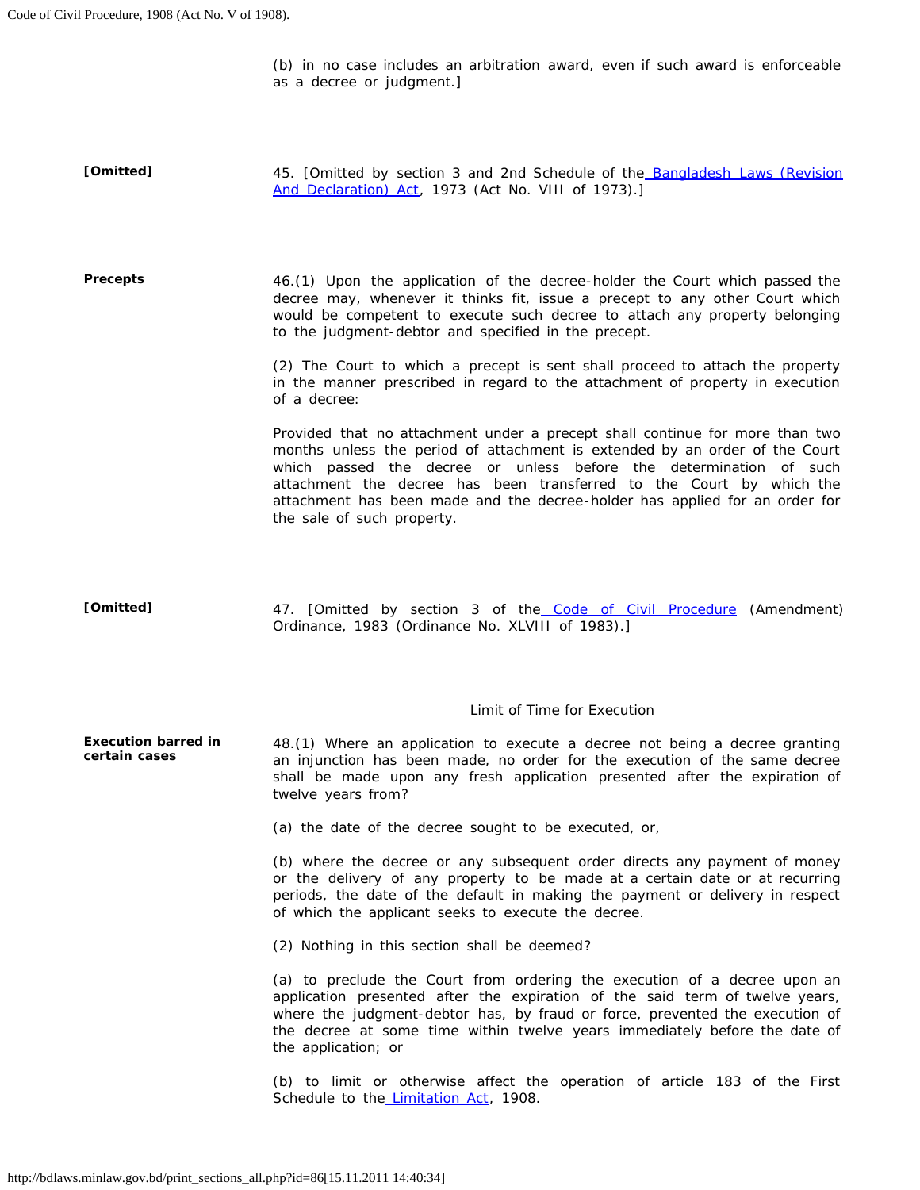(b) in no case includes an arbitration award, even if such award is enforceable as a decree or judgment.]

**[Omitted]**

45. [Omitted by section 3 and 2nd Schedule of the Bangladesh Laws (Revision And Declaration) Act, 1973 (Act No. VIII of 1973).]

**Precepts**

46.(1) Upon the application of the decree-holder the Court which passed the decree may, whenever it thinks fit, issue a precept to any other Court which would be competent to execute such decree to attach any property belonging to the judgment-debtor and specified in the precept.

(2) The Court to which a precept is sent shall proceed to attach the property in the manner prescribed in regard to the attachment of property in execution of a decree:

Provided that no attachment under a precept shall continue for more than two months unless the period of attachment is extended by an order of the Court which passed the decree or unless before the determination of such attachment the decree has been transferred to the Court by which the attachment has been made and the decree-holder has applied for an order for the sale of such property.

**[Omitted]**

47. [Omitted by section 3 of the Code of Civil Procedure (Amendment) Ordinance, 1983 (Ordinance No. XLVIII of 1983).]

## Limit of Time for Execution

**Execution barred in certain cases**

48.(1) Where an application to execute a decree not being a decree granting an injunction has been made, no order for the execution of the same decree shall be made upon any fresh application presented after the expiration of twelve years from?

(a) the date of the decree sought to be executed, or,

(b) where the decree or any subsequent order directs any payment of money or the delivery of any property to be made at a certain date or at recurring periods, the date of the default in making the payment or delivery in respect of which the applicant seeks to execute the decree.

(2) Nothing in this section shall be deemed?

(a) to preclude the Court from ordering the execution of a decree upon an application presented after the expiration of the said term of twelve years, where the judgment-debtor has, by fraud or force, prevented the execution of the decree at some time within twelve years immediately before the date of the application; or

(b) to limit or otherwise affect the operation of article 183 of the First Schedule to the Limitation Act, 1908.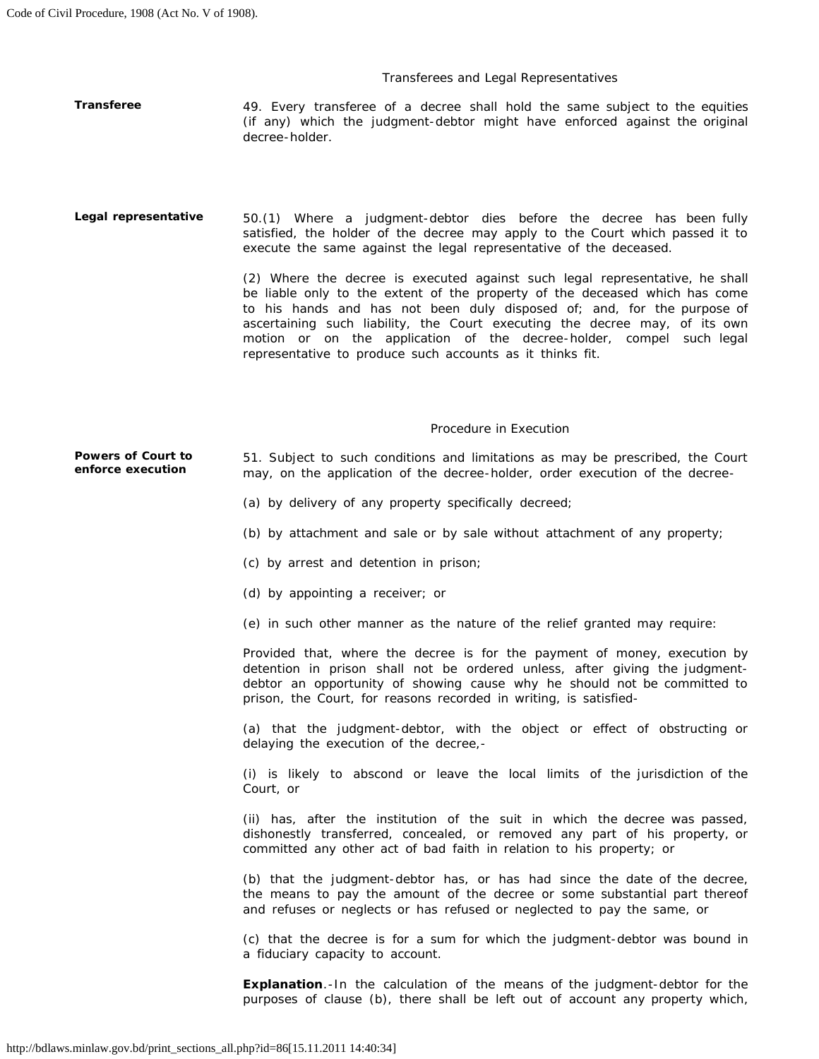### Transferees and Legal Representatives

**Transferee**

49. Every transferee of a decree shall hold the same subject to the equities (if any) which the judgment-debtor might have enforced against the original decree-holder.

**Legal representative**

50.(1) Where a judgment-debtor dies before the decree has been fully satisfied, the holder of the decree may apply to the Court which passed it to execute the same against the legal representative of the deceased.

(2) Where the decree is executed against such legal representative, he shall be liable only to the extent of the property of the deceased which has come to his hands and has not been duly disposed of; and, for the purpose of ascertaining such liability, the Court executing the decree may, of its own motion or on the application of the decree-holder, compel such legal representative to produce such accounts as it thinks fit.

### Procedure in Execution

**Powers of Court to enforce execution**

51. Subject to such conditions and limitations as may be prescribed, the Court may, on the application of the decree-holder, order execution of the decree-

(a) by delivery of any property specifically decreed;

(b) by attachment and sale or by sale without attachment of any property;

(c) by arrest and detention in prison;

(d) by appointing a receiver; or

(e) in such other manner as the nature of the relief granted may require:

Provided that, where the decree is for the payment of money, execution by detention in prison shall not be ordered unless, after giving the judgment-debtor an opportunity of showing cause why he should not be committed to prison, the Court, for reasons recorded in writing, is satisfied-

(a) that the judgment-debtor, with the object or effect of obstructing or delaying the execution of the decree,-

(i) is likely to abscond or leave the local limits of the jurisdiction of the Court, or

(ii) has, after the institution of the suit in which the decree was passed, dishonestly transferred, concealed, or removed any part of his property, or committed any other act of bad faith in relation to his property; or

(b) that the judgment-debtor has, or has had since the date of the decree, the means to pay the amount of the decree or some substantial part thereof and refuses or neglects or has refused or neglected to pay the same, or

(c) that the decree is for a sum for which the judgment-debtor was bound in a fiduciary capacity to account.

**Explanation**.-In the calculation of the means of the judgment-debtor for the purposes of clause (b), there shall be left out of account any property which,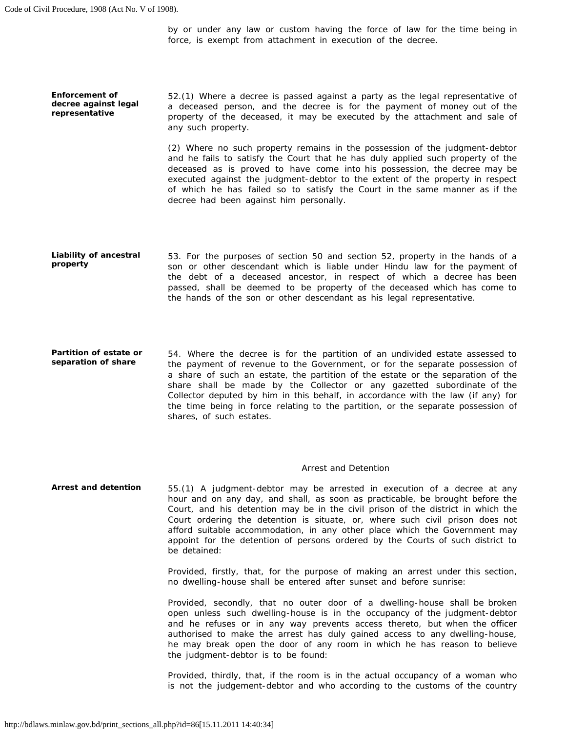by or under any law or custom having the force of law for the time being in force, is exempt from attachment in execution of the decree.

**Enforcement of decree against legal representative**

52.(1) Where a decree is passed against a party as the legal representative of a deceased person, and the decree is for the payment of money out of the property of the deceased, it may be executed by the attachment and sale of any such property.

(2) Where no such property remains in the possession of the judgment-debtor and he fails to satisfy the Court that he has duly applied such property of the deceased as is proved to have come into his possession, the decree may be executed against the judgment-debtor to the extent of the property in respect of which he has failed so to satisfy the Court in the same manner as if the decree had been against him personally.

**Liability of ancestral property**

53. For the purposes of section 50 and section 52, property in the hands of a son or other descendant which is liable under Hindu law for the payment of the debt of a deceased ancestor, in respect of which a decree has been passed, shall be deemed to be property of the deceased which has come to the hands of the son or other descendant as his legal representative.

**Partition of estate or separation of share**

54. Where the decree is for the partition of an undivided estate assessed to the payment of revenue to the Government, or for the separate possession of a share of such an estate, the partition of the estate or the separation of the share shall be made by the Collector or any gazetted subordinate of the Collector deputed by him in this behalf, in accordance with the law (if any) for the time being in force relating to the partition, or the separate possession of shares, of such estates.

## Arrest and Detention

**Arrest and detention**

55.(1) A judgment-debtor may be arrested in execution of a decree at any hour and on any day, and shall, as soon as practicable, be brought before the Court, and his detention may be in the civil prison of the district in which the Court ordering the detention is situate, or, where such civil prison does not afford suitable accommodation, in any other place which the Government may appoint for the detention of persons ordered by the Courts of such district to be detained:

Provided, firstly, that, for the purpose of making an arrest under this section, no dwelling-house shall be entered after sunset and before sunrise:

Provided, secondly, that no outer door of a dwelling-house shall be broken open unless such dwelling-house is in the occupancy of the judgment-debtor and he refuses or in any way prevents access thereto, but when the officer authorised to make the arrest has duly gained access to any dwelling-house, he may break open the door of any room in which he has reason to believe the judgment-debtor is to be found:

Provided, thirdly, that, if the room is in the actual occupancy of a woman who is not the judgement-debtor and who according to the customs of the country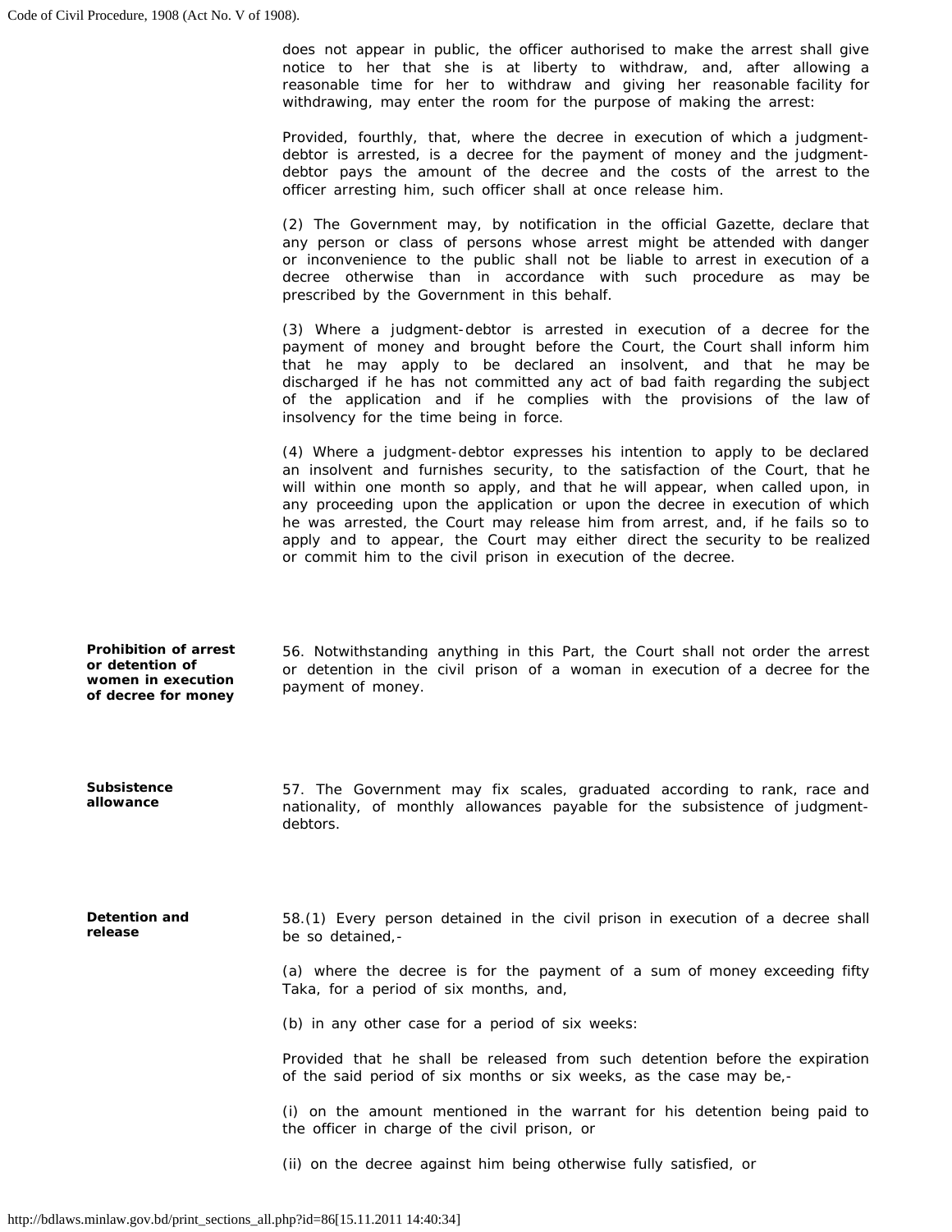does not appear in public, the officer authorised to make the arrest shall give notice to her that she is at liberty to withdraw, and, after allowing a reasonable time for her to withdraw and giving her reasonable facility for withdrawing, may enter the room for the purpose of making the arrest:

Provided, fourthly, that, where the decree in execution of which a judgment-debtor is arrested, is a decree for the payment of money and the judgment-debtor pays the amount of the decree and the costs of the arrest to the officer arresting him, such officer shall at once release him.

(2) The Government may, by notification in the official Gazette, declare that any person or class of persons whose arrest might be attended with danger or inconvenience to the public shall not be liable to arrest in execution of a decree otherwise than in accordance with such procedure as may be prescribed by the Government in this behalf.

(3) Where a judgment-debtor is arrested in execution of a decree for the payment of money and brought before the Court, the Court shall inform him that he may apply to be declared an insolvent, and that he may be discharged if he has not committed any act of bad faith regarding the subject of the application and if he complies with the provisions of the law of insolvency for the time being in force.

(4) Where a judgment-debtor expresses his intention to apply to be declared an insolvent and furnishes security, to the satisfaction of the Court, that he will within one month so apply, and that he will appear, when called upon, in any proceeding upon the application or upon the decree in execution of which he was arrested, the Court may release him from arrest, and, if he fails so to apply and to appear, the Court may either direct the security to be realized or commit him to the civil prison in execution of the decree.

**Prohibition of arrest or detention of women in execution of decree for money**

56. Notwithstanding anything in this Part, the Court shall not order the arrest or detention in the civil prison of a woman in execution of a decree for the payment of money.

**Subsistence allowance**

57. The Government may fix scales, graduated according to rank, race and nationality, of monthly allowances payable for the subsistence of judgment-debtors.

**Detention and release**

58.(1) Every person detained in the civil prison in execution of a decree shall be so detained,-

(a) where the decree is for the payment of a sum of money exceeding fifty Taka, for a period of six months, and,

(b) in any other case for a period of six weeks:

Provided that he shall be released from such detention before the expiration of the said period of six months or six weeks, as the case may be,-

(i) on the amount mentioned in the warrant for his detention being paid to the officer in charge of the civil prison, or

(ii) on the decree against him being otherwise fully satisfied, or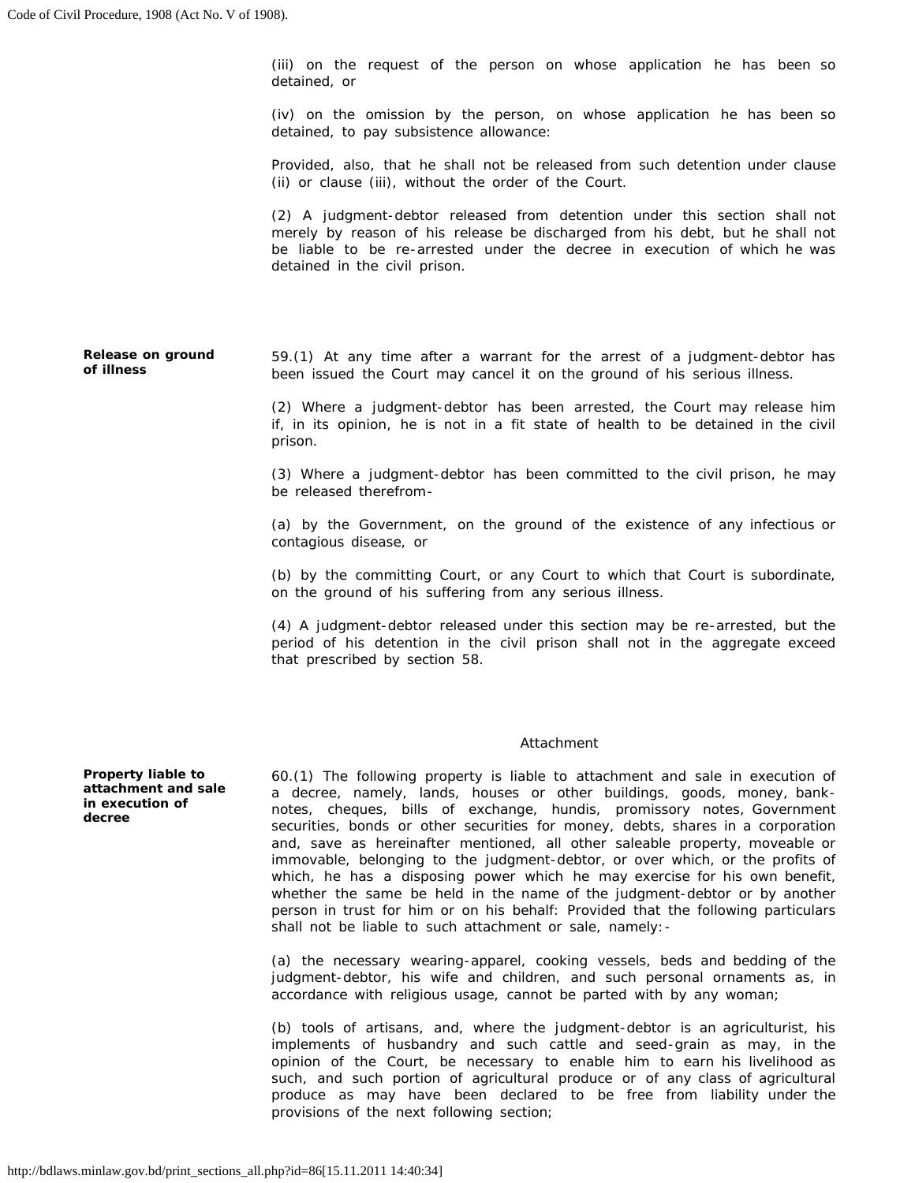(iii) on the request of the person on whose application he has been so detained, or

(iv) on the omission by the person, on whose application he has been so detained, to pay subsistence allowance:

Provided, also, that he shall not be released from such detention under clause (ii) or clause (iii), without the order of the Court.

(2) A judgment-debtor released from detention under this section shall not merely by reason of his release be discharged from his debt, but he shall not be liable to be re-arrested under the decree in execution of which he was detained in the civil prison.

**Release on ground of illness**

59.(1) At any time after a warrant for the arrest of a judgment-debtor has been issued the Court may cancel it on the ground of his serious illness.

(2) Where a judgment-debtor has been arrested, the Court may release him if, in its opinion, he is not in a fit state of health to be detained in the civil prison.

(3) Where a judgment-debtor has been committed to the civil prison, he may be released therefrom-

(a) by the Government, on the ground of the existence of any infectious or contagious disease, or

(b) by the committing Court, or any Court to which that Court is subordinate, on the ground of his suffering from any serious illness.

(4) A judgment-debtor released under this section may be re-arrested, but the period of his detention in the civil prison shall not in the aggregate exceed that prescribed by section 58.

## Attachment

**Property liable to attachment and sale in execution of decree**

60.(1) The following property is liable to attachment and sale in execution of a decree, namely, lands, houses or other buildings, goods, money, bank-notes, cheques, bills of exchange, hundis, promissory notes, Government securities, bonds or other securities for money, debts, shares in a corporation and, save as hereinafter mentioned, all other saleable property, moveable or immovable, belonging to the judgment-debtor, or over which, or the profits of which, he has a disposing power which he may exercise for his own benefit, whether the same be held in the name of the judgment-debtor or by another person in trust for him or on his behalf: Provided that the following particulars shall not be liable to such attachment or sale, namely:-

(a) the necessary wearing-apparel, cooking vessels, beds and bedding of the judgment-debtor, his wife and children, and such personal ornaments as, in accordance with religious usage, cannot be parted with by any woman;

(b) tools of artisans, and, where the judgment-debtor is an agriculturist, his implements of husbandry and such cattle and seed-grain as may, in the opinion of the Court, be necessary to enable him to earn his livelihood as such, and such portion of agricultural produce or of any class of agricultural produce as may have been declared to be free from liability under the provisions of the next following section;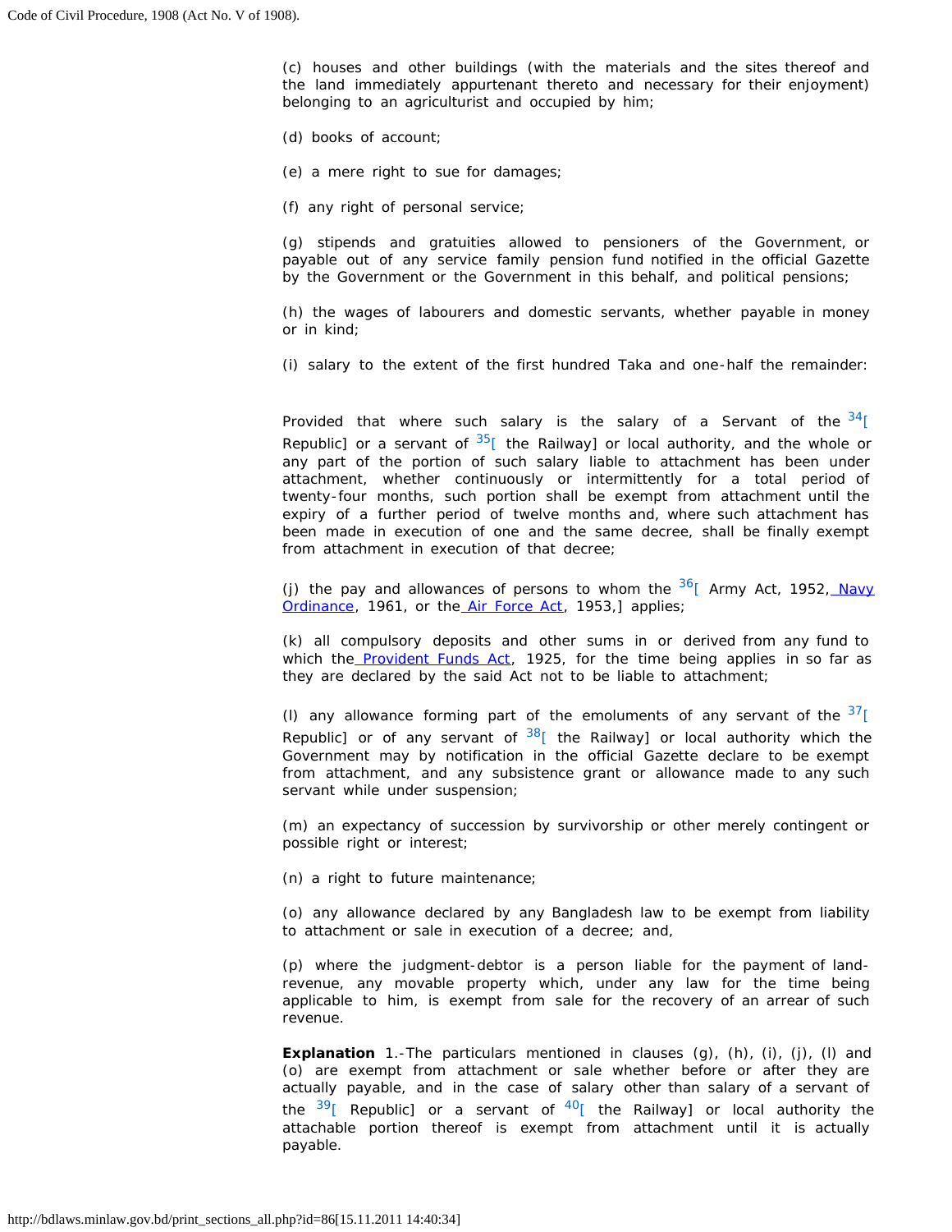(c) houses and other buildings (with the materials and the sites thereof and the land immediately appurtenant thereto and necessary for their enjoyment) belonging to an agriculturist and occupied by him;

(d) books of account;

(e) a mere right to sue for damages;

(f) any right of personal service;

(g) stipends and gratuities allowed to pensioners of the Government, or payable out of any service family pension fund notified in the official Gazette by the Government or the Government in this behalf, and political pensions;

(h) the wages of labourers and domestic servants, whether payable in money or in kind;

(i) salary to the extent of the first hundred Taka and one-half the remainder:

Provided that where such salary is the salary of a Servant of the [34][ Republic] or a servant of [35][ the Railway] or local authority, and the whole or any part of the portion of such salary liable to attachment has been under attachment, whether continuously or intermittently for a total period of twenty-four months, such portion shall be exempt from attachment until the expiry of a further period of twelve months and, where such attachment has been made in execution of one and the same decree, shall be finally exempt from attachment in execution of that decree;

(j) the pay and allowances of persons to whom the [36][ Army Act, 1952, Navy Ordinance, 1961, or the Air Force Act, 1953,] applies;

(k) all compulsory deposits and other sums in or derived from any fund to which the Provident Funds Act, 1925, for the time being applies in so far as they are declared by the said Act not to be liable to attachment;

(l) any allowance forming part of the emoluments of any servant of the [37][ Republic] or of any servant of [38][ the Railway] or local authority which the Government may by notification in the official Gazette declare to be exempt from attachment, and any subsistence grant or allowance made to any such servant while under suspension;

(m) an expectancy of succession by survivorship or other merely contingent or possible right or interest;

(n) a right to future maintenance;

(o) any allowance declared by any Bangladesh law to be exempt from liability to attachment or sale in execution of a decree; and,

(p) where the judgment-debtor is a person liable for the payment of land-revenue, any movable property which, under any law for the time being applicable to him, is exempt from sale for the recovery of an arrear of such revenue.

**Explanation** 1.-The particulars mentioned in clauses (g), (h), (i), (j), (l) and (o) are exempt from attachment or sale whether before or after they are actually payable, and in the case of salary other than salary of a servant of the [39][ Republic] or a servant of [40][ the Railway] or local authority the attachable portion thereof is exempt from attachment until it is actually payable.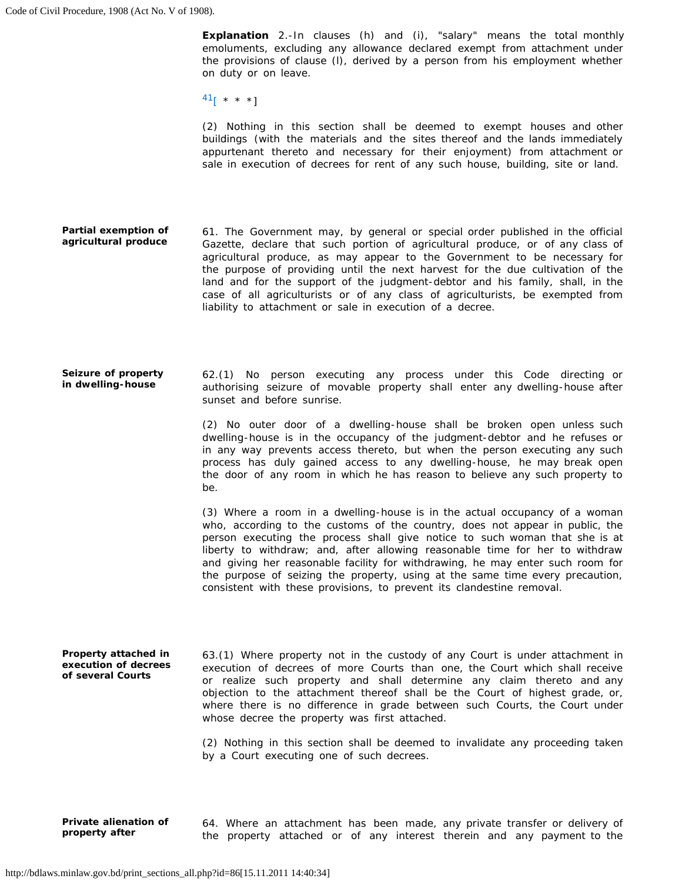**Explanation** 2.-In clauses (h) and (i), "salary" means the total monthly emoluments, excluding any allowance declared exempt from attachment under the provisions of clause (l), derived by a person from his employment whether on duty or on leave.

[41][ * * *]

(2) Nothing in this section shall be deemed to exempt houses and other buildings (with the materials and the sites thereof and the lands immediately appurtenant thereto and necessary for their enjoyment) from attachment or sale in execution of decrees for rent of any such house, building, site or land.

**Partial exemption of agricultural produce**

61. The Government may, by general or special order published in the official Gazette, declare that such portion of agricultural produce, or of any class of agricultural produce, as may appear to the Government to be necessary for the purpose of providing until the next harvest for the due cultivation of the land and for the support of the judgment-debtor and his family, shall, in the case of all agriculturists or of any class of agriculturists, be exempted from liability to attachment or sale in execution of a decree.

**Seizure of property in dwelling-house**

62.(1) No person executing any process under this Code directing or authorising seizure of movable property shall enter any dwelling-house after sunset and before sunrise.

(2) No outer door of a dwelling-house shall be broken open unless such dwelling-house is in the occupancy of the judgment-debtor and he refuses or in any way prevents access thereto, but when the person executing any such process has duly gained access to any dwelling-house, he may break open the door of any room in which he has reason to believe any such property to be.

(3) Where a room in a dwelling-house is in the actual occupancy of a woman who, according to the customs of the country, does not appear in public, the person executing the process shall give notice to such woman that she is at liberty to withdraw; and, after allowing reasonable time for her to withdraw and giving her reasonable facility for withdrawing, he may enter such room for the purpose of seizing the property, using at the same time every precaution, consistent with these provisions, to prevent its clandestine removal.

**Property attached in execution of decrees of several Courts**

63.(1) Where property not in the custody of any Court is under attachment in execution of decrees of more Courts than one, the Court which shall receive or realize such property and shall determine any claim thereto and any objection to the attachment thereof shall be the Court of highest grade, or, where there is no difference in grade between such Courts, the Court under whose decree the property was first attached.

(2) Nothing in this section shall be deemed to invalidate any proceeding taken by a Court executing one of such decrees.

**Private alienation of property after**

64. Where an attachment has been made, any private transfer or delivery of the property attached or of any interest therein and any payment to the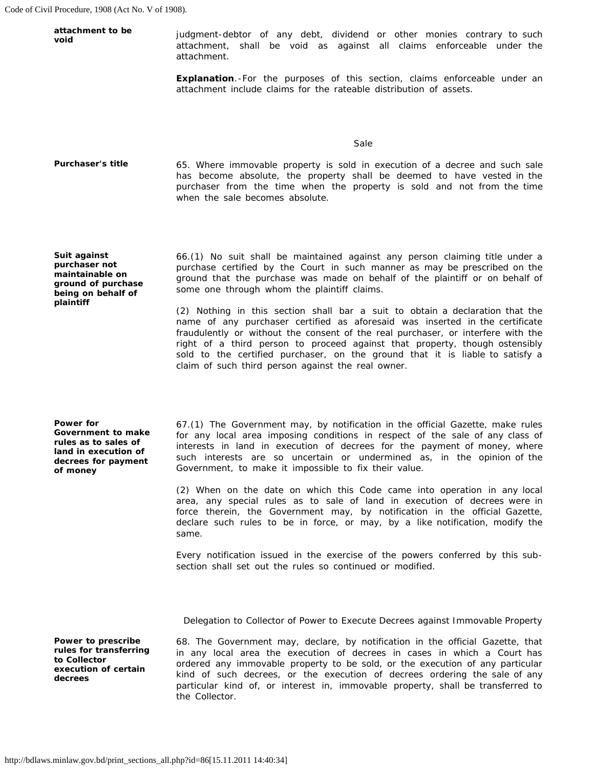**attachment to be void**

judgment-debtor of any debt, dividend or other monies contrary to such attachment, shall be void as against all claims enforceable under the attachment.

**Explanation**.-For the purposes of this section, claims enforceable under an attachment include claims for the rateable distribution of assets.

### Sale

**Purchaser's title**

65. Where immovable property is sold in execution of a decree and such sale has become absolute, the property shall be deemed to have vested in the purchaser from the time when the property is sold and not from the time when the sale becomes absolute.

**Suit against purchaser not maintainable on ground of purchase being on behalf of plaintiff**

66.(1) No suit shall be maintained against any person claiming title under a purchase certified by the Court in such manner as may be prescribed on the ground that the purchase was made on behalf of the plaintiff or on behalf of some one through whom the plaintiff claims.

(2) Nothing in this section shall bar a suit to obtain a declaration that the name of any purchaser certified as aforesaid was inserted in the certificate fraudulently or without the consent of the real purchaser, or interfere with the right of a third person to proceed against that property, though ostensibly sold to the certified purchaser, on the ground that it is liable to satisfy a claim of such third person against the real owner.

**Power for Government to make rules as to sales of land in execution of decrees for payment of money**

67.(1) The Government may, by notification in the official Gazette, make rules for any local area imposing conditions in respect of the sale of any class of interests in land in execution of decrees for the payment of money, where such interests are so uncertain or undermined as, in the opinion of the Government, to make it impossible to fix their value.

(2) When on the date on which this Code came into operation in any local area, any special rules as to sale of land in execution of decrees were in force therein, the Government may, by notification in the official Gazette, declare such rules to be in force, or may, by a like notification, modify the same.

Every notification issued in the exercise of the powers conferred by this sub-section shall set out the rules so continued or modified.

### Delegation to Collector of Power to Execute Decrees against Immovable Property

**Power to prescribe rules for transferring to Collector execution of certain decrees**

68. The Government may, declare, by notification in the official Gazette, that in any local area the execution of decrees in cases in which a Court has ordered any immovable property to be sold, or the execution of any particular kind of such decrees, or the execution of decrees ordering the sale of any particular kind of, or interest in, immovable property, shall be transferred to the Collector.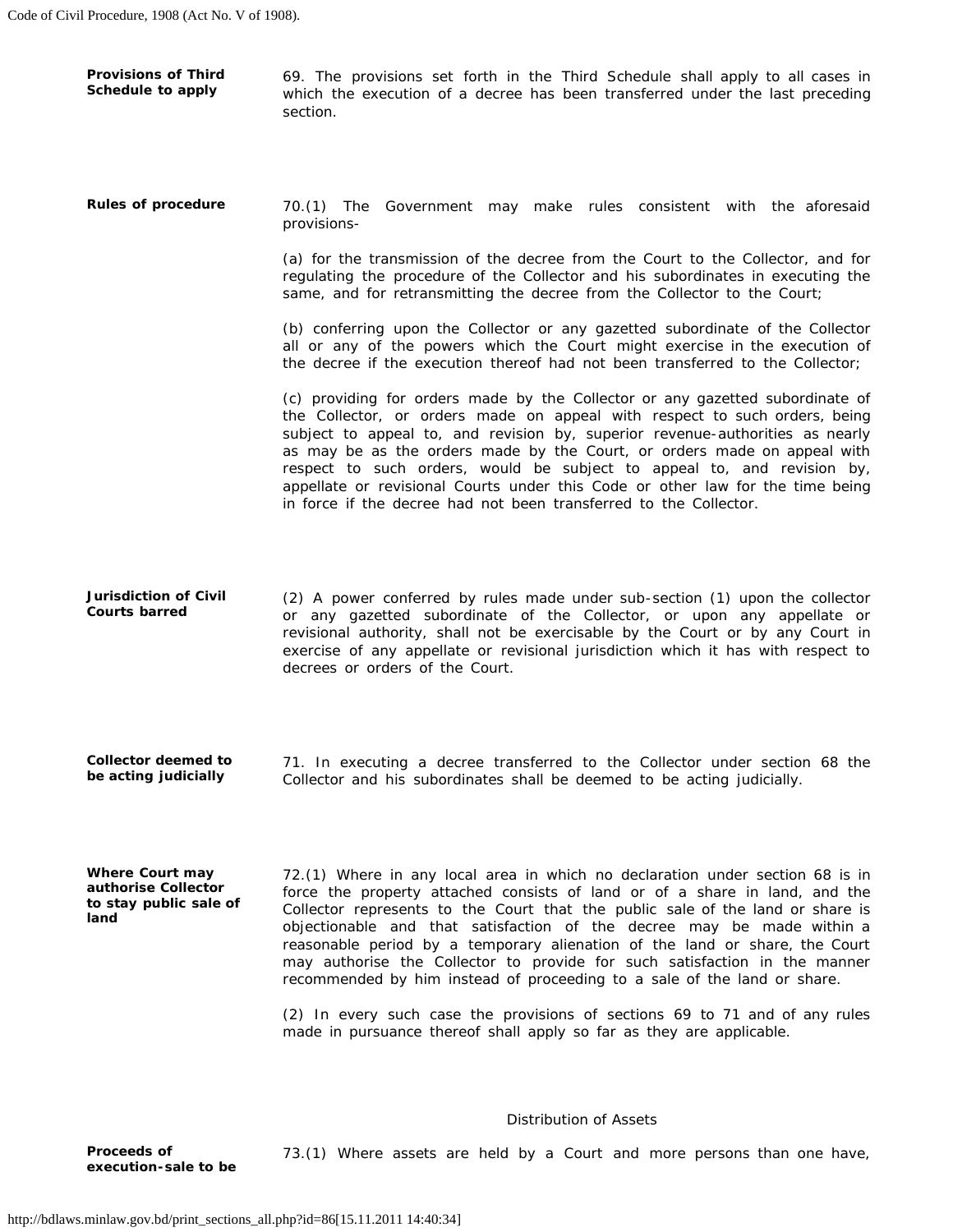**Provisions of Third Schedule to apply**

69. The provisions set forth in the Third Schedule shall apply to all cases in which the execution of a decree has been transferred under the last preceding section.

**Rules of procedure**

70.(1) The Government may make rules consistent with the aforesaid provisions-

(a) for the transmission of the decree from the Court to the Collector, and for regulating the procedure of the Collector and his subordinates in executing the same, and for retransmitting the decree from the Collector to the Court;

(b) conferring upon the Collector or any gazetted subordinate of the Collector all or any of the powers which the Court might exercise in the execution of the decree if the execution thereof had not been transferred to the Collector;

(c) providing for orders made by the Collector or any gazetted subordinate of the Collector, or orders made on appeal with respect to such orders, being subject to appeal to, and revision by, superior revenue-authorities as nearly as may be as the orders made by the Court, or orders made on appeal with respect to such orders, would be subject to appeal to, and revision by, appellate or revisional Courts under this Code or other law for the time being in force if the decree had not been transferred to the Collector.

**Jurisdiction of Civil Courts barred**

(2) A power conferred by rules made under sub-section (1) upon the collector or any gazetted subordinate of the Collector, or upon any appellate or revisional authority, shall not be exercisable by the Court or by any Court in exercise of any appellate or revisional jurisdiction which it has with respect to decrees or orders of the Court.

**Collector deemed to be acting judicially**

71. In executing a decree transferred to the Collector under section 68 the Collector and his subordinates shall be deemed to be acting judicially.

**Where Court may authorise Collector to stay public sale of land**

72.(1) Where in any local area in which no declaration under section 68 is in force the property attached consists of land or of a share in land, and the Collector represents to the Court that the public sale of the land or share is objectionable and that satisfaction of the decree may be made within a reasonable period by a temporary alienation of the land or share, the Court may authorise the Collector to provide for such satisfaction in the manner recommended by him instead of proceeding to a sale of the land or share.

(2) In every such case the provisions of sections 69 to 71 and of any rules made in pursuance thereof shall apply so far as they are applicable.

## Distribution of Assets

**Proceeds of execution-sale to be**

73.(1) Where assets are held by a Court and more persons than one have,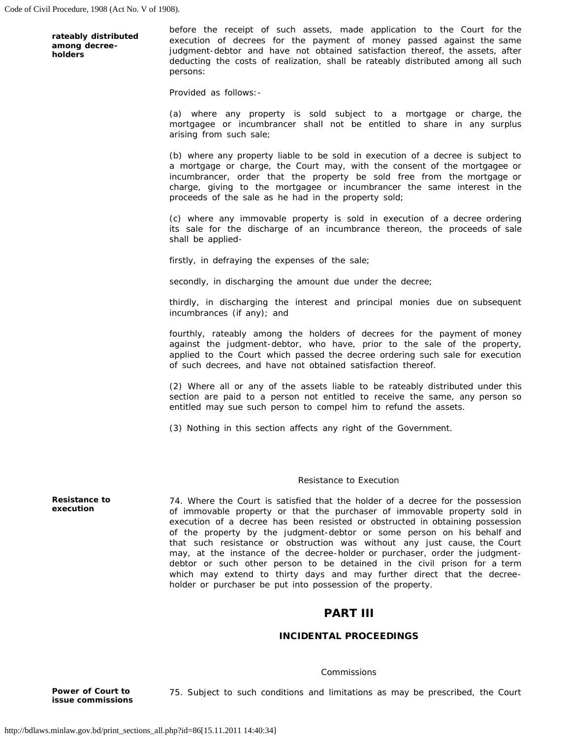**rateably distributed among decree-holders**

before the receipt of such assets, made application to the Court for the execution of decrees for the payment of money passed against the same judgment-debtor and have not obtained satisfaction thereof, the assets, after deducting the costs of realization, shall be rateably distributed among all such persons:

Provided as follows:-

(a) where any property is sold subject to a mortgage or charge, the mortgagee or incumbrancer shall not be entitled to share in any surplus arising from such sale;

(b) where any property liable to be sold in execution of a decree is subject to a mortgage or charge, the Court may, with the consent of the mortgagee or incumbrancer, order that the property be sold free from the mortgage or charge, giving to the mortgagee or incumbrancer the same interest in the proceeds of the sale as he had in the property sold;

(c) where any immovable property is sold in execution of a decree ordering its sale for the discharge of an incumbrance thereon, the proceeds of sale shall be applied-

firstly, in defraying the expenses of the sale;

secondly, in discharging the amount due under the decree;

thirdly, in discharging the interest and principal monies due on subsequent incumbrances (if any); and

fourthly, rateably among the holders of decrees for the payment of money against the judgment-debtor, who have, prior to the sale of the property, applied to the Court which passed the decree ordering such sale for execution of such decrees, and have not obtained satisfaction thereof.

(2) Where all or any of the assets liable to be rateably distributed under this section are paid to a person not entitled to receive the same, any person so entitled may sue such person to compel him to refund the assets.

(3) Nothing in this section affects any right of the Government.

Resistance to Execution

**Resistance to execution**

74. Where the Court is satisfied that the holder of a decree for the possession of immovable property or that the purchaser of immovable property sold in execution of a decree has been resisted or obstructed in obtaining possession of the property by the judgment-debtor or some person on his behalf and that such resistance or obstruction was without any just cause, the Court may, at the instance of the decree-holder or purchaser, order the judgment-debtor or such other person to be detained in the civil prison for a term which may extend to thirty days and may further direct that the decree-holder or purchaser be put into possession of the property.

## PART III

### INCIDENTAL PROCEEDINGS

Commissions

**Power of Court to issue commissions**

75. Subject to such conditions and limitations as may be prescribed, the Court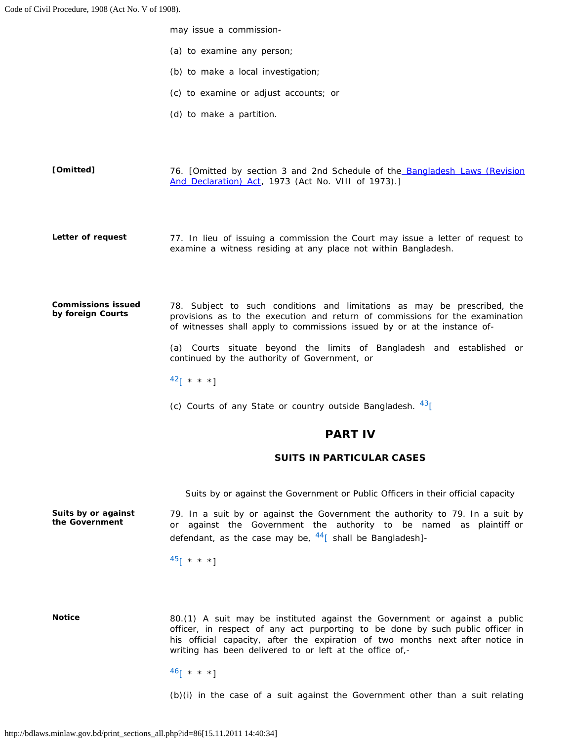may issue a commission-

(a) to examine any person;

(b) to make a local investigation;

(c) to examine or adjust accounts; or

(d) to make a partition.

**[Omitted]**

76. [Omitted by section 3 and 2nd Schedule of the Bangladesh Laws (Revision And Declaration) Act, 1973 (Act No. VIII of 1973).]

**Letter of request**

77. In lieu of issuing a commission the Court may issue a letter of request to examine a witness residing at any place not within Bangladesh.

**Commissions issued by foreign Courts**

78. Subject to such conditions and limitations as may be prescribed, the provisions as to the execution and return of commissions for the examination of witnesses shall apply to commissions issued by or at the instance of-

(a) Courts situate beyond the limits of Bangladesh and established or continued by the authority of Government, or

[42][ * * *]

(c) Courts of any State or country outside Bangladesh. [43][

## PART IV

### SUITS IN PARTICULAR CASES

Suits by or against the Government or Public Officers in their official capacity

**Suits by or against the Government**

79. In a suit by or against the Government the authority to 79. In a suit by or against the Government the authority to be named as plaintiff or defendant, as the case may be, [44][ shall be Bangladesh]-

[45][ * * *]

**Notice**

80.(1) A suit may be instituted against the Government or against a public officer, in respect of any act purporting to be done by such public officer in his official capacity, after the expiration of two months next after notice in writing has been delivered to or left at the office of,-

[46][ * * *]

(b)(i) in the case of a suit against the Government other than a suit relating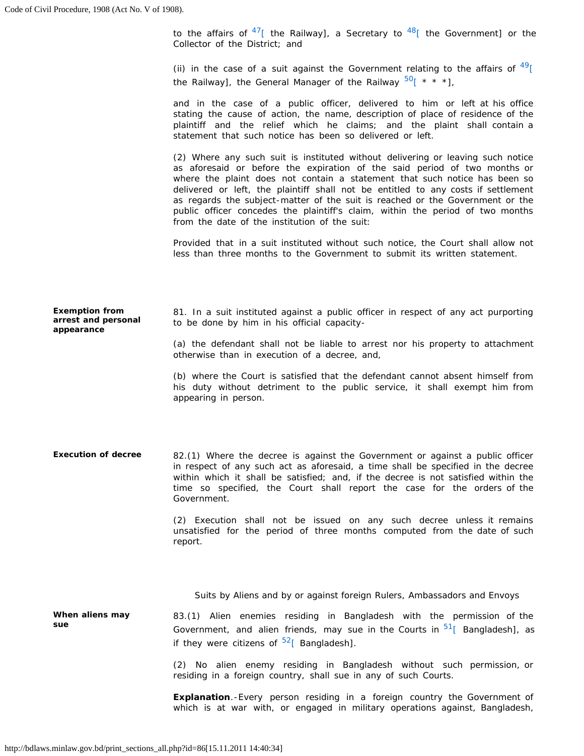to the affairs of [47][ the Railway], a Secretary to [48][ the Government] or the Collector of the District; and

(ii) in the case of a suit against the Government relating to the affairs of [49][ the Railway], the General Manager of the Railway [50][ * * *],

and in the case of a public officer, delivered to him or left at his office stating the cause of action, the name, description of place of residence of the plaintiff and the relief which he claims; and the plaint shall contain a statement that such notice has been so delivered or left.

(2) Where any such suit is instituted without delivering or leaving such notice as aforesaid or before the expiration of the said period of two months or where the plaint does not contain a statement that such notice has been so delivered or left, the plaintiff shall not be entitled to any costs if settlement as regards the subject-matter of the suit is reached or the Government or the public officer concedes the plaintiff's claim, within the period of two months from the date of the institution of the suit:

Provided that in a suit instituted without such notice, the Court shall allow not less than three months to the Government to submit its written statement.

**Exemption from arrest and personal appearance**

81. In a suit instituted against a public officer in respect of any act purporting to be done by him in his official capacity-

(a) the defendant shall not be liable to arrest nor his property to attachment otherwise than in execution of a decree, and,

(b) where the Court is satisfied that the defendant cannot absent himself from his duty without detriment to the public service, it shall exempt him from appearing in person.

**Execution of decree**

82.(1) Where the decree is against the Government or against a public officer in respect of any such act as aforesaid, a time shall be specified in the decree within which it shall be satisfied; and, if the decree is not satisfied within the time so specified, the Court shall report the case for the orders of the Government.

(2) Execution shall not be issued on any such decree unless it remains unsatisfied for the period of three months computed from the date of such report.

Suits by Aliens and by or against foreign Rulers, Ambassadors and Envoys

**When aliens may sue**

83.(1) Alien enemies residing in Bangladesh with the permission of the Government, and alien friends, may sue in the Courts in [51][ Bangladesh], as if they were citizens of [52][ Bangladesh].

(2) No alien enemy residing in Bangladesh without such permission, or residing in a foreign country, shall sue in any of such Courts.

**Explanation**.-Every person residing in a foreign country the Government of which is at war with, or engaged in military operations against, Bangladesh,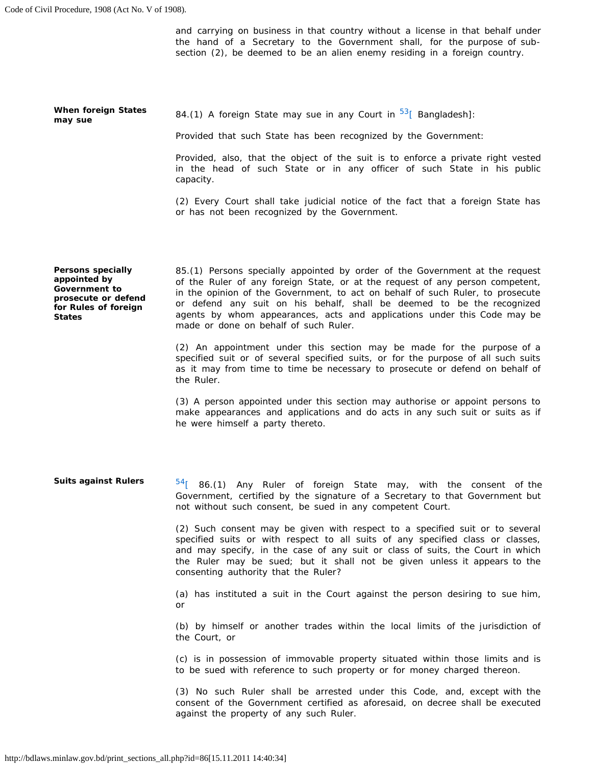and carrying on business in that country without a license in that behalf under the hand of a Secretary to the Government shall, for the purpose of sub-section (2), be deemed to be an alien enemy residing in a foreign country.

**When foreign States may sue**

84.(1) A foreign State may sue in any Court in [53][ Bangladesh]:

Provided that such State has been recognized by the Government:

Provided, also, that the object of the suit is to enforce a private right vested in the head of such State or in any officer of such State in his public capacity.

(2) Every Court shall take judicial notice of the fact that a foreign State has or has not been recognized by the Government.

**Persons specially appointed by Government to prosecute or defend for Rules of foreign States**

85.(1) Persons specially appointed by order of the Government at the request of the Ruler of any foreign State, or at the request of any person competent, in the opinion of the Government, to act on behalf of such Ruler, to prosecute or defend any suit on his behalf, shall be deemed to be the recognized agents by whom appearances, acts and applications under this Code may be made or done on behalf of such Ruler.

(2) An appointment under this section may be made for the purpose of a specified suit or of several specified suits, or for the purpose of all such suits as it may from time to time be necessary to prosecute or defend on behalf of the Ruler.

(3) A person appointed under this section may authorise or appoint persons to make appearances and applications and do acts in any such suit or suits as if he were himself a party thereto.

**Suits against Rulers**

[54][ 86.(1) Any Ruler of foreign State may, with the consent of the Government, certified by the signature of a Secretary to that Government but not without such consent, be sued in any competent Court.

(2) Such consent may be given with respect to a specified suit or to several specified suits or with respect to all suits of any specified class or classes, and may specify, in the case of any suit or class of suits, the Court in which the Ruler may be sued; but it shall not be given unless it appears to the consenting authority that the Ruler?

(a) has instituted a suit in the Court against the person desiring to sue him, or

(b) by himself or another trades within the local limits of the jurisdiction of the Court, or

(c) is in possession of immovable property situated within those limits and is to be sued with reference to such property or for money charged thereon.

(3) No such Ruler shall be arrested under this Code, and, except with the consent of the Government certified as aforesaid, on decree shall be executed against the property of any such Ruler.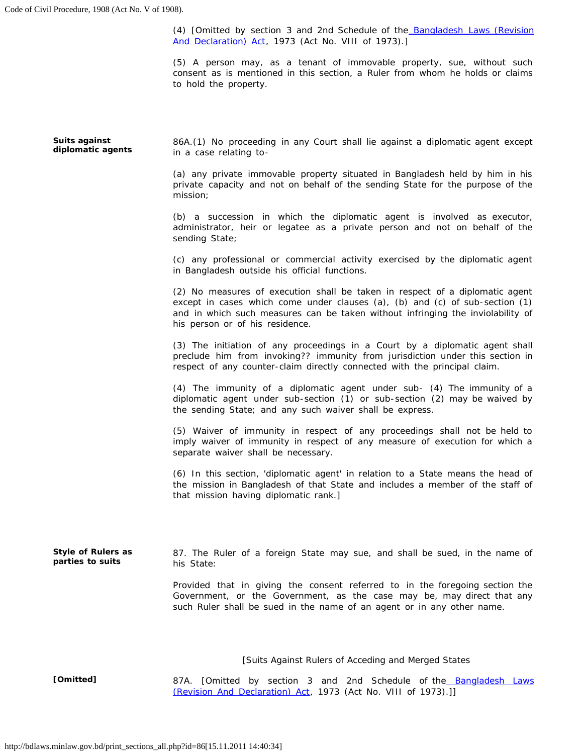(4) [Omitted by section 3 and 2nd Schedule of the Bangladesh Laws (Revision And Declaration) Act, 1973 (Act No. VIII of 1973).]

(5) A person may, as a tenant of immovable property, sue, without such consent as is mentioned in this section, a Ruler from whom he holds or claims to hold the property.

**Suits against diplomatic agents**

86A.(1) No proceeding in any Court shall lie against a diplomatic agent except in a case relating to-

(a) any private immovable property situated in Bangladesh held by him in his private capacity and not on behalf of the sending State for the purpose of the mission;

(b) a succession in which the diplomatic agent is involved as executor, administrator, heir or legatee as a private person and not on behalf of the sending State;

(c) any professional or commercial activity exercised by the diplomatic agent in Bangladesh outside his official functions.

(2) No measures of execution shall be taken in respect of a diplomatic agent except in cases which come under clauses (a), (b) and (c) of sub-section (1) and in which such measures can be taken without infringing the inviolability of his person or of his residence.

(3) The initiation of any proceedings in a Court by a diplomatic agent shall preclude him from invoking?? immunity from jurisdiction under this section in respect of any counter-claim directly connected with the principal claim.

(4) The immunity of a diplomatic agent under sub- (4) The immunity of a diplomatic agent under sub-section (1) or sub-section (2) may be waived by the sending State; and any such waiver shall be express.

(5) Waiver of immunity in respect of any proceedings shall not be held to imply waiver of immunity in respect of any measure of execution for which a separate waiver shall be necessary.

(6) In this section, 'diplomatic agent' in relation to a State means the head of the mission in Bangladesh of that State and includes a member of the staff of that mission having diplomatic rank.]

**Style of Rulers as parties to suits**

87. The Ruler of a foreign State may sue, and shall be sued, in the name of his State:

Provided that in giving the consent referred to in the foregoing section the Government, or the Government, as the case may be, may direct that any such Ruler shall be sued in the name of an agent or in any other name.

[Suits Against Rulers of Acceding and Merged States

**[Omitted]**

87A. [Omitted by section 3 and 2nd Schedule of the Bangladesh Laws (Revision And Declaration) Act, 1973 (Act No. VIII of 1973).]]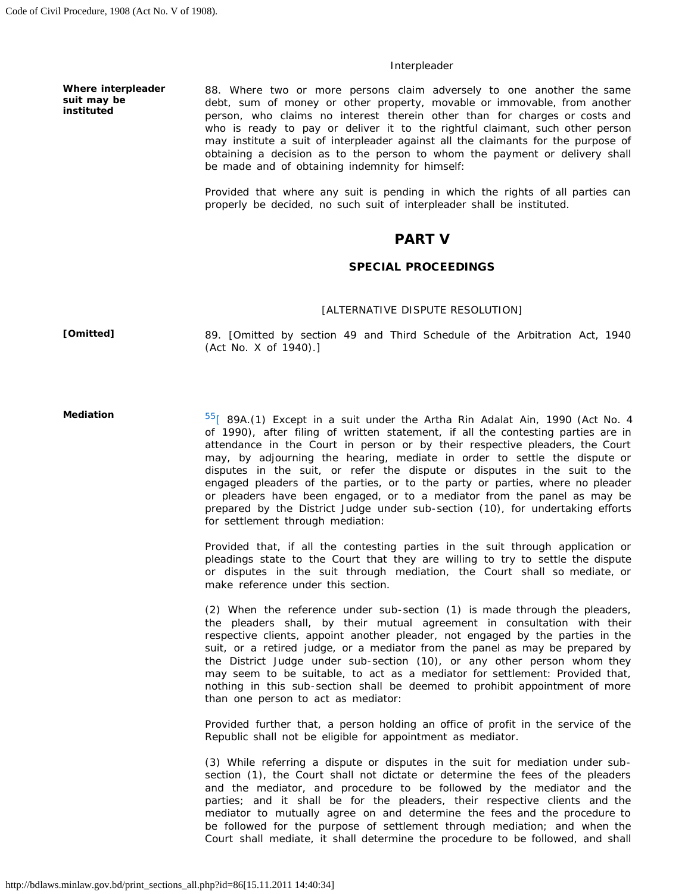Interpleader

**Where interpleader suit may be instituted**

88. Where two or more persons claim adversely to one another the same debt, sum of money or other property, movable or immovable, from another person, who claims no interest therein other than for charges or costs and who is ready to pay or deliver it to the rightful claimant, such other person may institute a suit of interpleader against all the claimants for the purpose of obtaining a decision as to the person to whom the payment or delivery shall be made and of obtaining indemnity for himself:

Provided that where any suit is pending in which the rights of all parties can properly be decided, no such suit of interpleader shall be instituted.

# PART V

## SPECIAL PROCEEDINGS

[ALTERNATIVE DISPUTE RESOLUTION]

**[Omitted]**

89. [Omitted by section 49 and Third Schedule of the Arbitration Act, 1940 (Act No. X of 1940).]

**Mediation**

[55][ 89A.(1) Except in a suit under the Artha Rin Adalat Ain, 1990 (Act No. 4 of 1990), after filing of written statement, if all the contesting parties are in attendance in the Court in person or by their respective pleaders, the Court may, by adjourning the hearing, mediate in order to settle the dispute or disputes in the suit, or refer the dispute or disputes in the suit to the engaged pleaders of the parties, or to the party or parties, where no pleader or pleaders have been engaged, or to a mediator from the panel as may be prepared by the District Judge under sub-section (10), for undertaking efforts for settlement through mediation:

Provided that, if all the contesting parties in the suit through application or pleadings state to the Court that they are willing to try to settle the dispute or disputes in the suit through mediation, the Court shall so mediate, or make reference under this section.

(2) When the reference under sub-section (1) is made through the pleaders, the pleaders shall, by their mutual agreement in consultation with their respective clients, appoint another pleader, not engaged by the parties in the suit, or a retired judge, or a mediator from the panel as may be prepared by the District Judge under sub-section (10), or any other person whom they may seem to be suitable, to act as a mediator for settlement: Provided that, nothing in this sub-section shall be deemed to prohibit appointment of more than one person to act as mediator:

Provided further that, a person holding an office of profit in the service of the Republic shall not be eligible for appointment as mediator.

(3) While referring a dispute or disputes in the suit for mediation under sub-section (1), the Court shall not dictate or determine the fees of the pleaders and the mediator, and procedure to be followed by the mediator and the parties; and it shall be for the pleaders, their respective clients and the mediator to mutually agree on and determine the fees and the procedure to be followed for the purpose of settlement through mediation; and when the Court shall mediate, it shall determine the procedure to be followed, and shall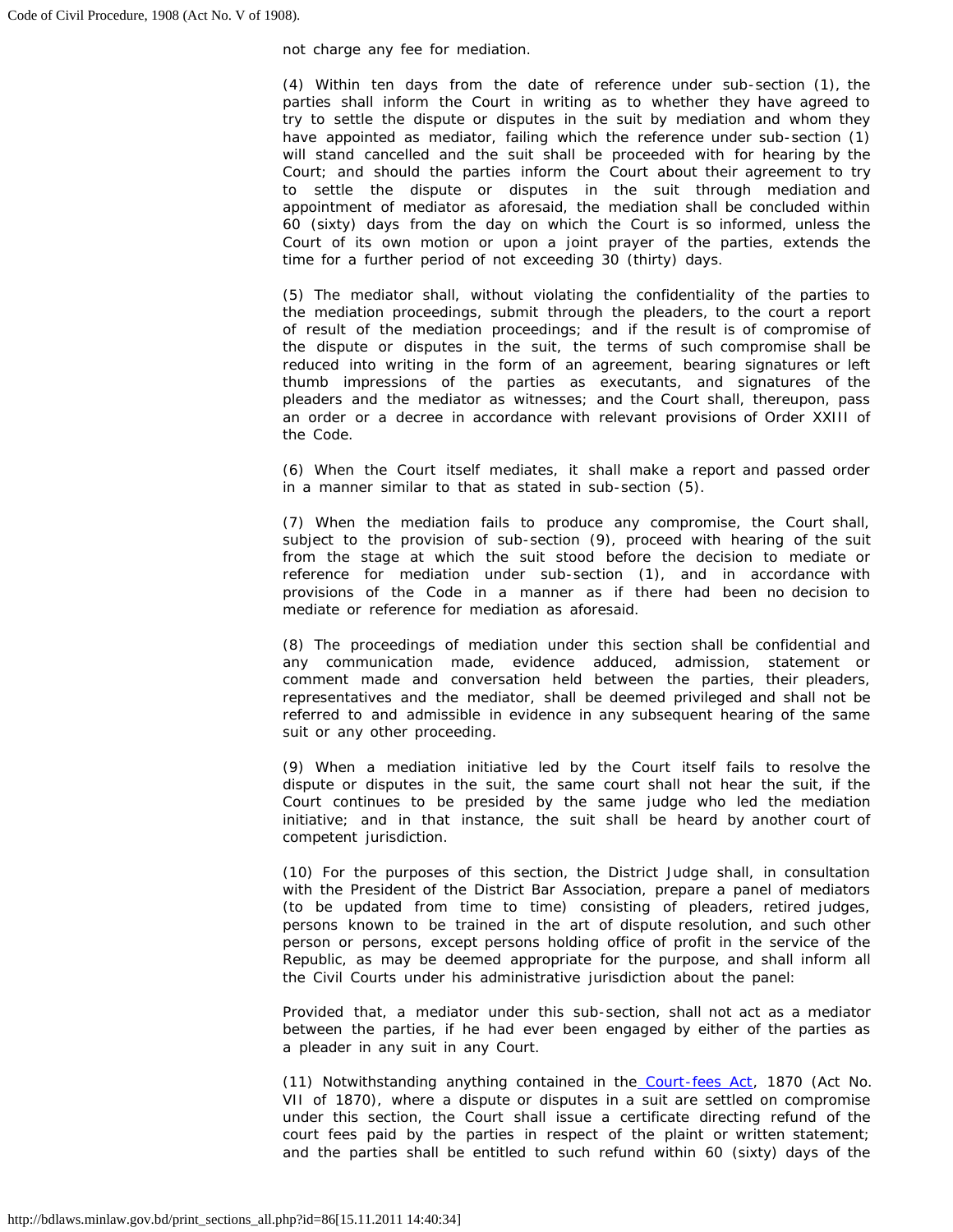not charge any fee for mediation.

(4) Within ten days from the date of reference under sub-section (1), the parties shall inform the Court in writing as to whether they have agreed to try to settle the dispute or disputes in the suit by mediation and whom they have appointed as mediator, failing which the reference under sub-section (1) will stand cancelled and the suit shall be proceeded with for hearing by the Court; and should the parties inform the Court about their agreement to try to settle the dispute or disputes in the suit through mediation and appointment of mediator as aforesaid, the mediation shall be concluded within 60 (sixty) days from the day on which the Court is so informed, unless the Court of its own motion or upon a joint prayer of the parties, extends the time for a further period of not exceeding 30 (thirty) days.

(5) The mediator shall, without violating the confidentiality of the parties to the mediation proceedings, submit through the pleaders, to the court a report of result of the mediation proceedings; and if the result is of compromise of the dispute or disputes in the suit, the terms of such compromise shall be reduced into writing in the form of an agreement, bearing signatures or left thumb impressions of the parties as executants, and signatures of the pleaders and the mediator as witnesses; and the Court shall, thereupon, pass an order or a decree in accordance with relevant provisions of Order XXIII of the Code.

(6) When the Court itself mediates, it shall make a report and passed order in a manner similar to that as stated in sub-section (5).

(7) When the mediation fails to produce any compromise, the Court shall, subject to the provision of sub-section (9), proceed with hearing of the suit from the stage at which the suit stood before the decision to mediate or reference for mediation under sub-section (1), and in accordance with provisions of the Code in a manner as if there had been no decision to mediate or reference for mediation as aforesaid.

(8) The proceedings of mediation under this section shall be confidential and any communication made, evidence adduced, admission, statement or comment made and conversation held between the parties, their pleaders, representatives and the mediator, shall be deemed privileged and shall not be referred to and admissible in evidence in any subsequent hearing of the same suit or any other proceeding.

(9) When a mediation initiative led by the Court itself fails to resolve the dispute or disputes in the suit, the same court shall not hear the suit, if the Court continues to be presided by the same judge who led the mediation initiative; and in that instance, the suit shall be heard by another court of competent jurisdiction.

(10) For the purposes of this section, the District Judge shall, in consultation with the President of the District Bar Association, prepare a panel of mediators (to be updated from time to time) consisting of pleaders, retired judges, persons known to be trained in the art of dispute resolution, and such other person or persons, except persons holding office of profit in the service of the Republic, as may be deemed appropriate for the purpose, and shall inform all the Civil Courts under his administrative jurisdiction about the panel:

Provided that, a mediator under this sub-section, shall not act as a mediator between the parties, if he had ever been engaged by either of the parties as a pleader in any suit in any Court.

(11) Notwithstanding anything contained in the Court-fees Act, 1870 (Act No. VII of 1870), where a dispute or disputes in a suit are settled on compromise under this section, the Court shall issue a certificate directing refund of the court fees paid by the parties in respect of the plaint or written statement; and the parties shall be entitled to such refund within 60 (sixty) days of the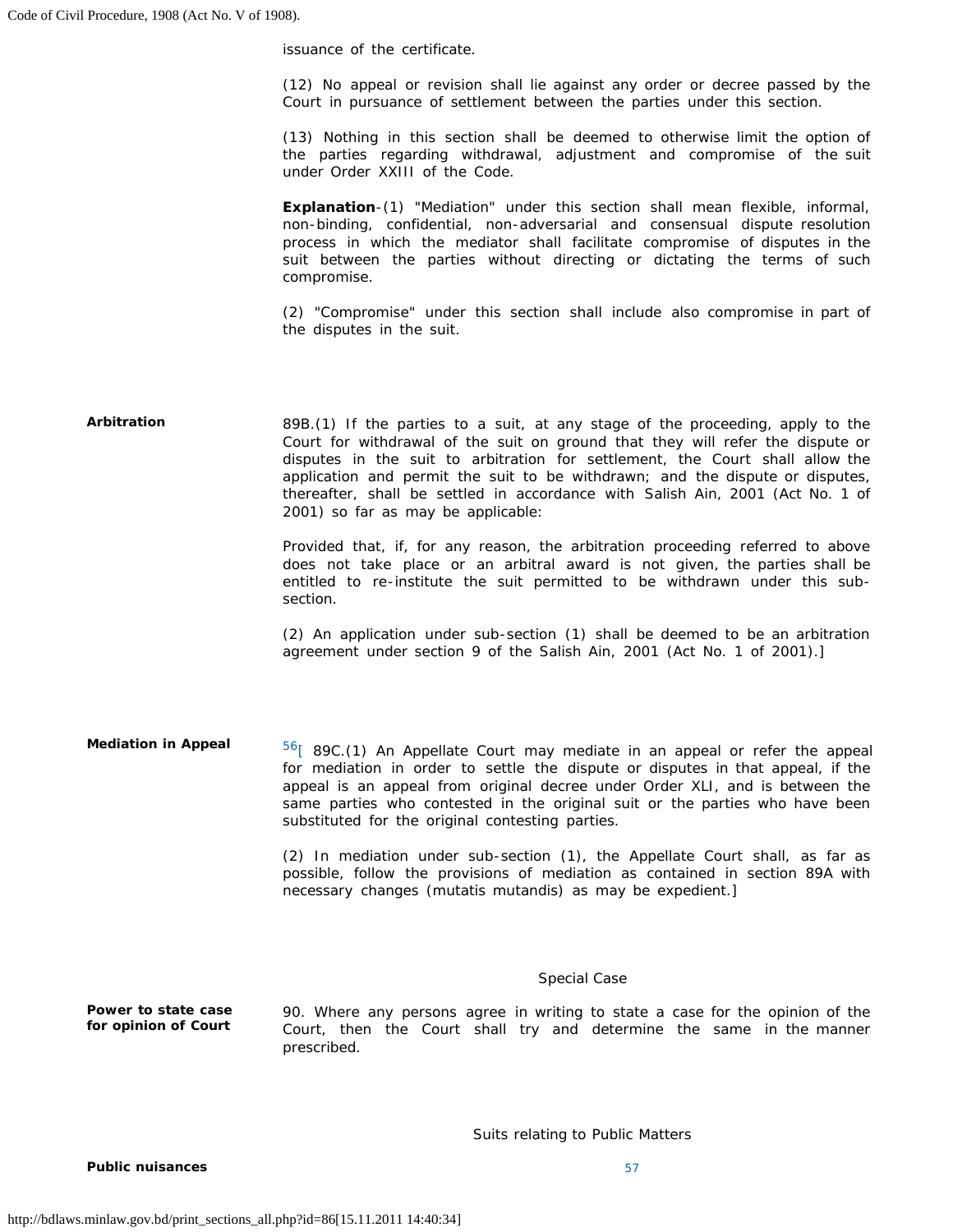issuance of the certificate.

(12) No appeal or revision shall lie against any order or decree passed by the Court in pursuance of settlement between the parties under this section.

(13) Nothing in this section shall be deemed to otherwise limit the option of the parties regarding withdrawal, adjustment and compromise of the suit under Order XXIII of the Code.

**Explanation**-(1) "Mediation" under this section shall mean flexible, informal, non-binding, confidential, non-adversarial and consensual dispute resolution process in which the mediator shall facilitate compromise of disputes in the suit between the parties without directing or dictating the terms of such compromise.

(2) "Compromise" under this section shall include also compromise in part of the disputes in the suit.

**Arbitration**

89B.(1) If the parties to a suit, at any stage of the proceeding, apply to the Court for withdrawal of the suit on ground that they will refer the dispute or disputes in the suit to arbitration for settlement, the Court shall allow the application and permit the suit to be withdrawn; and the dispute or disputes, thereafter, shall be settled in accordance with Salish Ain, 2001 (Act No. 1 of 2001) so far as may be applicable:

Provided that, if, for any reason, the arbitration proceeding referred to above does not take place or an arbitral award is not given, the parties shall be entitled to re-institute the suit permitted to be withdrawn under this sub-section.

(2) An application under sub-section (1) shall be deemed to be an arbitration agreement under section 9 of the Salish Ain, 2001 (Act No. 1 of 2001).]

**Mediation in Appeal**

[56][ 89C.(1) An Appellate Court may mediate in an appeal or refer the appeal for mediation in order to settle the dispute or disputes in that appeal, if the appeal is an appeal from original decree under Order XLI, and is between the same parties who contested in the original suit or the parties who have been substituted for the original contesting parties.

(2) In mediation under sub-section (1), the Appellate Court shall, as far as possible, follow the provisions of mediation as contained in section 89A with necessary changes (mutatis mutandis) as may be expedient.]

Special Case

**Power to state case for opinion of Court**

90. Where any persons agree in writing to state a case for the opinion of the Court, then the Court shall try and determine the same in the manner prescribed.

Suits relating to Public Matters

**Public nuisances**

[57]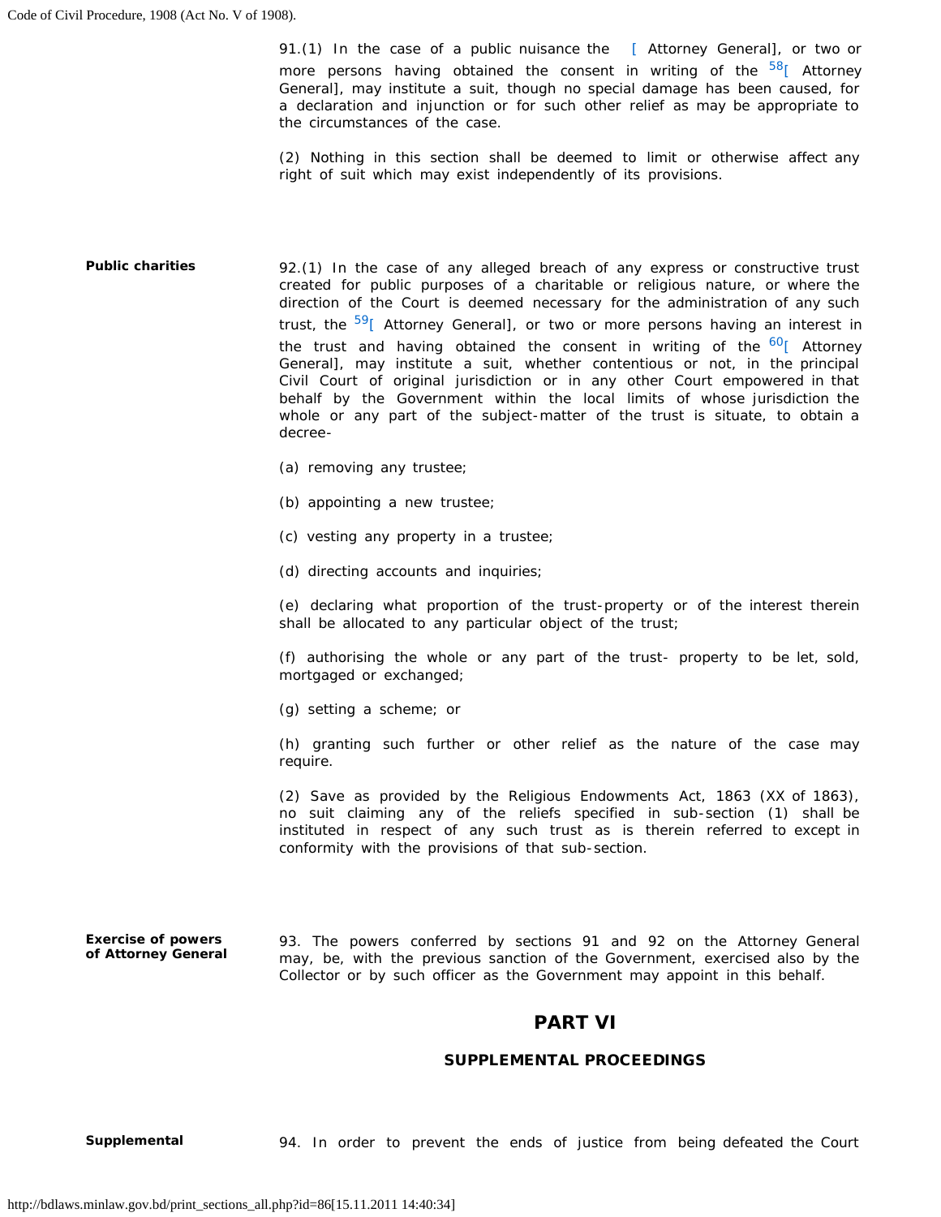91.(1) In the case of a public nuisance the [ Attorney General], or two or more persons having obtained the consent in writing of the [58][ Attorney General], may institute a suit, though no special damage has been caused, for a declaration and injunction or for such other relief as may be appropriate to the circumstances of the case.

(2) Nothing in this section shall be deemed to limit or otherwise affect any right of suit which may exist independently of its provisions.

**Public charities**

92.(1) In the case of any alleged breach of any express or constructive trust created for public purposes of a charitable or religious nature, or where the direction of the Court is deemed necessary for the administration of any such trust, the [59][ Attorney General], or two or more persons having an interest in the trust and having obtained the consent in writing of the [60][ Attorney General], may institute a suit, whether contentious or not, in the principal Civil Court of original jurisdiction or in any other Court empowered in that behalf by the Government within the local limits of whose jurisdiction the whole or any part of the subject-matter of the trust is situate, to obtain a decree-

(a) removing any trustee;

(b) appointing a new trustee;

(c) vesting any property in a trustee;

(d) directing accounts and inquiries;

(e) declaring what proportion of the trust-property or of the interest therein shall be allocated to any particular object of the trust;

(f) authorising the whole or any part of the trust- property to be let, sold, mortgaged or exchanged;

(g) setting a scheme; or

(h) granting such further or other relief as the nature of the case may require.

(2) Save as provided by the Religious Endowments Act, 1863 (XX of 1863), no suit claiming any of the reliefs specified in sub-section (1) shall be instituted in respect of any such trust as is therein referred to except in conformity with the provisions of that sub-section.

**Exercise of powers of Attorney General**

93. The powers conferred by sections 91 and 92 on the Attorney General may, be, with the previous sanction of the Government, exercised also by the Collector or by such officer as the Government may appoint in this behalf.

## PART VI

### SUPPLEMENTAL PROCEEDINGS

**Supplemental**

94. In order to prevent the ends of justice from being defeated the Court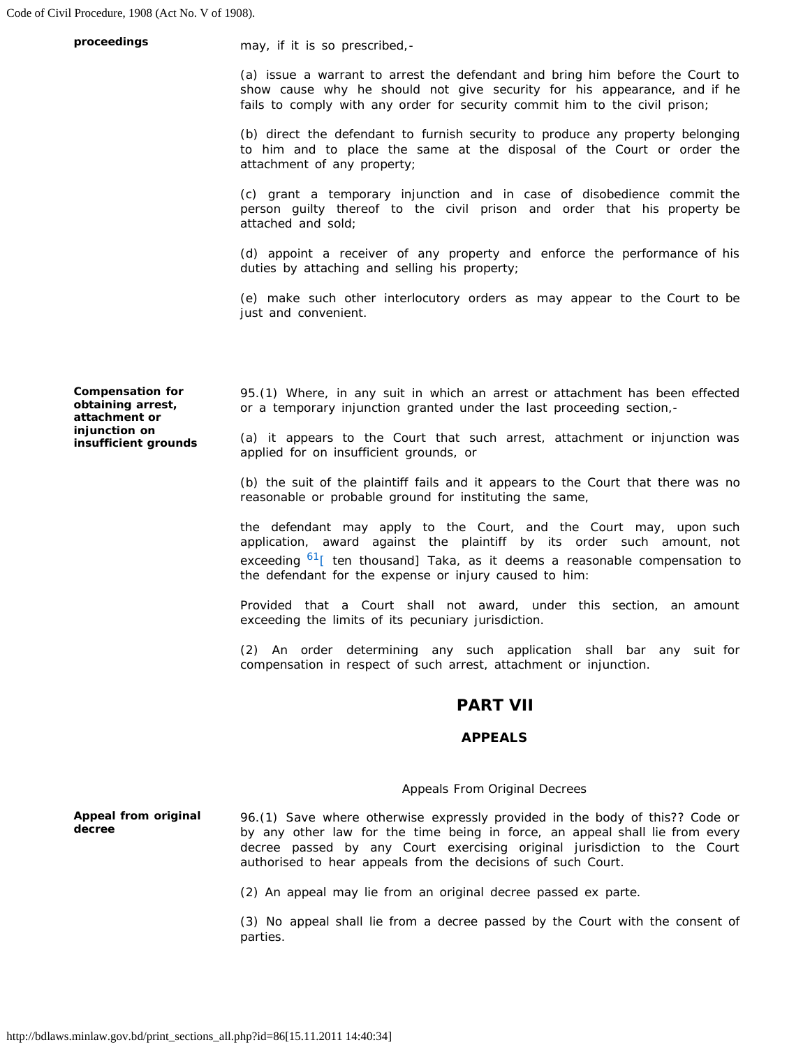**proceedings**

may, if it is so prescribed,-

(a) issue a warrant to arrest the defendant and bring him before the Court to show cause why he should not give security for his appearance, and if he fails to comply with any order for security commit him to the civil prison;

(b) direct the defendant to furnish security to produce any property belonging to him and to place the same at the disposal of the Court or order the attachment of any property;

(c) grant a temporary injunction and in case of disobedience commit the person guilty thereof to the civil prison and order that his property be attached and sold;

(d) appoint a receiver of any property and enforce the performance of his duties by attaching and selling his property;

(e) make such other interlocutory orders as may appear to the Court to be just and convenient.

**Compensation for obtaining arrest, attachment or injunction on insufficient grounds**

95.(1) Where, in any suit in which an arrest or attachment has been effected or a temporary injunction granted under the last proceeding section,-

(a) it appears to the Court that such arrest, attachment or injunction was applied for on insufficient grounds, or

(b) the suit of the plaintiff fails and it appears to the Court that there was no reasonable or probable ground for instituting the same,

the defendant may apply to the Court, and the Court may, upon such application, award against the plaintiff by its order such amount, not exceeding [61][ ten thousand] Taka, as it deems a reasonable compensation to the defendant for the expense or injury caused to him:

Provided that a Court shall not award, under this section, an amount exceeding the limits of its pecuniary jurisdiction.

(2) An order determining any such application shall bar any suit for compensation in respect of such arrest, attachment or injunction.

## PART VII

### APPEALS

Appeals From Original Decrees

**Appeal from original decree**

96.(1) Save where otherwise expressly provided in the body of this?? Code or by any other law for the time being in force, an appeal shall lie from every decree passed by any Court exercising original jurisdiction to the Court authorised to hear appeals from the decisions of such Court.

(2) An appeal may lie from an original decree passed ex parte.

(3) No appeal shall lie from a decree passed by the Court with the consent of parties.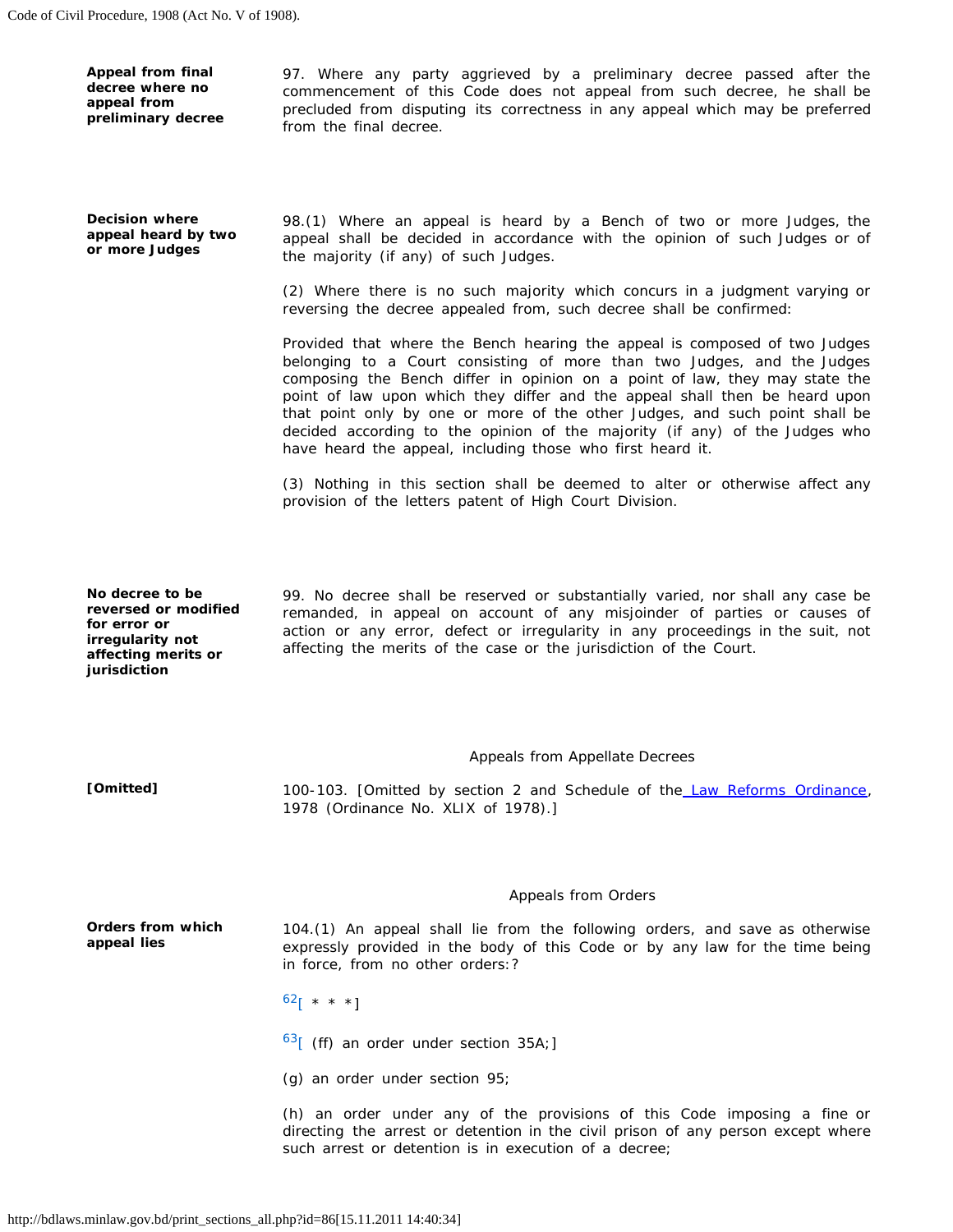**Appeal from final decree where no appeal from preliminary decree**

97. Where any party aggrieved by a preliminary decree passed after the commencement of this Code does not appeal from such decree, he shall be precluded from disputing its correctness in any appeal which may be preferred from the final decree.

**Decision where appeal heard by two or more Judges**

98.(1) Where an appeal is heard by a Bench of two or more Judges, the appeal shall be decided in accordance with the opinion of such Judges or of the majority (if any) of such Judges.

(2) Where there is no such majority which concurs in a judgment varying or reversing the decree appealed from, such decree shall be confirmed:

Provided that where the Bench hearing the appeal is composed of two Judges belonging to a Court consisting of more than two Judges, and the Judges composing the Bench differ in opinion on a point of law, they may state the point of law upon which they differ and the appeal shall then be heard upon that point only by one or more of the other Judges, and such point shall be decided according to the opinion of the majority (if any) of the Judges who have heard the appeal, including those who first heard it.

(3) Nothing in this section shall be deemed to alter or otherwise affect any provision of the letters patent of High Court Division.

**No decree to be reversed or modified for error or irregularity not affecting merits or jurisdiction**

99. No decree shall be reserved or substantially varied, nor shall any case be remanded, in appeal on account of any misjoinder of parties or causes of action or any error, defect or irregularity in any proceedings in the suit, not affecting the merits of the case or the jurisdiction of the Court.

## Appeals from Appellate Decrees

**[Omitted]**

100-103. [Omitted by section 2 and Schedule of the Law Reforms Ordinance, 1978 (Ordinance No. XLIX of 1978).]

## Appeals from Orders

**Orders from which appeal lies**

104.(1) An appeal shall lie from the following orders, and save as otherwise expressly provided in the body of this Code or by any law for the time being in force, from no other orders:?

[62][ * * *]

[63][ (ff) an order under section 35A;]

(g) an order under section 95;

(h) an order under any of the provisions of this Code imposing a fine or directing the arrest or detention in the civil prison of any person except where such arrest or detention is in execution of a decree;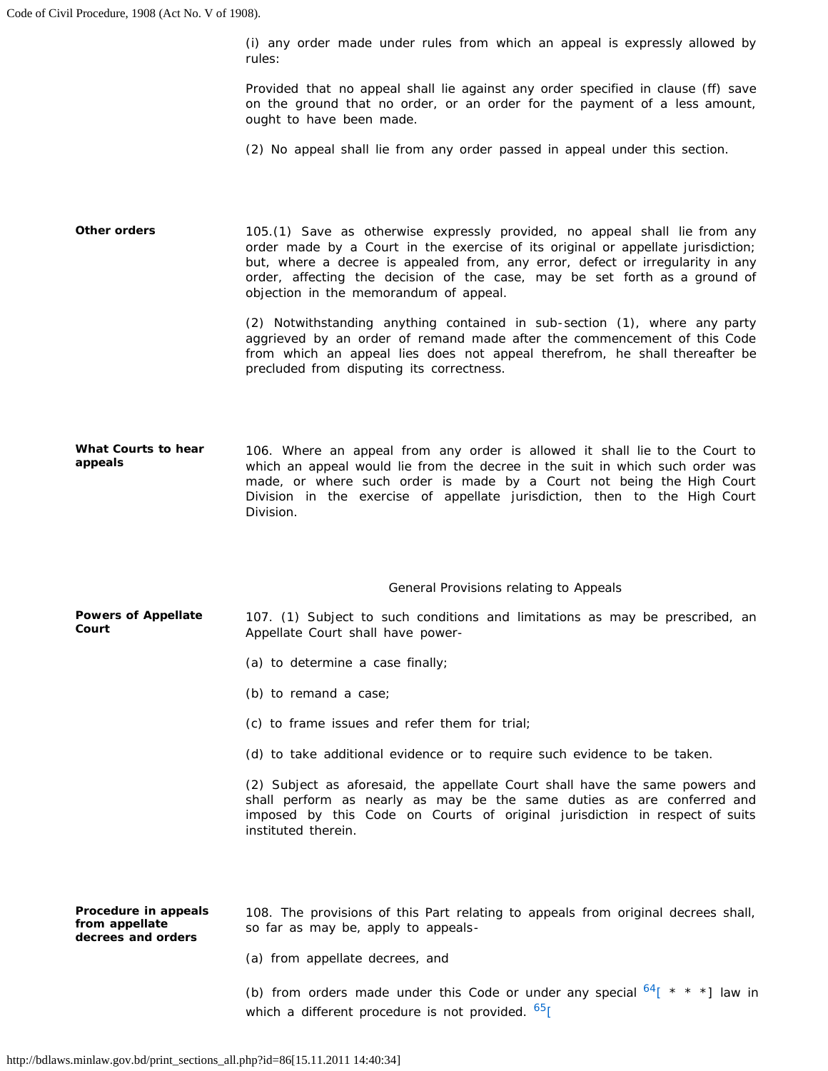(i) any order made under rules from which an appeal is expressly allowed by rules:

Provided that no appeal shall lie against any order specified in clause (ff) save on the ground that no order, or an order for the payment of a less amount, ought to have been made.

(2) No appeal shall lie from any order passed in appeal under this section.

**Other orders**

105.(1) Save as otherwise expressly provided, no appeal shall lie from any order made by a Court in the exercise of its original or appellate jurisdiction; but, where a decree is appealed from, any error, defect or irregularity in any order, affecting the decision of the case, may be set forth as a ground of objection in the memorandum of appeal.

(2) Notwithstanding anything contained in sub-section (1), where any party aggrieved by an order of remand made after the commencement of this Code from which an appeal lies does not appeal therefrom, he shall thereafter be precluded from disputing its correctness.

**What Courts to hear appeals**

106. Where an appeal from any order is allowed it shall lie to the Court to which an appeal would lie from the decree in the suit in which such order was made, or where such order is made by a Court not being the High Court Division in the exercise of appellate jurisdiction, then to the High Court Division.

## General Provisions relating to Appeals

**Powers of Appellate Court**

107. (1) Subject to such conditions and limitations as may be prescribed, an Appellate Court shall have power-

(a) to determine a case finally;

(b) to remand a case;

(c) to frame issues and refer them for trial;

(d) to take additional evidence or to require such evidence to be taken.

(2) Subject as aforesaid, the appellate Court shall have the same powers and shall perform as nearly as may be the same duties as are conferred and imposed by this Code on Courts of original jurisdiction in respect of suits instituted therein.

**Procedure in appeals from appellate decrees and orders**

108. The provisions of this Part relating to appeals from original decrees shall, so far as may be, apply to appeals-

(a) from appellate decrees, and

(b) from orders made under this Code or under any special [64][ * * *] law in which a different procedure is not provided. [65][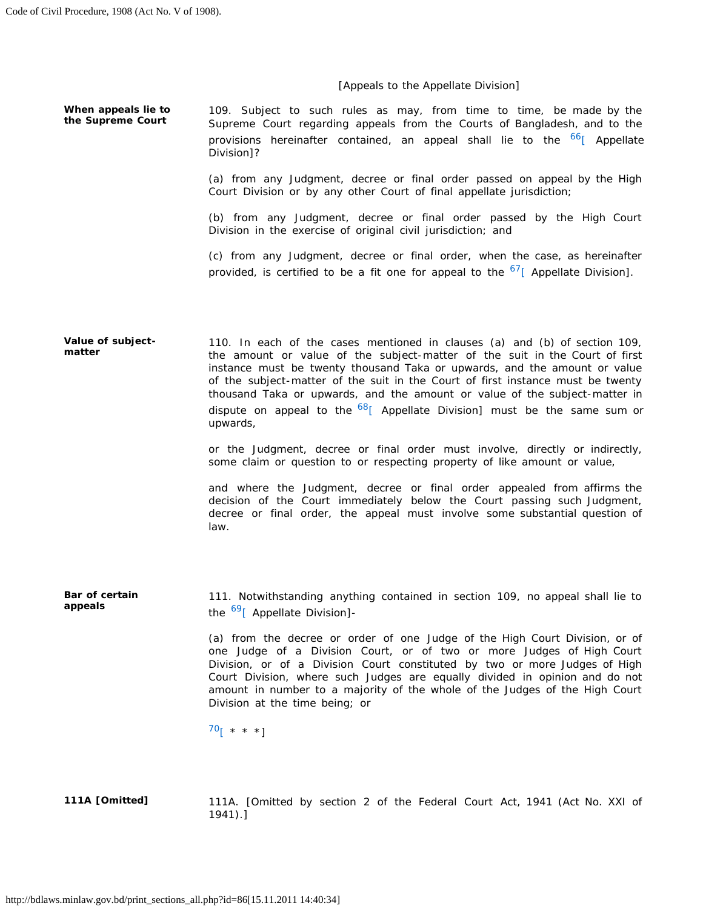[Appeals to the Appellate Division]

**When appeals lie to the Supreme Court**

109. Subject to such rules as may, from time to time, be made by the Supreme Court regarding appeals from the Courts of Bangladesh, and to the provisions hereinafter contained, an appeal shall lie to the [66][ Appellate Division]?

(a) from any Judgment, decree or final order passed on appeal by the High Court Division or by any other Court of final appellate jurisdiction;

(b) from any Judgment, decree or final order passed by the High Court Division in the exercise of original civil jurisdiction; and

(c) from any Judgment, decree or final order, when the case, as hereinafter provided, is certified to be a fit one for appeal to the [67][ Appellate Division].

**Value of subject-matter**

110. In each of the cases mentioned in clauses (a) and (b) of section 109, the amount or value of the subject-matter of the suit in the Court of first instance must be twenty thousand Taka or upwards, and the amount or value of the subject-matter of the suit in the Court of first instance must be twenty thousand Taka or upwards, and the amount or value of the subject-matter in dispute on appeal to the [68][ Appellate Division] must be the same sum or upwards,

or the Judgment, decree or final order must involve, directly or indirectly, some claim or question to or respecting property of like amount or value,

and where the Judgment, decree or final order appealed from affirms the decision of the Court immediately below the Court passing such Judgment, decree or final order, the appeal must involve some substantial question of law.

**Bar of certain appeals**

111. Notwithstanding anything contained in section 109, no appeal shall lie to the [69][ Appellate Division]-

(a) from the decree or order of one Judge of the High Court Division, or of one Judge of a Division Court, or of two or more Judges of High Court Division, or of a Division Court constituted by two or more Judges of High Court Division, where such Judges are equally divided in opinion and do not amount in number to a majority of the whole of the Judges of the High Court Division at the time being; or

[70][ * * *]

**111A [Omitted]**

111A. [Omitted by section 2 of the Federal Court Act, 1941 (Act No. XXI of 1941).]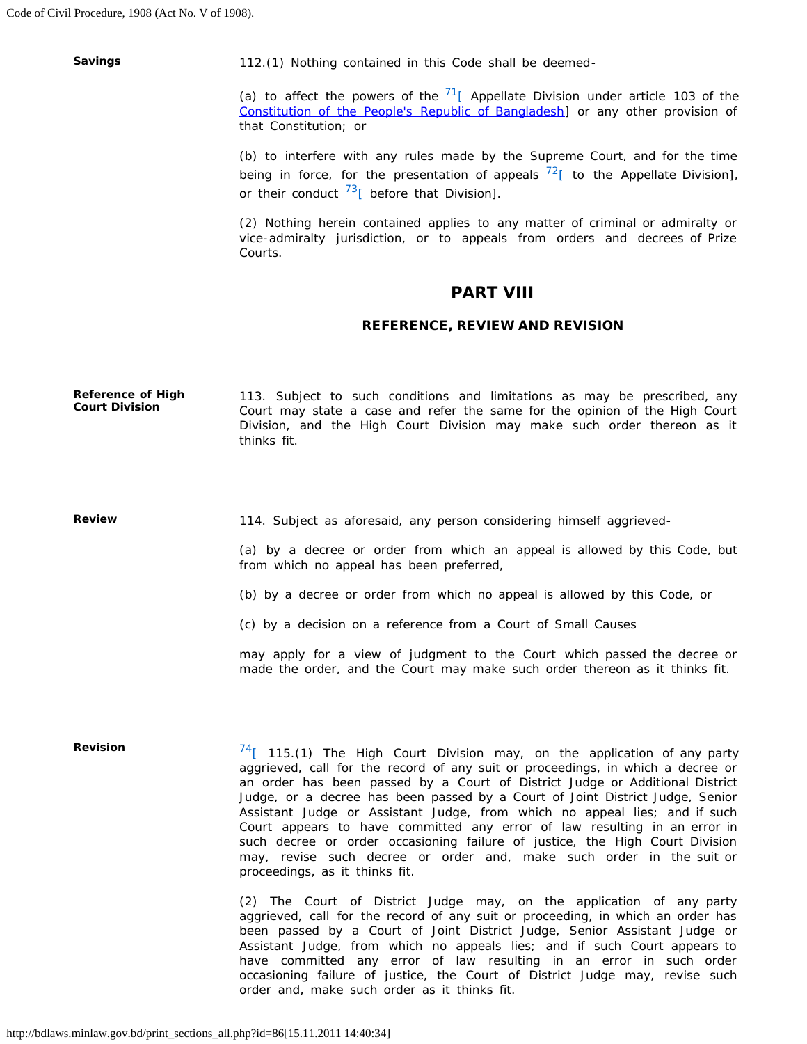**Savings**

112.(1) Nothing contained in this Code shall be deemed-

(a) to affect the powers of the [71][ Appellate Division under article 103 of the Constitution of the People's Republic of Bangladesh] or any other provision of that Constitution; or

(b) to interfere with any rules made by the Supreme Court, and for the time being in force, for the presentation of appeals [72][ to the Appellate Division], or their conduct [73][ before that Division].

(2) Nothing herein contained applies to any matter of criminal or admiralty or vice-admiralty jurisdiction, or to appeals from orders and decrees of Prize Courts.

## PART VIII

### REFERENCE, REVIEW AND REVISION

**Reference of High Court Division**

113. Subject to such conditions and limitations as may be prescribed, any Court may state a case and refer the same for the opinion of the High Court Division, and the High Court Division may make such order thereon as it thinks fit.

**Review**

114. Subject as aforesaid, any person considering himself aggrieved-

(a) by a decree or order from which an appeal is allowed by this Code, but from which no appeal has been preferred,

(b) by a decree or order from which no appeal is allowed by this Code, or

(c) by a decision on a reference from a Court of Small Causes

may apply for a view of judgment to the Court which passed the decree or made the order, and the Court may make such order thereon as it thinks fit.

**Revision**

[74][ 115.(1) The High Court Division may, on the application of any party aggrieved, call for the record of any suit or proceedings, in which a decree or an order has been passed by a Court of District Judge or Additional District Judge, or a decree has been passed by a Court of Joint District Judge, Senior Assistant Judge or Assistant Judge, from which no appeal lies; and if such Court appears to have committed any error of law resulting in an error in such decree or order occasioning failure of justice, the High Court Division may, revise such decree or order and, make such order in the suit or proceedings, as it thinks fit.

(2) The Court of District Judge may, on the application of any party aggrieved, call for the record of any suit or proceeding, in which an order has been passed by a Court of Joint District Judge, Senior Assistant Judge or Assistant Judge, from which no appeals lies; and if such Court appears to have committed any error of law resulting in an error in such order occasioning failure of justice, the Court of District Judge may, revise such order and, make such order as it thinks fit.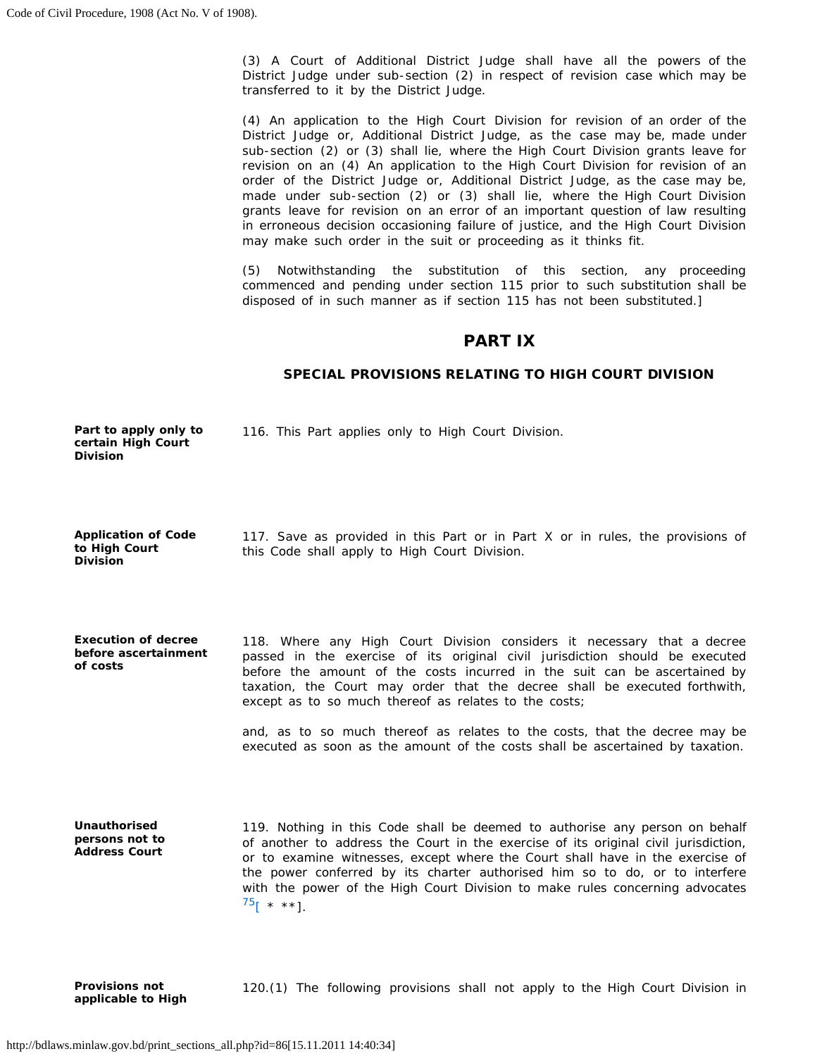(3) A Court of Additional District Judge shall have all the powers of the District Judge under sub-section (2) in respect of revision case which may be transferred to it by the District Judge.

(4) An application to the High Court Division for revision of an order of the District Judge or, Additional District Judge, as the case may be, made under sub-section (2) or (3) shall lie, where the High Court Division grants leave for revision on an (4) An application to the High Court Division for revision of an order of the District Judge or, Additional District Judge, as the case may be, made under sub-section (2) or (3) shall lie, where the High Court Division grants leave for revision on an error of an important question of law resulting in erroneous decision occasioning failure of justice, and the High Court Division may make such order in the suit or proceeding as it thinks fit.

(5) Notwithstanding the substitution of this section, any proceeding commenced and pending under section 115 prior to such substitution shall be disposed of in such manner as if section 115 has not been substituted.]

## PART IX

### SPECIAL PROVISIONS RELATING TO HIGH COURT DIVISION

**Part to apply only to certain High Court Division**

116. This Part applies only to High Court Division.

**Application of Code to High Court Division**

117. Save as provided in this Part or in Part X or in rules, the provisions of this Code shall apply to High Court Division.

**Execution of decree before ascertainment of costs**

118. Where any High Court Division considers it necessary that a decree passed in the exercise of its original civil jurisdiction should be executed before the amount of the costs incurred in the suit can be ascertained by taxation, the Court may order that the decree shall be executed forthwith, except as to so much thereof as relates to the costs;

and, as to so much thereof as relates to the costs, that the decree may be executed as soon as the amount of the costs shall be ascertained by taxation.

**Unauthorised persons not to Address Court**

119. Nothing in this Code shall be deemed to authorise any person on behalf of another to address the Court in the exercise of its original civil jurisdiction, or to examine witnesses, except where the Court shall have in the exercise of the power conferred by its charter authorised him so to do, or to interfere with the power of the High Court Division to make rules concerning advocates [75][ * **].

**Provisions not applicable to High**

120.(1) The following provisions shall not apply to the High Court Division in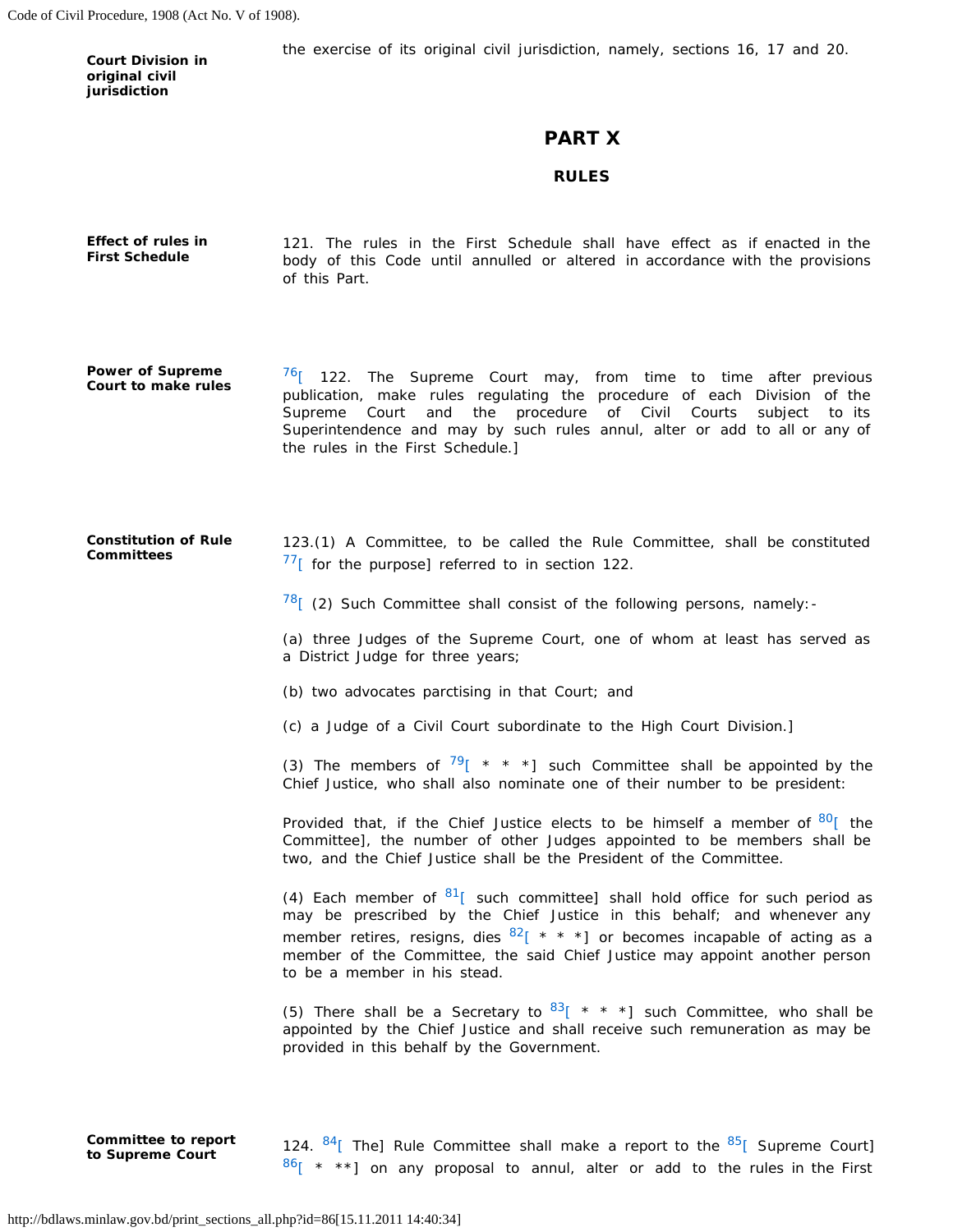**Court Division in original civil jurisdiction**

the exercise of its original civil jurisdiction, namely, sections 16, 17 and 20.

## PART X

### RULES

**Effect of rules in First Schedule**

121. The rules in the First Schedule shall have effect as if enacted in the body of this Code until annulled or altered in accordance with the provisions of this Part.

**Power of Supreme Court to make rules**

[76][ 122. The Supreme Court may, from time to time after previous publication, make rules regulating the procedure of each Division of the Supreme Court and the procedure of Civil Courts subject to its Superintendence and may by such rules annul, alter or add to all or any of the rules in the First Schedule.]

**Constitution of Rule Committees**

123.(1) A Committee, to be called the Rule Committee, shall be constituted [77][ for the purpose] referred to in section 122.

[78][ (2) Such Committee shall consist of the following persons, namely:-

(a) three Judges of the Supreme Court, one of whom at least has served as a District Judge for three years;

(b) two advocates parctising in that Court; and

(c) a Judge of a Civil Court subordinate to the High Court Division.]

(3) The members of [79][ * * *] such Committee shall be appointed by the Chief Justice, who shall also nominate one of their number to be president:

Provided that, if the Chief Justice elects to be himself a member of [80][ the Committee], the number of other Judges appointed to be members shall be two, and the Chief Justice shall be the President of the Committee.

(4) Each member of [81][ such committee] shall hold office for such period as may be prescribed by the Chief Justice in this behalf; and whenever any member retires, resigns, dies [82][ * * *] or becomes incapable of acting as a member of the Committee, the said Chief Justice may appoint another person to be a member in his stead.

(5) There shall be a Secretary to [83][ * * *] such Committee, who shall be appointed by the Chief Justice and shall receive such remuneration as may be provided in this behalf by the Government.

**Committee to report to Supreme Court**

124. [84][ The] Rule Committee shall make a report to the [85][ Supreme Court] [86][ * **] on any proposal to annul, alter or add to the rules in the First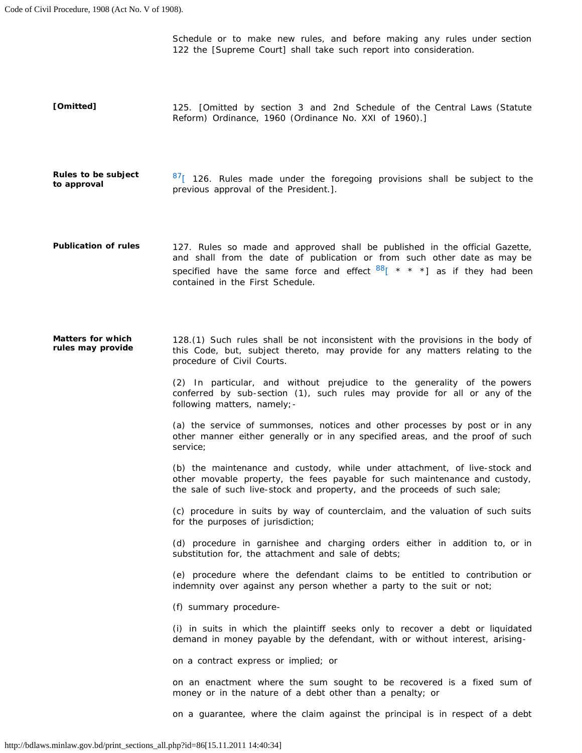Schedule or to make new rules, and before making any rules under section 122 the [Supreme Court] shall take such report into consideration.

**[Omitted]**

125. [Omitted by section 3 and 2nd Schedule of the Central Laws (Statute Reform) Ordinance, 1960 (Ordinance No. XXI of 1960).]

**Rules to be subject to approval**

[87][ 126. Rules made under the foregoing provisions shall be subject to the previous approval of the President.].

**Publication of rules**

127. Rules so made and approved shall be published in the official Gazette, and shall from the date of publication or from such other date as may be specified have the same force and effect [88][ * * *] as if they had been contained in the First Schedule.

**Matters for which rules may provide**

128.(1) Such rules shall be not inconsistent with the provisions in the body of this Code, but, subject thereto, may provide for any matters relating to the procedure of Civil Courts.

(2) In particular, and without prejudice to the generality of the powers conferred by sub-section (1), such rules may provide for all or any of the following matters, namely;-

(a) the service of summonses, notices and other processes by post or in any other manner either generally or in any specified areas, and the proof of such service;

(b) the maintenance and custody, while under attachment, of live-stock and other movable property, the fees payable for such maintenance and custody, the sale of such live-stock and property, and the proceeds of such sale;

(c) procedure in suits by way of counterclaim, and the valuation of such suits for the purposes of jurisdiction;

(d) procedure in garnishee and charging orders either in addition to, or in substitution for, the attachment and sale of debts;

(e) procedure where the defendant claims to be entitled to contribution or indemnity over against any person whether a party to the suit or not;

(f) summary procedure-

(i) in suits in which the plaintiff seeks only to recover a debt or liquidated demand in money payable by the defendant, with or without interest, arising-

on a contract express or implied; or

on an enactment where the sum sought to be recovered is a fixed sum of money or in the nature of a debt other than a penalty; or

on a guarantee, where the claim against the principal is in respect of a debt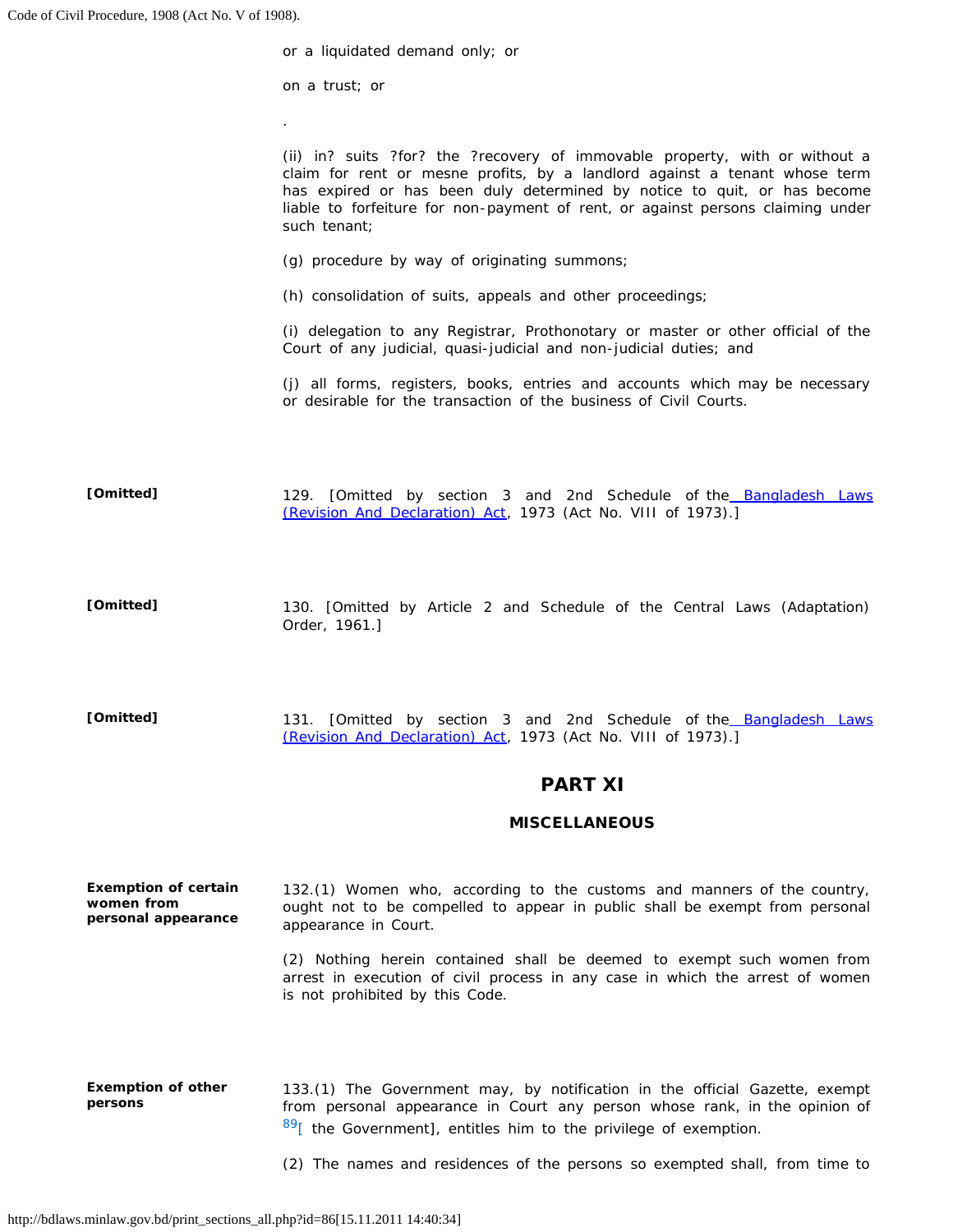or a liquidated demand only; or

on a trust; or

.

(ii) in? suits ?for? the ?recovery of immovable property, with or without a claim for rent or mesne profits, by a landlord against a tenant whose term has expired or has been duly determined by notice to quit, or has become liable to forfeiture for non-payment of rent, or against persons claiming under such tenant;

(g) procedure by way of originating summons;

(h) consolidation of suits, appeals and other proceedings;

(i) delegation to any Registrar, Prothonotary or master or other official of the Court of any judicial, quasi-judicial and non-judicial duties; and

(j) all forms, registers, books, entries and accounts which may be necessary or desirable for the transaction of the business of Civil Courts.

**[Omitted]**

129. [Omitted by section 3 and 2nd Schedule of the Bangladesh Laws (Revision And Declaration) Act, 1973 (Act No. VIII of 1973).]

**[Omitted]**

130. [Omitted by Article 2 and Schedule of the Central Laws (Adaptation) Order, 1961.]

**[Omitted]**

131. [Omitted by section 3 and 2nd Schedule of the Bangladesh Laws (Revision And Declaration) Act, 1973 (Act No. VIII of 1973).]

## PART XI

### MISCELLANEOUS

**Exemption of certain women from personal appearance**

132.(1) Women who, according to the customs and manners of the country, ought not to be compelled to appear in public shall be exempt from personal appearance in Court.

(2) Nothing herein contained shall be deemed to exempt such women from arrest in execution of civil process in any case in which the arrest of women is not prohibited by this Code.

**Exemption of other persons**

133.(1) The Government may, by notification in the official Gazette, exempt from personal appearance in Court any person whose rank, in the opinion of [89][ the Government], entitles him to the privilege of exemption.

(2) The names and residences of the persons so exempted shall, from time to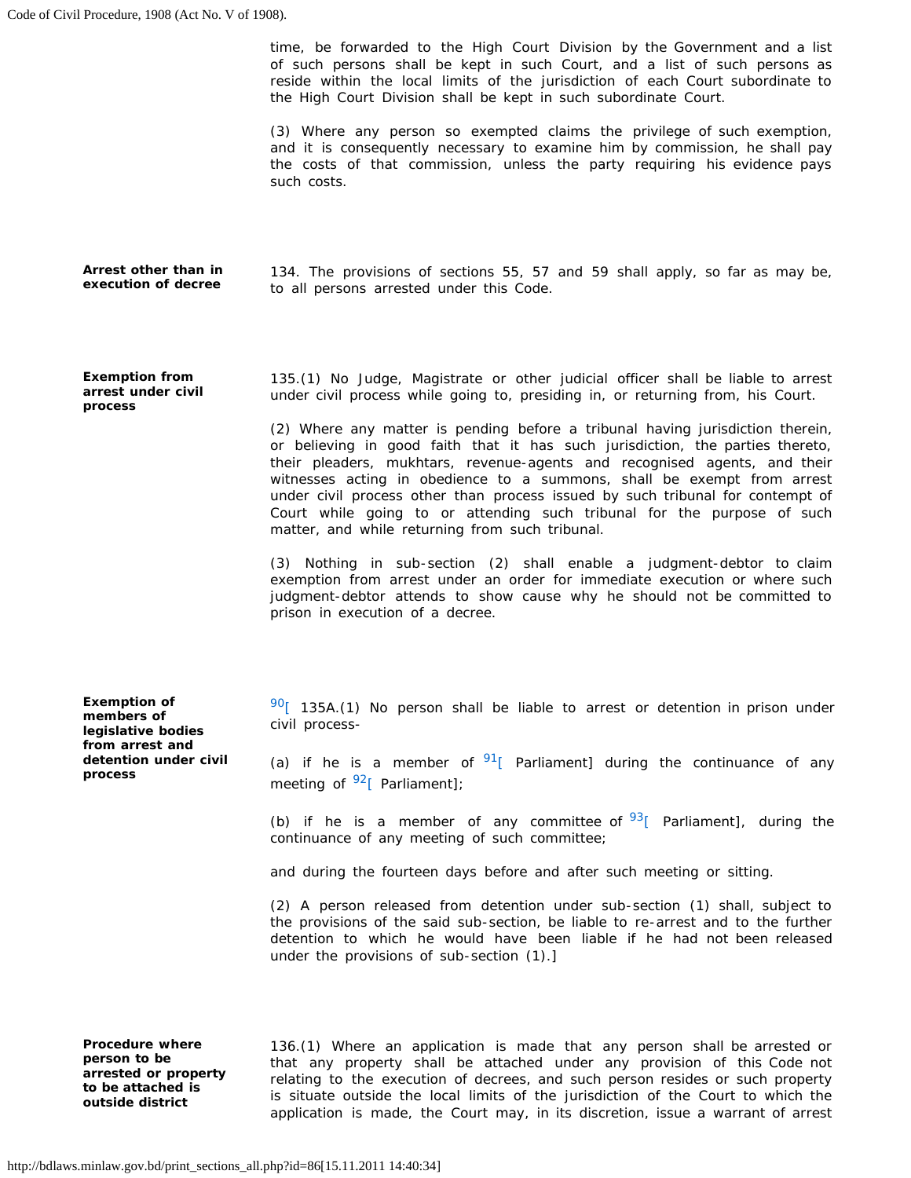time, be forwarded to the High Court Division by the Government and a list of such persons shall be kept in such Court, and a list of such persons as reside within the local limits of the jurisdiction of each Court subordinate to the High Court Division shall be kept in such subordinate Court.

(3) Where any person so exempted claims the privilege of such exemption, and it is consequently necessary to examine him by commission, he shall pay the costs of that commission, unless the party requiring his evidence pays such costs.

**Arrest other than in execution of decree**

134. The provisions of sections 55, 57 and 59 shall apply, so far as may be, to all persons arrested under this Code.

**Exemption from arrest under civil process**

135.(1) No Judge, Magistrate or other judicial officer shall be liable to arrest under civil process while going to, presiding in, or returning from, his Court.

(2) Where any matter is pending before a tribunal having jurisdiction therein, or believing in good faith that it has such jurisdiction, the parties thereto, their pleaders, mukhtars, revenue-agents and recognised agents, and their witnesses acting in obedience to a summons, shall be exempt from arrest under civil process other than process issued by such tribunal for contempt of Court while going to or attending such tribunal for the purpose of such matter, and while returning from such tribunal.

(3) Nothing in sub-section (2) shall enable a judgment-debtor to claim exemption from arrest under an order for immediate execution or where such judgment-debtor attends to show cause why he should not be committed to prison in execution of a decree.

**Exemption of members of legislative bodies from arrest and detention under civil process**

[90][ 135A.(1) No person shall be liable to arrest or detention in prison under civil process-

(a) if he is a member of [91][ Parliament] during the continuance of any meeting of [92][ Parliament];

(b) if he is a member of any committee of [93][ Parliament], during the continuance of any meeting of such committee;

and during the fourteen days before and after such meeting or sitting.

(2) A person released from detention under sub-section (1) shall, subject to the provisions of the said sub-section, be liable to re-arrest and to the further detention to which he would have been liable if he had not been released under the provisions of sub-section (1).]

**Procedure where person to be arrested or property to be attached is outside district**

136.(1) Where an application is made that any person shall be arrested or that any property shall be attached under any provision of this Code not relating to the execution of decrees, and such person resides or such property is situate outside the local limits of the jurisdiction of the Court to which the application is made, the Court may, in its discretion, issue a warrant of arrest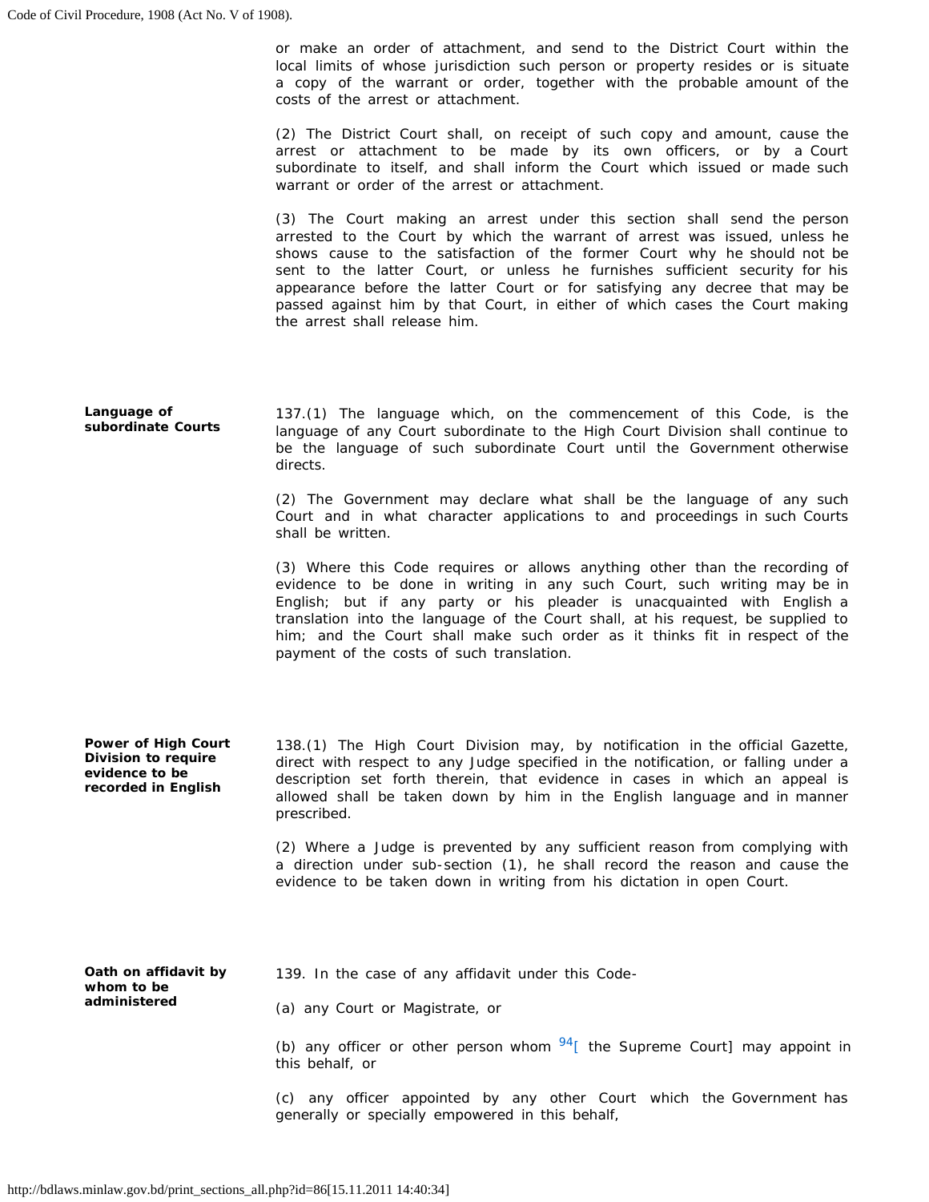or make an order of attachment, and send to the District Court within the local limits of whose jurisdiction such person or property resides or is situate a copy of the warrant or order, together with the probable amount of the costs of the arrest or attachment.

(2) The District Court shall, on receipt of such copy and amount, cause the arrest or attachment to be made by its own officers, or by a Court subordinate to itself, and shall inform the Court which issued or made such warrant or order of the arrest or attachment.

(3) The Court making an arrest under this section shall send the person arrested to the Court by which the warrant of arrest was issued, unless he shows cause to the satisfaction of the former Court why he should not be sent to the latter Court, or unless he furnishes sufficient security for his appearance before the latter Court or for satisfying any decree that may be passed against him by that Court, in either of which cases the Court making the arrest shall release him.

**Language of subordinate Courts**

137.(1) The language which, on the commencement of this Code, is the language of any Court subordinate to the High Court Division shall continue to be the language of such subordinate Court until the Government otherwise directs.

(2) The Government may declare what shall be the language of any such Court and in what character applications to and proceedings in such Courts shall be written.

(3) Where this Code requires or allows anything other than the recording of evidence to be done in writing in any such Court, such writing may be in English; but if any party or his pleader is unacquainted with English a translation into the language of the Court shall, at his request, be supplied to him; and the Court shall make such order as it thinks fit in respect of the payment of the costs of such translation.

**Power of High Court Division to require evidence to be recorded in English**

138.(1) The High Court Division may, by notification in the official Gazette, direct with respect to any Judge specified in the notification, or falling under a description set forth therein, that evidence in cases in which an appeal is allowed shall be taken down by him in the English language and in manner prescribed.

(2) Where a Judge is prevented by any sufficient reason from complying with a direction under sub-section (1), he shall record the reason and cause the evidence to be taken down in writing from his dictation in open Court.

**Oath on affidavit by whom to be administered**

139. In the case of any affidavit under this Code-

(a) any Court or Magistrate, or

(b) any officer or other person whom [94][ the Supreme Court] may appoint in this behalf, or

(c) any officer appointed by any other Court which the Government has generally or specially empowered in this behalf,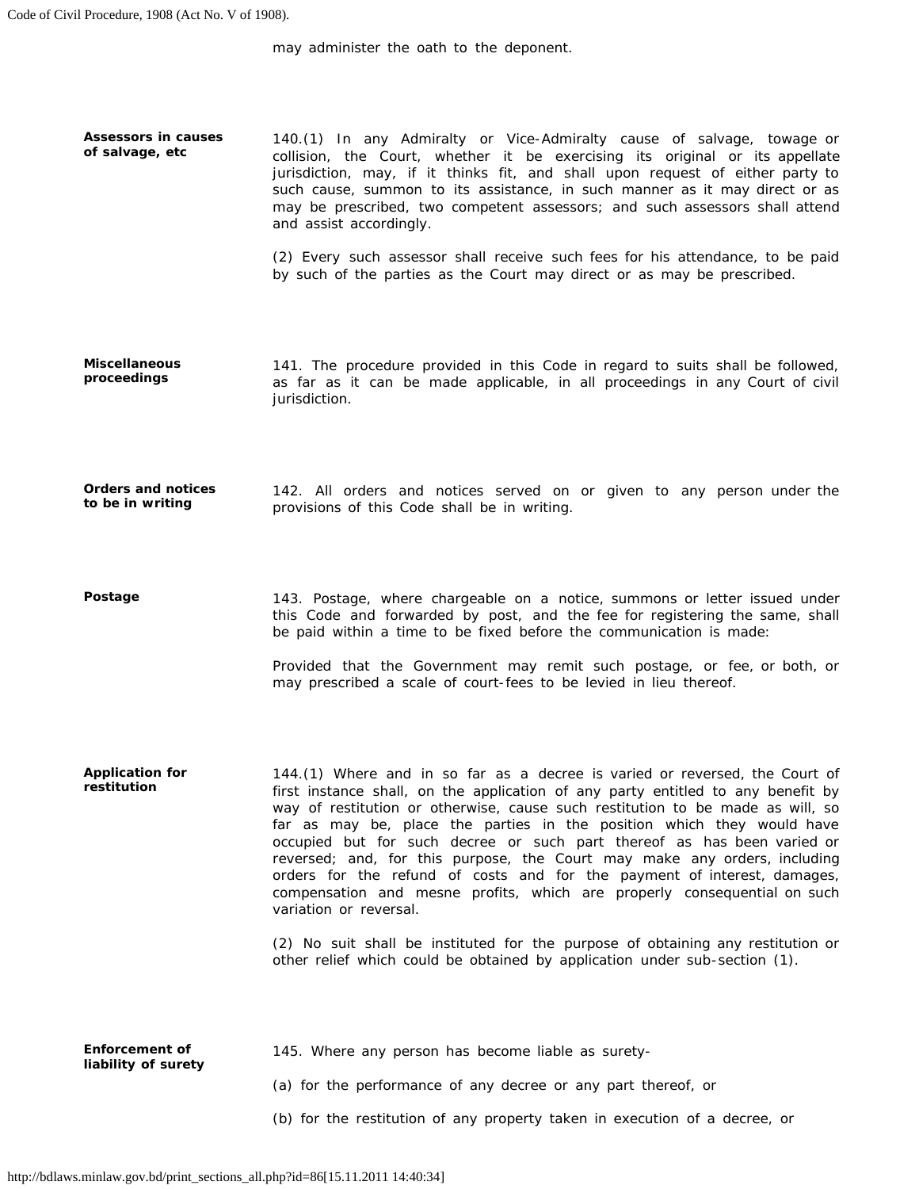may administer the oath to the deponent.

**Assessors in causes of salvage, etc**

140.(1) In any Admiralty or Vice-Admiralty cause of salvage, towage or collision, the Court, whether it be exercising its original or its appellate jurisdiction, may, if it thinks fit, and shall upon request of either party to such cause, summon to its assistance, in such manner as it may direct or as may be prescribed, two competent assessors; and such assessors shall attend and assist accordingly.

(2) Every such assessor shall receive such fees for his attendance, to be paid by such of the parties as the Court may direct or as may be prescribed.

**Miscellaneous proceedings**

141. The procedure provided in this Code in regard to suits shall be followed, as far as it can be made applicable, in all proceedings in any Court of civil jurisdiction.

**Orders and notices to be in writing**

142. All orders and notices served on or given to any person under the provisions of this Code shall be in writing.

**Postage**

143. Postage, where chargeable on a notice, summons or letter issued under this Code and forwarded by post, and the fee for registering the same, shall be paid within a time to be fixed before the communication is made:

Provided that the Government may remit such postage, or fee, or both, or may prescribed a scale of court-fees to be levied in lieu thereof.

**Application for restitution**

144.(1) Where and in so far as a decree is varied or reversed, the Court of first instance shall, on the application of any party entitled to any benefit by way of restitution or otherwise, cause such restitution to be made as will, so far as may be, place the parties in the position which they would have occupied but for such decree or such part thereof as has been varied or reversed; and, for this purpose, the Court may make any orders, including orders for the refund of costs and for the payment of interest, damages, compensation and mesne profits, which are properly consequential on such variation or reversal.

(2) No suit shall be instituted for the purpose of obtaining any restitution or other relief which could be obtained by application under sub-section (1).

**Enforcement of liability of surety**

145. Where any person has become liable as surety-

(a) for the performance of any decree or any part thereof, or

(b) for the restitution of any property taken in execution of a decree, or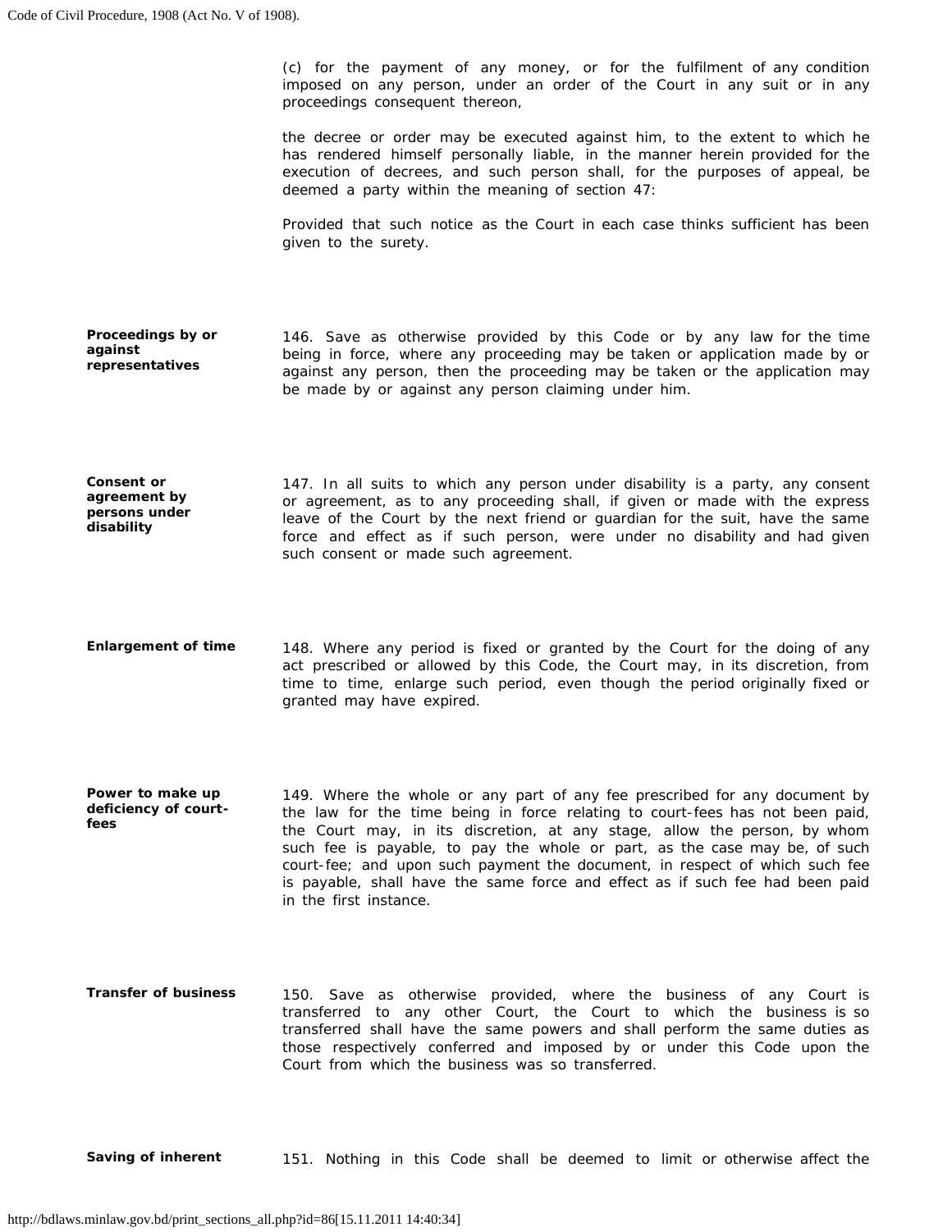(c) for the payment of any money, or for the fulfilment of any condition imposed on any person, under an order of the Court in any suit or in any proceedings consequent thereon,

the decree or order may be executed against him, to the extent to which he has rendered himself personally liable, in the manner herein provided for the execution of decrees, and such person shall, for the purposes of appeal, be deemed a party within the meaning of section 47:

Provided that such notice as the Court in each case thinks sufficient has been given to the surety.

**Proceedings by or against representatives**

146. Save as otherwise provided by this Code or by any law for the time being in force, where any proceeding may be taken or application made by or against any person, then the proceeding may be taken or the application may be made by or against any person claiming under him.

**Consent or agreement by persons under disability**

147. In all suits to which any person under disability is a party, any consent or agreement, as to any proceeding shall, if given or made with the express leave of the Court by the next friend or guardian for the suit, have the same force and effect as if such person, were under no disability and had given such consent or made such agreement.

**Enlargement of time**

148. Where any period is fixed or granted by the Court for the doing of any act prescribed or allowed by this Code, the Court may, in its discretion, from time to time, enlarge such period, even though the period originally fixed or granted may have expired.

**Power to make up deficiency of court-fees**

149. Where the whole or any part of any fee prescribed for any document by the law for the time being in force relating to court-fees has not been paid, the Court may, in its discretion, at any stage, allow the person, by whom such fee is payable, to pay the whole or part, as the case may be, of such court-fee; and upon such payment the document, in respect of which such fee is payable, shall have the same force and effect as if such fee had been paid in the first instance.

**Transfer of business**

150. Save as otherwise provided, where the business of any Court is transferred to any other Court, the Court to which the business is so transferred shall have the same powers and shall perform the same duties as those respectively conferred and imposed by or under this Code upon the Court from which the business was so transferred.

**Saving of inherent**

151. Nothing in this Code shall be deemed to limit or otherwise affect the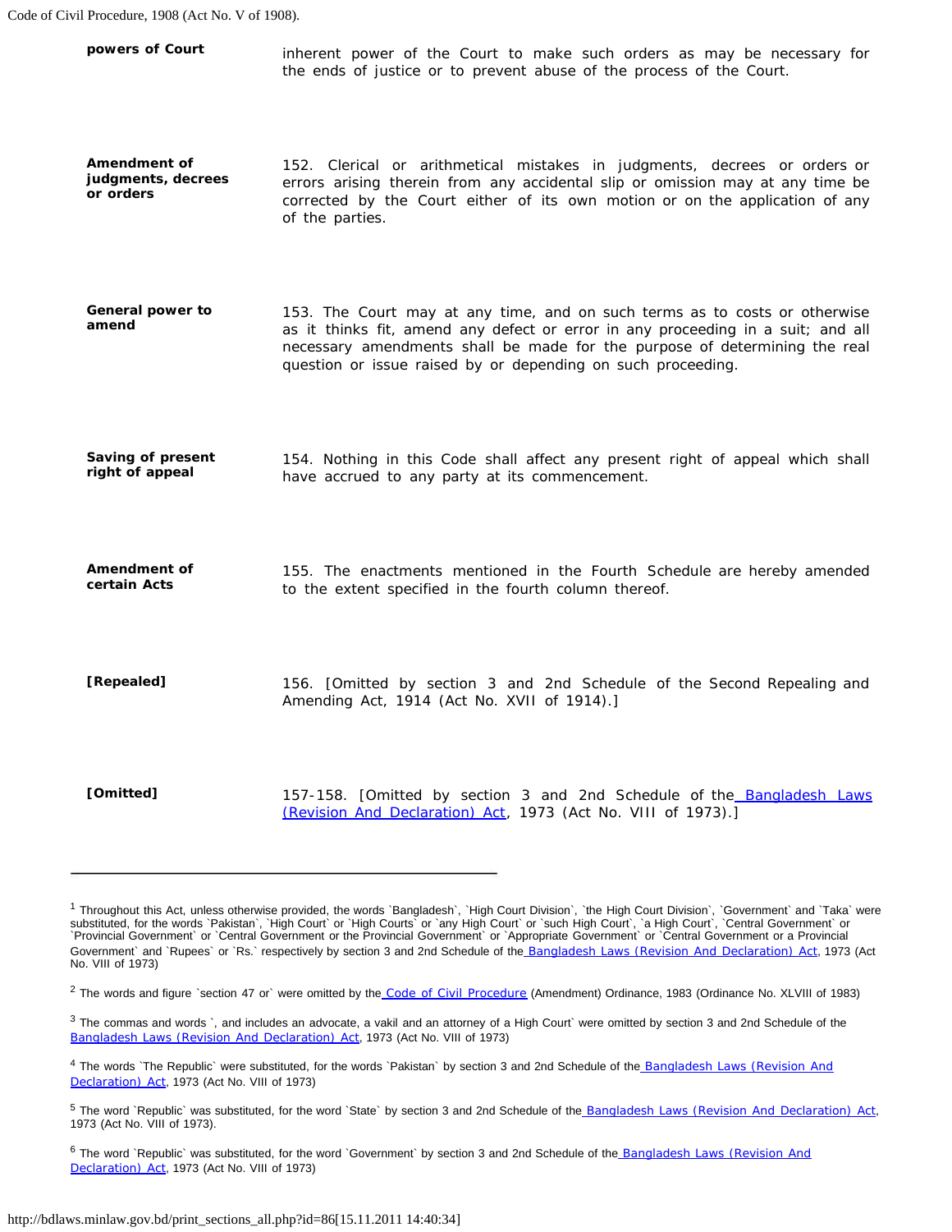**powers of Court** inherent power of the Court to make such orders as may be necessary for the ends of justice or to prevent abuse of the process of the Court.

**Amendment of judgments, decrees or orders**

152. Clerical or arithmetical mistakes in judgments, decrees or orders or errors arising therein from any accidental slip or omission may at any time be corrected by the Court either of its own motion or on the application of any of the parties.

**General power to amend**

153. The Court may at any time, and on such terms as to costs or otherwise as it thinks fit, amend any defect or error in any proceeding in a suit; and all necessary amendments shall be made for the purpose of determining the real question or issue raised by or depending on such proceeding.

**Saving of present right of appeal**

154. Nothing in this Code shall affect any present right of appeal which shall have accrued to any party at its commencement.

**Amendment of certain Acts**

155. The enactments mentioned in the Fourth Schedule are hereby amended to the extent specified in the fourth column thereof.

**[Repealed]**

156. [Omitted by section 3 and 2nd Schedule of the Second Repealing and Amending Act, 1914 (Act No. XVII of 1914).]

**[Omitted]**

157-158. [Omitted by section 3 and 2nd Schedule of the Bangladesh Laws (Revision And Declaration) Act, 1973 (Act No. VIII of 1973).]

---

[1] Throughout this Act, unless otherwise provided, the words `Bangladesh`, `High Court Division`, `the High Court Division`, `Government` and `Taka` were substituted, for the words `Pakistan`, `High Court` or `High Courts` or `any High Court` or `such High Court`, `a High Court`, `Central Government` or `Provincial Government` or `Central Government or the Provincial Government` or `Appropriate Government` or `Central Government or a Provincial Government` and `Rupees` or `Rs.` respectively by section 3 and 2nd Schedule of the Bangladesh Laws (Revision And Declaration) Act, 1973 (Act No. VIII of 1973)

[2] The words and figure `section 47 or` were omitted by the Code of Civil Procedure (Amendment) Ordinance, 1983 (Ordinance No. XLVIII of 1983)

[3] The commas and words `, and includes an advocate, a vakil and an attorney of a High Court` were omitted by section 3 and 2nd Schedule of the Bangladesh Laws (Revision And Declaration) Act, 1973 (Act No. VIII of 1973)

[4] The words `The Republic` were substituted, for the words `Pakistan` by section 3 and 2nd Schedule of the Bangladesh Laws (Revision And Declaration) Act, 1973 (Act No. VIII of 1973)

[5] The word `Republic` was substituted, for the word `State` by section 3 and 2nd Schedule of the Bangladesh Laws (Revision And Declaration) Act, 1973 (Act No. VIII of 1973).

[6] The word `Republic` was substituted, for the word `Government` by section 3 and 2nd Schedule of the Bangladesh Laws (Revision And Declaration) Act, 1973 (Act No. VIII of 1973)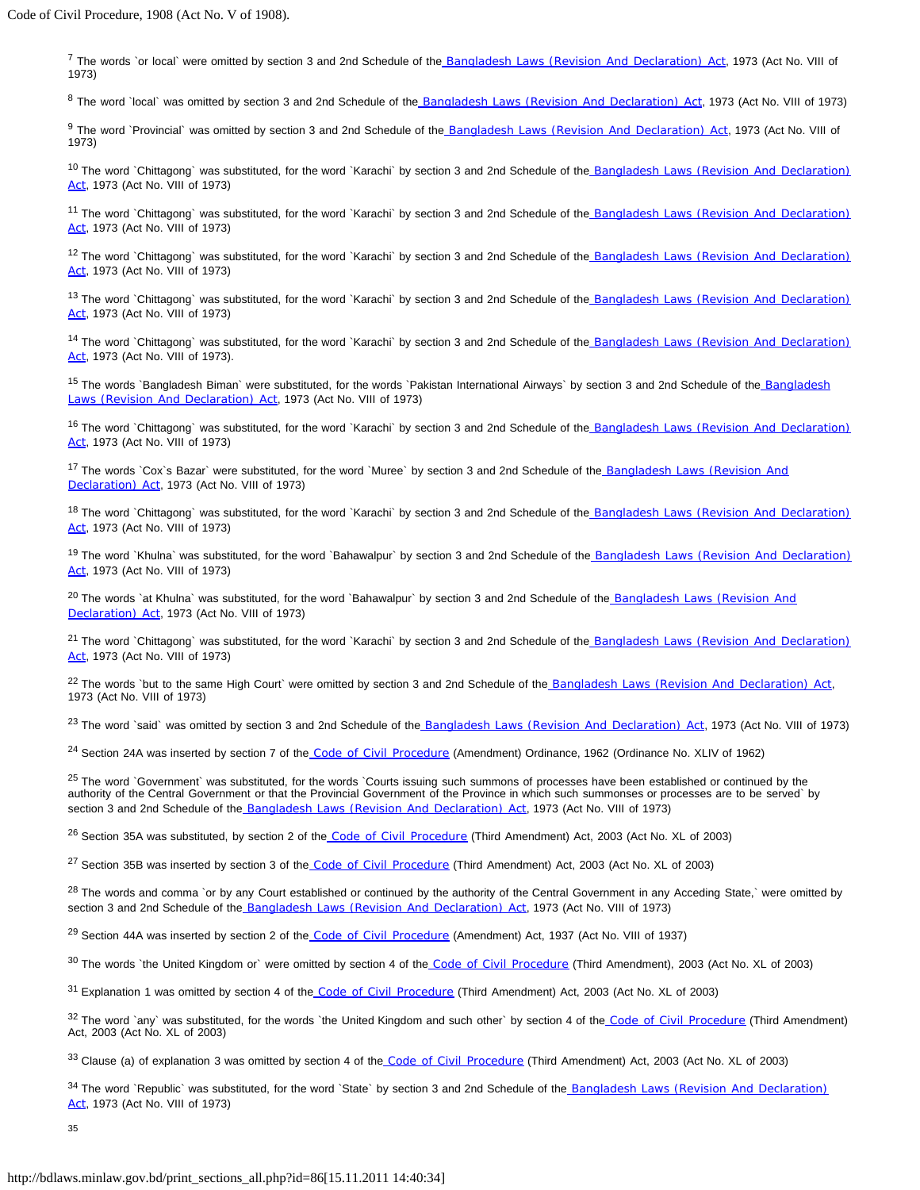[7] The words `or local` were omitted by section 3 and 2nd Schedule of the Bangladesh Laws (Revision And Declaration) Act, 1973 (Act No. VIII of 1973)

[8] The word `local` was omitted by section 3 and 2nd Schedule of the Bangladesh Laws (Revision And Declaration) Act, 1973 (Act No. VIII of 1973)

[9] The word `Provincial` was omitted by section 3 and 2nd Schedule of the Bangladesh Laws (Revision And Declaration) Act, 1973 (Act No. VIII of 1973)

[10] The word `Chittagong` was substituted, for the word `Karachi` by section 3 and 2nd Schedule of the Bangladesh Laws (Revision And Declaration) Act, 1973 (Act No. VIII of 1973)

[11] The word `Chittagong` was substituted, for the word `Karachi` by section 3 and 2nd Schedule of the Bangladesh Laws (Revision And Declaration) Act, 1973 (Act No. VIII of 1973)

[12] The word `Chittagong` was substituted, for the word `Karachi` by section 3 and 2nd Schedule of the Bangladesh Laws (Revision And Declaration) Act, 1973 (Act No. VIII of 1973)

[13] The word `Chittagong` was substituted, for the word `Karachi` by section 3 and 2nd Schedule of the Bangladesh Laws (Revision And Declaration) Act, 1973 (Act No. VIII of 1973)

[14] The word `Chittagong` was substituted, for the word `Karachi` by section 3 and 2nd Schedule of the Bangladesh Laws (Revision And Declaration) Act, 1973 (Act No. VIII of 1973).

[15] The words `Bangladesh Biman` were substituted, for the words `Pakistan International Airways` by section 3 and 2nd Schedule of the Bangladesh Laws (Revision And Declaration) Act, 1973 (Act No. VIII of 1973)

[16] The word `Chittagong` was substituted, for the word `Karachi` by section 3 and 2nd Schedule of the Bangladesh Laws (Revision And Declaration) Act, 1973 (Act No. VIII of 1973)

[17] The words `Cox`s Bazar` were substituted, for the word `Muree` by section 3 and 2nd Schedule of the Bangladesh Laws (Revision And Declaration) Act, 1973 (Act No. VIII of 1973)

[18] The word `Chittagong` was substituted, for the word `Karachi` by section 3 and 2nd Schedule of the Bangladesh Laws (Revision And Declaration) Act, 1973 (Act No. VIII of 1973)

[19] The word `Khulna` was substituted, for the word `Bahawalpur` by section 3 and 2nd Schedule of the Bangladesh Laws (Revision And Declaration) Act, 1973 (Act No. VIII of 1973)

[20] The words `at Khulna` was substituted, for the word `Bahawalpur` by section 3 and 2nd Schedule of the Bangladesh Laws (Revision And Declaration) Act, 1973 (Act No. VIII of 1973)

[21] The word `Chittagong` was substituted, for the word `Karachi` by section 3 and 2nd Schedule of the Bangladesh Laws (Revision And Declaration) Act, 1973 (Act No. VIII of 1973)

[22] The words `but to the same High Court` were omitted by section 3 and 2nd Schedule of the Bangladesh Laws (Revision And Declaration) Act, 1973 (Act No. VIII of 1973)

[23] The word `said` was omitted by section 3 and 2nd Schedule of the Bangladesh Laws (Revision And Declaration) Act, 1973 (Act No. VIII of 1973)

[24] Section 24A was inserted by section 7 of the Code of Civil Procedure (Amendment) Ordinance, 1962 (Ordinance No. XLIV of 1962)

[25] The word `Government` was substituted, for the words `Courts issuing such summons of processes have been established or continued by the authority of the Central Government or that the Provincial Government of the Province in which such summonses or processes are to be served` by section 3 and 2nd Schedule of the Bangladesh Laws (Revision And Declaration) Act, 1973 (Act No. VIII of 1973)

[26] Section 35A was substituted, by section 2 of the Code of Civil Procedure (Third Amendment) Act, 2003 (Act No. XL of 2003)

[27] Section 35B was inserted by section 3 of the Code of Civil Procedure (Third Amendment) Act, 2003 (Act No. XL of 2003)

[28] The words and comma `or by any Court established or continued by the authority of the Central Government in any Acceding State,` were omitted by section 3 and 2nd Schedule of the Bangladesh Laws (Revision And Declaration) Act, 1973 (Act No. VIII of 1973)

[29] Section 44A was inserted by section 2 of the Code of Civil Procedure (Amendment) Act, 1937 (Act No. VIII of 1937)

[30] The words `the United Kingdom or` were omitted by section 4 of the Code of Civil Procedure (Third Amendment), 2003 (Act No. XL of 2003)

[31] Explanation 1 was omitted by section 4 of the Code of Civil Procedure (Third Amendment) Act, 2003 (Act No. XL of 2003)

[32] The word `any` was substituted, for the words `the United Kingdom and such other` by section 4 of the Code of Civil Procedure (Third Amendment) Act, 2003 (Act No. XL of 2003)

[33] Clause (a) of explanation 3 was omitted by section 4 of the Code of Civil Procedure (Third Amendment) Act, 2003 (Act No. XL of 2003)

[34] The word `Republic` was substituted, for the word `State` by section 3 and 2nd Schedule of the Bangladesh Laws (Revision And Declaration) Act, 1973 (Act No. VIII of 1973)

[35]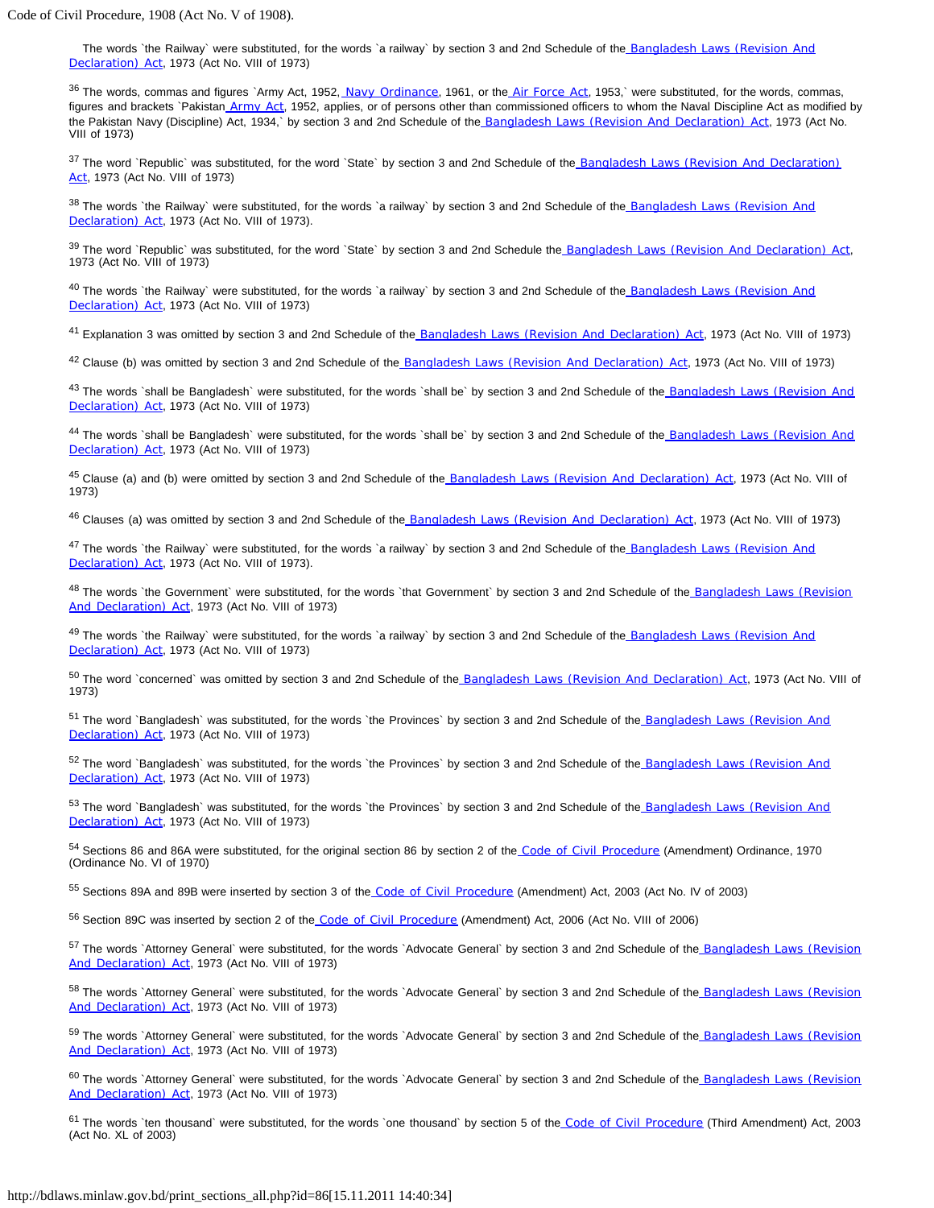The words `the Railway` were substituted, for the words `a railway` by section 3 and 2nd Schedule of the Bangladesh Laws (Revision And Declaration) Act, 1973 (Act No. VIII of 1973)

[36] The words, commas and figures `Army Act, 1952, Navy Ordinance, 1961, or the Air Force Act, 1953,` were substituted, for the words, commas, figures and brackets `Pakistan Army Act, 1952, applies, or of persons other than commissioned officers to whom the Naval Discipline Act as modified by the Pakistan Navy (Discipline) Act, 1934,` by section 3 and 2nd Schedule of the Bangladesh Laws (Revision And Declaration) Act, 1973 (Act No. VIII of 1973)

[37] The word `Republic` was substituted, for the word `State` by section 3 and 2nd Schedule of the Bangladesh Laws (Revision And Declaration) Act, 1973 (Act No. VIII of 1973)

[38] The words `the Railway` were substituted, for the words `a railway` by section 3 and 2nd Schedule of the Bangladesh Laws (Revision And Declaration) Act, 1973 (Act No. VIII of 1973).

[39] The word `Republic` was substituted, for the word `State` by section 3 and 2nd Schedule the Bangladesh Laws (Revision And Declaration) Act, 1973 (Act No. VIII of 1973)

[40] The words `the Railway` were substituted, for the words `a railway` by section 3 and 2nd Schedule of the Bangladesh Laws (Revision And Declaration) Act, 1973 (Act No. VIII of 1973)

[41] Explanation 3 was omitted by section 3 and 2nd Schedule of the Bangladesh Laws (Revision And Declaration) Act, 1973 (Act No. VIII of 1973)

[42] Clause (b) was omitted by section 3 and 2nd Schedule of the Bangladesh Laws (Revision And Declaration) Act, 1973 (Act No. VIII of 1973)

[43] The words `shall be Bangladesh` were substituted, for the words `shall be` by section 3 and 2nd Schedule of the Bangladesh Laws (Revision And Declaration) Act, 1973 (Act No. VIII of 1973)

[44] The words `shall be Bangladesh` were substituted, for the words `shall be` by section 3 and 2nd Schedule of the Bangladesh Laws (Revision And Declaration) Act, 1973 (Act No. VIII of 1973)

[45] Clause (a) and (b) were omitted by section 3 and 2nd Schedule of the Bangladesh Laws (Revision And Declaration) Act, 1973 (Act No. VIII of 1973)

[46] Clauses (a) was omitted by section 3 and 2nd Schedule of the Bangladesh Laws (Revision And Declaration) Act, 1973 (Act No. VIII of 1973)

[47] The words `the Railway` were substituted, for the words `a railway` by section 3 and 2nd Schedule of the Bangladesh Laws (Revision And Declaration) Act, 1973 (Act No. VIII of 1973).

[48] The words `the Government` were substituted, for the words `that Government` by section 3 and 2nd Schedule of the Bangladesh Laws (Revision And Declaration) Act, 1973 (Act No. VIII of 1973)

[49] The words `the Railway` were substituted, for the words `a railway` by section 3 and 2nd Schedule of the Bangladesh Laws (Revision And Declaration) Act, 1973 (Act No. VIII of 1973)

[50] The word `concerned` was omitted by section 3 and 2nd Schedule of the Bangladesh Laws (Revision And Declaration) Act, 1973 (Act No. VIII of 1973)

[51] The word `Bangladesh` was substituted, for the words `the Provinces` by section 3 and 2nd Schedule of the Bangladesh Laws (Revision And Declaration) Act, 1973 (Act No. VIII of 1973)

[52] The word `Bangladesh` was substituted, for the words `the Provinces` by section 3 and 2nd Schedule of the Bangladesh Laws (Revision And Declaration) Act, 1973 (Act No. VIII of 1973)

[53] The word `Bangladesh` was substituted, for the words `the Provinces` by section 3 and 2nd Schedule of the Bangladesh Laws (Revision And Declaration) Act, 1973 (Act No. VIII of 1973)

[54] Sections 86 and 86A were substituted, for the original section 86 by section 2 of the Code of Civil Procedure (Amendment) Ordinance, 1970 (Ordinance No. VI of 1970)

[55] Sections 89A and 89B were inserted by section 3 of the Code of Civil Procedure (Amendment) Act, 2003 (Act No. IV of 2003)

[56] Section 89C was inserted by section 2 of the Code of Civil Procedure (Amendment) Act, 2006 (Act No. VIII of 2006)

[57] The words `Attorney General` were substituted, for the words `Advocate General` by section 3 and 2nd Schedule of the Bangladesh Laws (Revision And Declaration) Act, 1973 (Act No. VIII of 1973)

[58] The words `Attorney General` were substituted, for the words `Advocate General` by section 3 and 2nd Schedule of the Bangladesh Laws (Revision And Declaration) Act, 1973 (Act No. VIII of 1973)

[59] The words `Attorney General` were substituted, for the words `Advocate General` by section 3 and 2nd Schedule of the Bangladesh Laws (Revision And Declaration) Act, 1973 (Act No. VIII of 1973)

[60] The words `Attorney General` were substituted, for the words `Advocate General` by section 3 and 2nd Schedule of the Bangladesh Laws (Revision And Declaration) Act, 1973 (Act No. VIII of 1973)

[61] The words `ten thousand` were substituted, for the words `one thousand` by section 5 of the Code of Civil Procedure (Third Amendment) Act, 2003 (Act No. XL of 2003)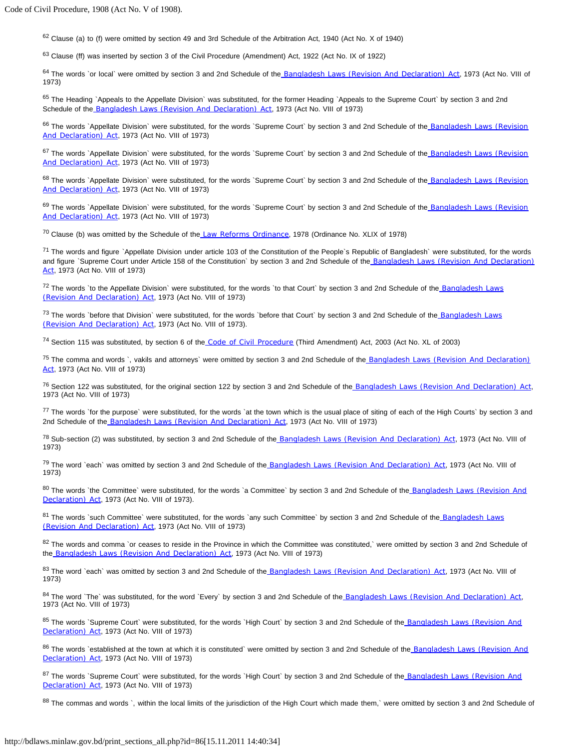[62] Clause (a) to (f) were omitted by section 49 and 3rd Schedule of the Arbitration Act, 1940 (Act No. X of 1940)

[63] Clause (ff) was inserted by section 3 of the Civil Procedure (Amendment) Act, 1922 (Act No. IX of 1922)

[64] The words `or local` were omitted by section 3 and 2nd Schedule of the Bangladesh Laws (Revision And Declaration) Act, 1973 (Act No. VIII of 1973)

[65] The Heading `Appeals to the Appellate Division` was substituted, for the former Heading `Appeals to the Supreme Court` by section 3 and 2nd Schedule of the Bangladesh Laws (Revision And Declaration) Act, 1973 (Act No. VIII of 1973)

[66] The words `Appellate Division` were substituted, for the words `Supreme Court` by section 3 and 2nd Schedule of the Bangladesh Laws (Revision And Declaration) Act, 1973 (Act No. VIII of 1973)

[67] The words `Appellate Division` were substituted, for the words `Supreme Court` by section 3 and 2nd Schedule of the Bangladesh Laws (Revision And Declaration) Act, 1973 (Act No. VIII of 1973)

[68] The words `Appellate Division` were substituted, for the words `Supreme Court` by section 3 and 2nd Schedule of the Bangladesh Laws (Revision And Declaration) Act, 1973 (Act No. VIII of 1973)

[69] The words `Appellate Division` were substituted, for the words `Supreme Court` by section 3 and 2nd Schedule of the Bangladesh Laws (Revision And Declaration) Act, 1973 (Act No. VIII of 1973)

[70] Clause (b) was omitted by the Schedule of the Law Reforms Ordinance, 1978 (Ordinance No. XLIX of 1978)

[71] The words and figure `Appellate Division under article 103 of the Constitution of the People`s Republic of Bangladesh` were substituted, for the words and figure `Supreme Court under Article 158 of the Constitution` by section 3 and 2nd Schedule of the Bangladesh Laws (Revision And Declaration) Act, 1973 (Act No. VIII of 1973)

[72] The words `to the Appellate Division` were substituted, for the words `to that Court` by section 3 and 2nd Schedule of the Bangladesh Laws (Revision And Declaration) Act, 1973 (Act No. VIII of 1973)

[73] The words `before that Division` were substituted, for the words `before that Court` by section 3 and 2nd Schedule of the Bangladesh Laws (Revision And Declaration) Act, 1973 (Act No. VIII of 1973).

[74] Section 115 was substituted, by section 6 of the Code of Civil Procedure (Third Amendment) Act, 2003 (Act No. XL of 2003)

[75] The comma and words `, vakils and attorneys` were omitted by section 3 and 2nd Schedule of the Bangladesh Laws (Revision And Declaration) Act, 1973 (Act No. VIII of 1973)

[76] Section 122 was substituted, for the original section 122 by section 3 and 2nd Schedule of the Bangladesh Laws (Revision And Declaration) Act, 1973 (Act No. VIII of 1973)

[77] The words `for the purpose` were substituted, for the words `at the town which is the usual place of siting of each of the High Courts` by section 3 and 2nd Schedule of the Bangladesh Laws (Revision And Declaration) Act, 1973 (Act No. VIII of 1973)

[78] Sub-section (2) was substituted, by section 3 and 2nd Schedule of the Bangladesh Laws (Revision And Declaration) Act, 1973 (Act No. VIII of 1973)

[79] The word `each` was omitted by section 3 and 2nd Schedule of the Bangladesh Laws (Revision And Declaration) Act, 1973 (Act No. VIII of 1973)

[80] The words `the Committee` were substituted, for the words `a Committee` by section 3 and 2nd Schedule of the Bangladesh Laws (Revision And Declaration) Act, 1973 (Act No. VIII of 1973).

[81] The words `such Committee` were substituted, for the words `any such Committee` by section 3 and 2nd Schedule of the Bangladesh Laws (Revision And Declaration) Act, 1973 (Act No. VIII of 1973)

[82] The words and comma `or ceases to reside in the Province in which the Committee was constituted,` were omitted by section 3 and 2nd Schedule of the Bangladesh Laws (Revision And Declaration) Act, 1973 (Act No. VIII of 1973)

[83] The word `each` was omitted by section 3 and 2nd Schedule of the Bangladesh Laws (Revision And Declaration) Act, 1973 (Act No. VIII of 1973)

[84] The word `The` was substituted, for the word `Every` by section 3 and 2nd Schedule of the Bangladesh Laws (Revision And Declaration) Act, 1973 (Act No. VIII of 1973)

[85] The words `Supreme Court` were substituted, for the words `High Court` by section 3 and 2nd Schedule of the Bangladesh Laws (Revision And Declaration) Act, 1973 (Act No. VIII of 1973)

[86] The words `established at the town at which it is constituted` were omitted by section 3 and 2nd Schedule of the Bangladesh Laws (Revision And Declaration) Act, 1973 (Act No. VIII of 1973)

[87] The words `Supreme Court` were substituted, for the words `High Court` by section 3 and 2nd Schedule of the Bangladesh Laws (Revision And Declaration) Act, 1973 (Act No. VIII of 1973)

[88] The commas and words `, within the local limits of the jurisdiction of the High Court which made them,` were omitted by section 3 and 2nd Schedule of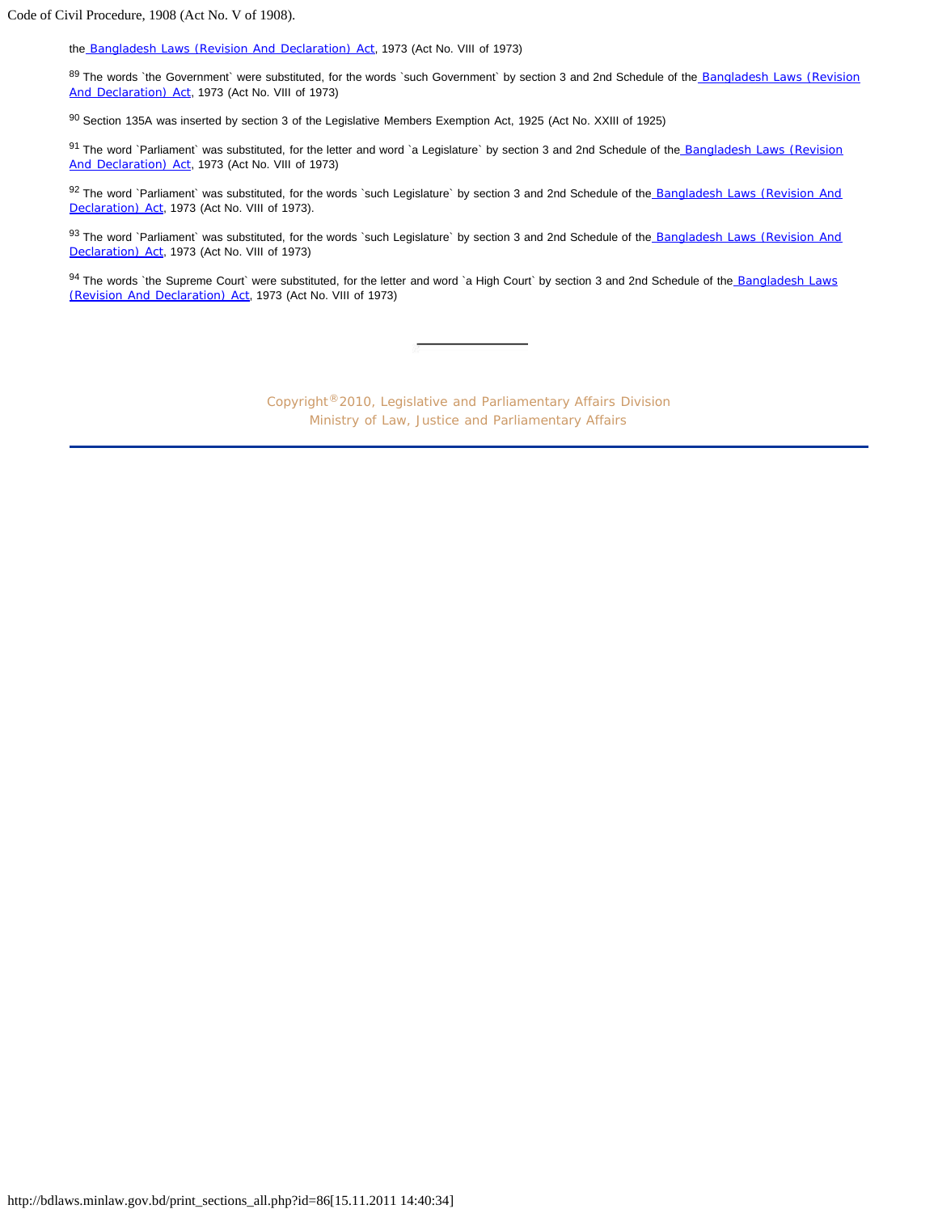the Bangladesh Laws (Revision And Declaration) Act, 1973 (Act No. VIII of 1973)

[89] The words `the Government` were substituted, for the words `such Government` by section 3 and 2nd Schedule of the Bangladesh Laws (Revision And Declaration) Act, 1973 (Act No. VIII of 1973)

[90] Section 135A was inserted by section 3 of the Legislative Members Exemption Act, 1925 (Act No. XXIII of 1925)

[91] The word `Parliament` was substituted, for the letter and word `a Legislature` by section 3 and 2nd Schedule of the Bangladesh Laws (Revision And Declaration) Act, 1973 (Act No. VIII of 1973)

[92] The word `Parliament` was substituted, for the words `such Legislature` by section 3 and 2nd Schedule of the Bangladesh Laws (Revision And Declaration) Act, 1973 (Act No. VIII of 1973).

[93] The word `Parliament` was substituted, for the words `such Legislature` by section 3 and 2nd Schedule of the Bangladesh Laws (Revision And Declaration) Act, 1973 (Act No. VIII of 1973)

[94] The words `the Supreme Court` were substituted, for the letter and word `a High Court` by section 3 and 2nd Schedule of the Bangladesh Laws (Revision And Declaration) Act, 1973 (Act No. VIII of 1973)

---

Copyright® 2010, Legislative and Parliamentary Affairs Division
Ministry of Law, Justice and Parliamentary Affairs